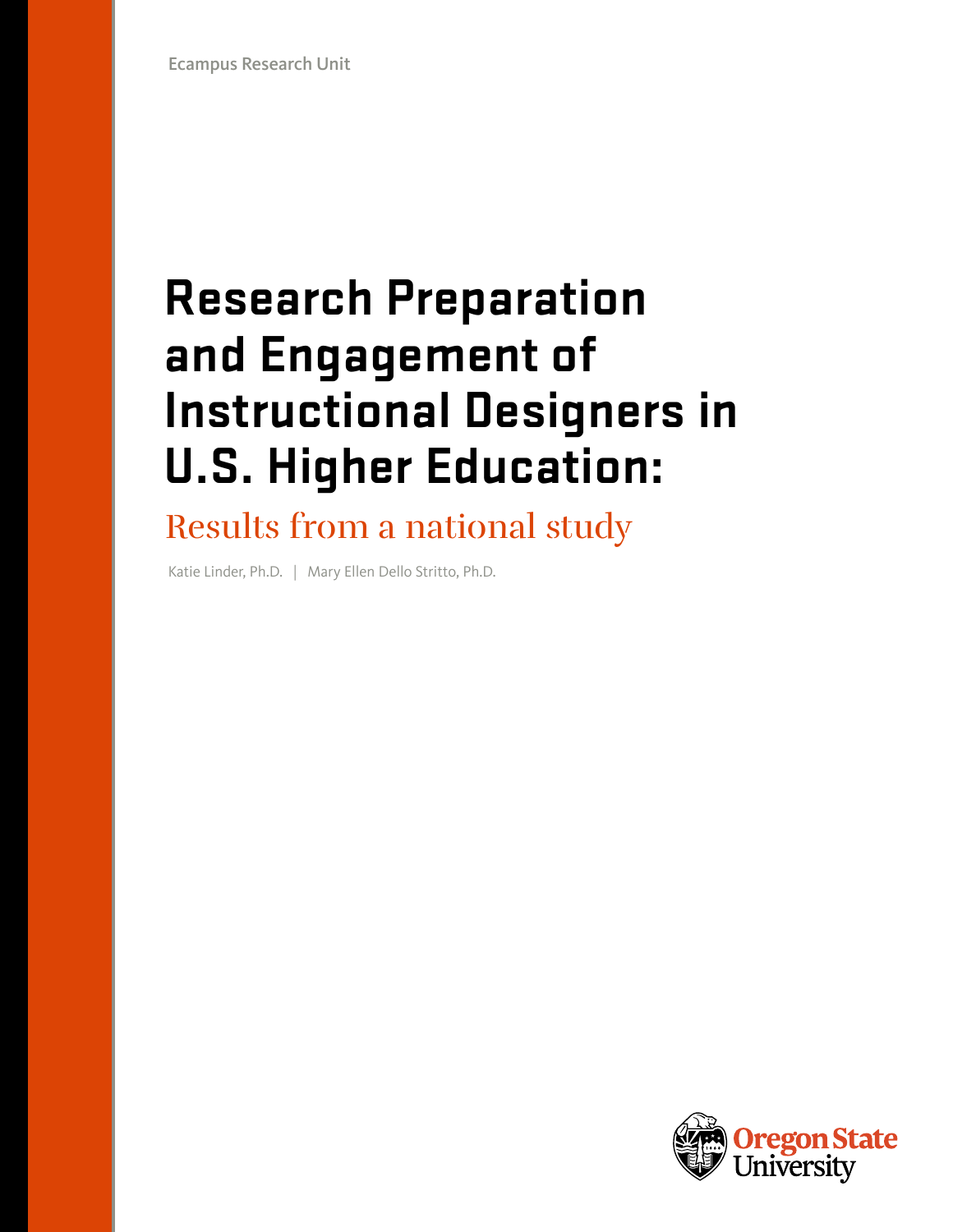Ecampus Research Unit

# Research Preparation and Engagement of Instructional Designers in U.S. Higher Education:

## Results from a national study

Katie Linder, Ph.D. | Mary Ellen Dello Stritto, Ph.D.

Oregon State University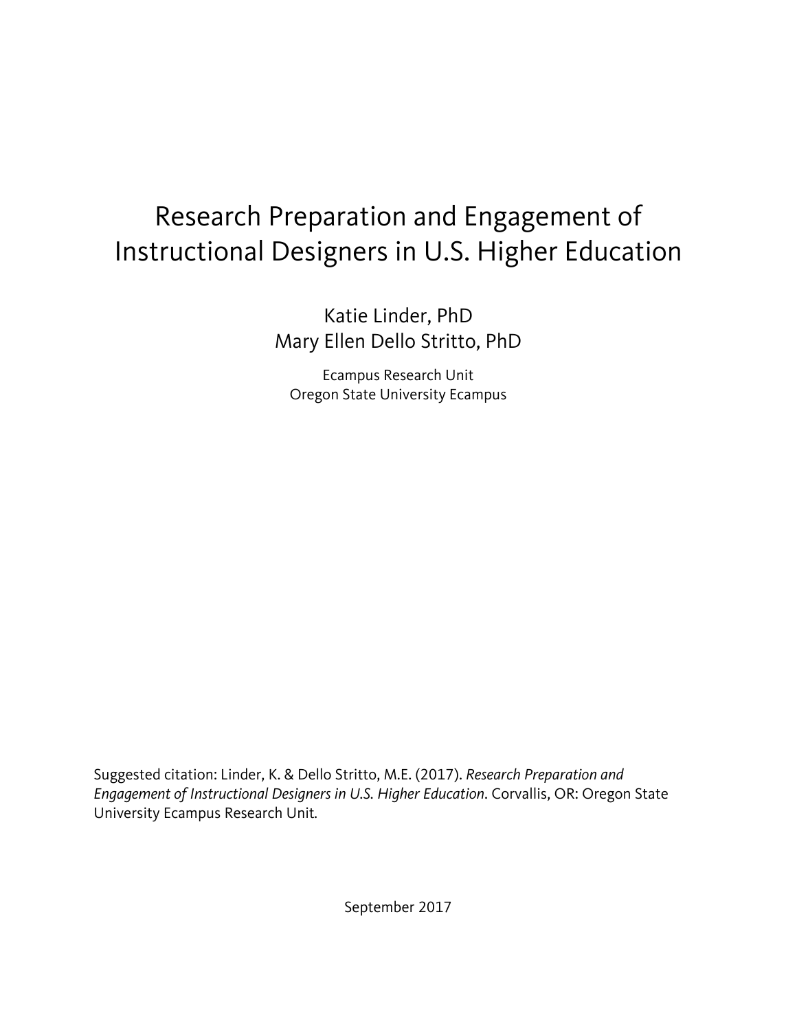# Research Preparation and Engagement of Instructional Designers in U.S. Higher Education

Katie Linder, PhD
Mary Ellen Dello Stritto, PhD

Ecampus Research Unit
Oregon State University Ecampus

Suggested citation: Linder, K. & Dello Stritto, M.E. (2017). *Research Preparation and Engagement of Instructional Designers in U.S. Higher Education*. Corvallis, OR: Oregon State University Ecampus Research Unit.

September 2017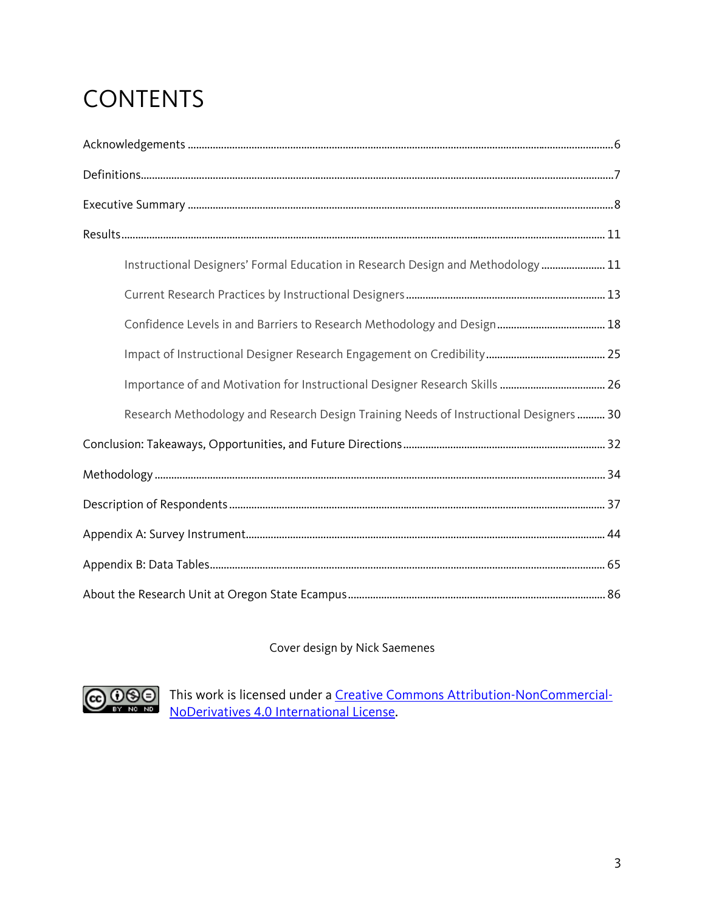# CONTENTS

Acknowledgements ........................................................................................................................................6

Definitions........................................................................................................................................................7

Executive Summary ........................................................................................................................................8

Results............................................................................................................................................................ 11

- Instructional Designers' Formal Education in Research Design and Methodology ...................... 11
- Current Research Practices by Instructional Designers ....................................................................... 13
- Confidence Levels in and Barriers to Research Methodology and Design....................................... 18
- Impact of Instructional Designer Research Engagement on Credibility........................................... 25
- Importance of and Motivation for Instructional Designer Research Skills ...................................... 26
- Research Methodology and Research Design Training Needs of Instructional Designers .......... 30

Conclusion: Takeaways, Opportunities, and Future Directions........................................................ 32

Methodology ................................................................................................................................................ 34

Description of Respondents ..................................................................................................................... 37

Appendix A: Survey Instrument................................................................................................................ 44

Appendix B: Data Tables............................................................................................................................. 65

About the Research Unit at Oregon State Ecampus ............................................................................ 86

Cover design by Nick Saemenes

This work is licensed under a Creative Commons Attribution-NonCommercial-NoDerivatives 4.0 International License.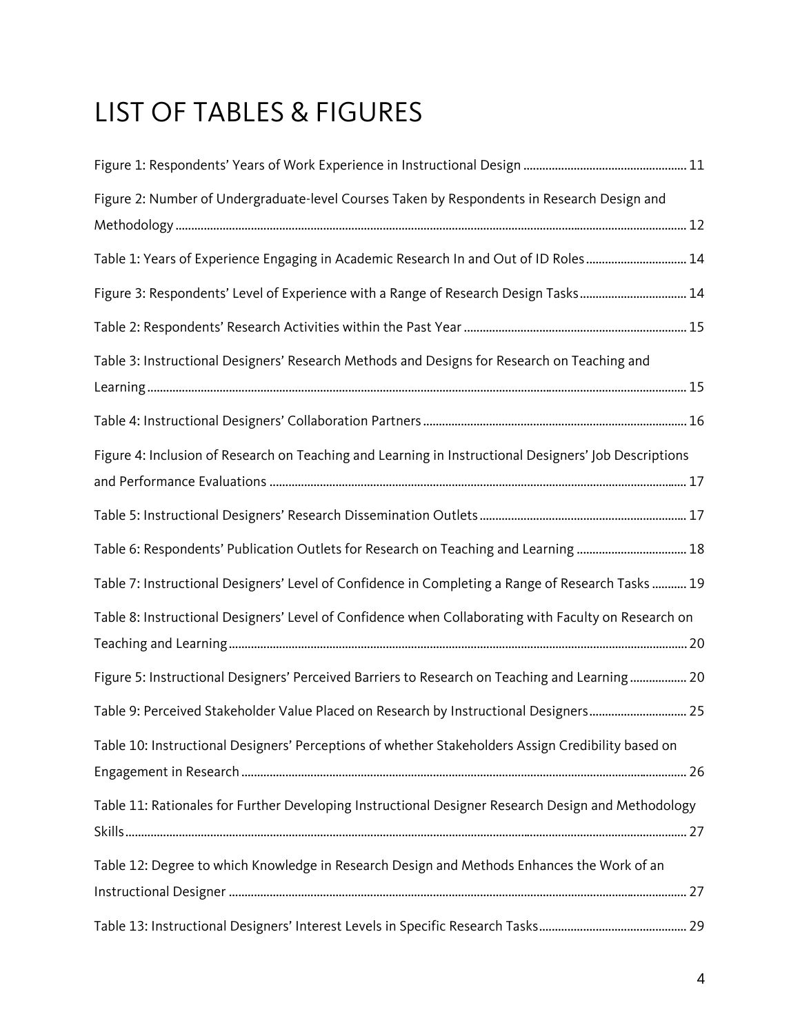# LIST OF TABLES & FIGURES

Figure 1: Respondents' Years of Work Experience in Instructional Design ........ 11

Figure 2: Number of Undergraduate-level Courses Taken by Respondents in Research Design and Methodology ........ 12

Table 1: Years of Experience Engaging in Academic Research In and Out of ID Roles ........ 14

Figure 3: Respondents' Level of Experience with a Range of Research Design Tasks ........ 14

Table 2: Respondents' Research Activities within the Past Year ........ 15

Table 3: Instructional Designers' Research Methods and Designs for Research on Teaching and Learning ........ 15

Table 4: Instructional Designers' Collaboration Partners ........ 16

Figure 4: Inclusion of Research on Teaching and Learning in Instructional Designers' Job Descriptions and Performance Evaluations ........ 17

Table 5: Instructional Designers' Research Dissemination Outlets ........ 17

Table 6: Respondents' Publication Outlets for Research on Teaching and Learning ........ 18

Table 7: Instructional Designers' Level of Confidence in Completing a Range of Research Tasks ........ 19

Table 8: Instructional Designers' Level of Confidence when Collaborating with Faculty on Research on Teaching and Learning ........ 20

Figure 5: Instructional Designers' Perceived Barriers to Research on Teaching and Learning ........ 20

Table 9: Perceived Stakeholder Value Placed on Research by Instructional Designers ........ 25

Table 10: Instructional Designers' Perceptions of whether Stakeholders Assign Credibility based on Engagement in Research ........ 26

Table 11: Rationales for Further Developing Instructional Designer Research Design and Methodology Skills ........ 27

Table 12: Degree to which Knowledge in Research Design and Methods Enhances the Work of an Instructional Designer ........ 27

Table 13: Instructional Designers' Interest Levels in Specific Research Tasks ........ 29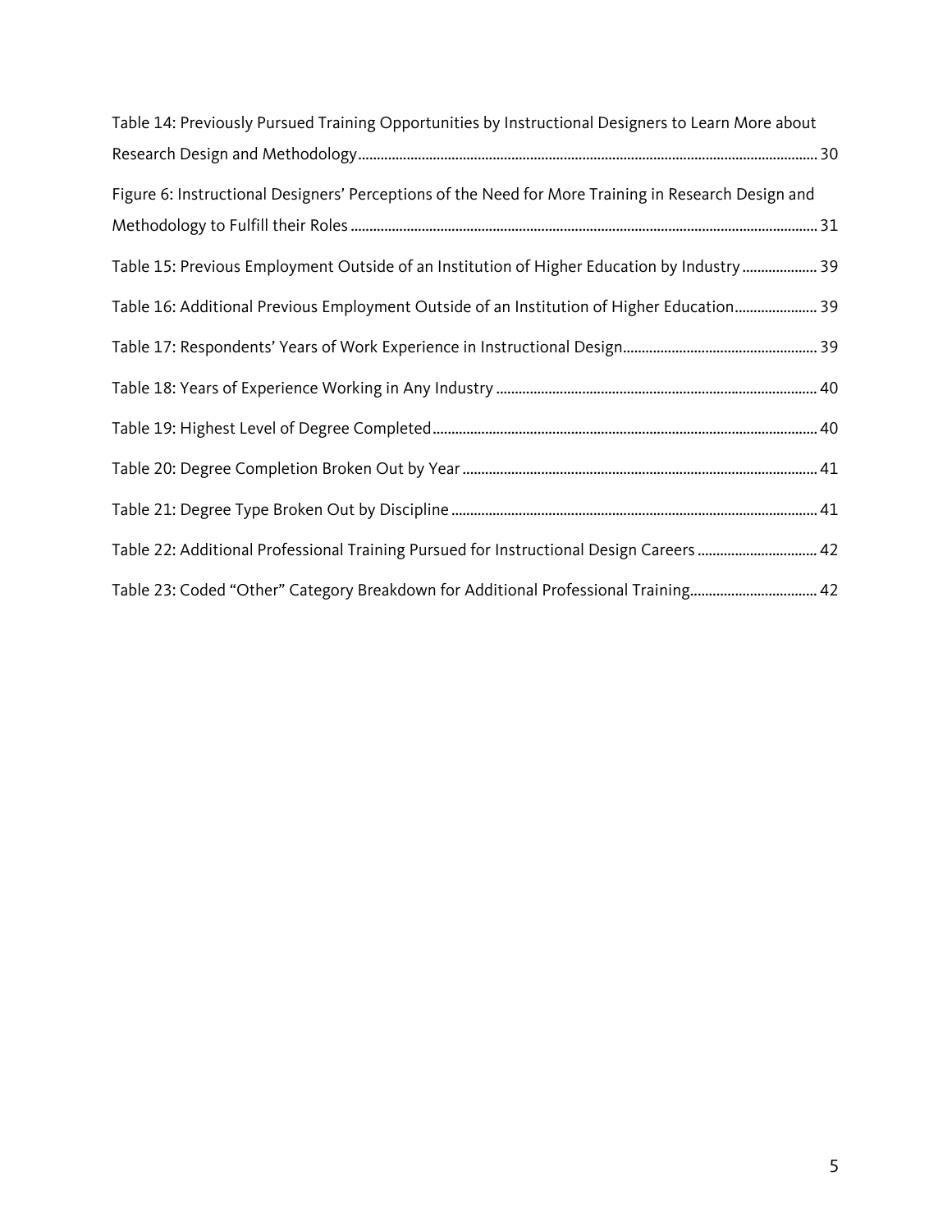Table 14: Previously Pursued Training Opportunities by Instructional Designers to Learn More about Research Design and Methodology ........ 30

Figure 6: Instructional Designers' Perceptions of the Need for More Training in Research Design and Methodology to Fulfill their Roles ........ 31

Table 15: Previous Employment Outside of an Institution of Higher Education by Industry ........ 39

Table 16: Additional Previous Employment Outside of an Institution of Higher Education ........ 39

Table 17: Respondents' Years of Work Experience in Instructional Design ........ 39

Table 18: Years of Experience Working in Any Industry ........ 40

Table 19: Highest Level of Degree Completed ........ 40

Table 20: Degree Completion Broken Out by Year ........ 41

Table 21: Degree Type Broken Out by Discipline ........ 41

Table 22: Additional Professional Training Pursued for Instructional Design Careers ........ 42

Table 23: Coded "Other" Category Breakdown for Additional Professional Training ........ 42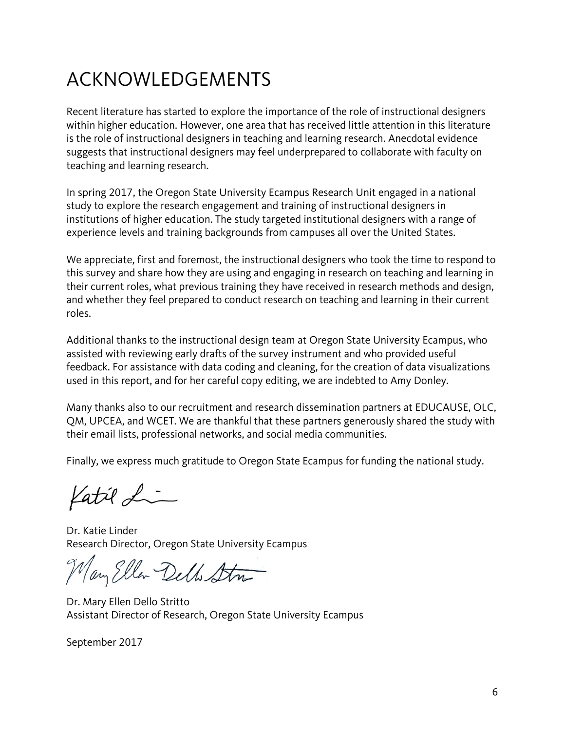# ACKNOWLEDGEMENTS

Recent literature has started to explore the importance of the role of instructional designers within higher education. However, one area that has received little attention in this literature is the role of instructional designers in teaching and learning research. Anecdotal evidence suggests that instructional designers may feel underprepared to collaborate with faculty on teaching and learning research.

In spring 2017, the Oregon State University Ecampus Research Unit engaged in a national study to explore the research engagement and training of instructional designers in institutions of higher education. The study targeted institutional designers with a range of experience levels and training backgrounds from campuses all over the United States.

We appreciate, first and foremost, the instructional designers who took the time to respond to this survey and share how they are using and engaging in research on teaching and learning in their current roles, what previous training they have received in research methods and design, and whether they feel prepared to conduct research on teaching and learning in their current roles.

Additional thanks to the instructional design team at Oregon State University Ecampus, who assisted with reviewing early drafts of the survey instrument and who provided useful feedback. For assistance with data coding and cleaning, for the creation of data visualizations used in this report, and for her careful copy editing, we are indebted to Amy Donley.

Many thanks also to our recruitment and research dissemination partners at EDUCAUSE, OLC, QM, UPCEA, and WCET. We are thankful that these partners generously shared the study with their email lists, professional networks, and social media communities.

Finally, we express much gratitude to Oregon State Ecampus for funding the national study.

Dr. Katie Linder
Research Director, Oregon State University Ecampus

Dr. Mary Ellen Dello Stritto
Assistant Director of Research, Oregon State University Ecampus

September 2017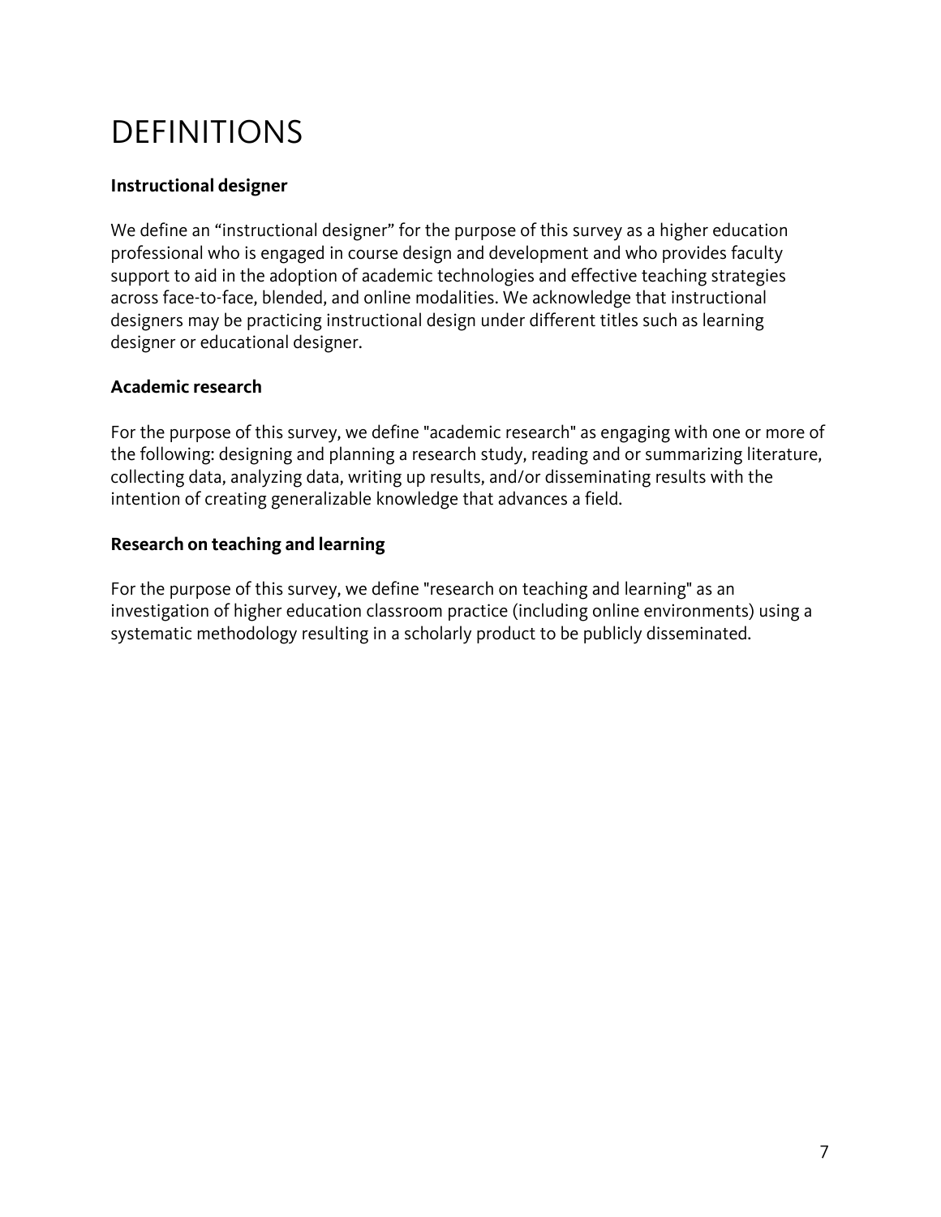# DEFINITIONS

**Instructional designer**

We define an “instructional designer” for the purpose of this survey as a higher education professional who is engaged in course design and development and who provides faculty support to aid in the adoption of academic technologies and effective teaching strategies across face-to-face, blended, and online modalities. We acknowledge that instructional designers may be practicing instructional design under different titles such as learning designer or educational designer.

**Academic research**

For the purpose of this survey, we define "academic research" as engaging with one or more of the following: designing and planning a research study, reading and or summarizing literature, collecting data, analyzing data, writing up results, and/or disseminating results with the intention of creating generalizable knowledge that advances a field.

**Research on teaching and learning**

For the purpose of this survey, we define "research on teaching and learning" as an investigation of higher education classroom practice (including online environments) using a systematic methodology resulting in a scholarly product to be publicly disseminated.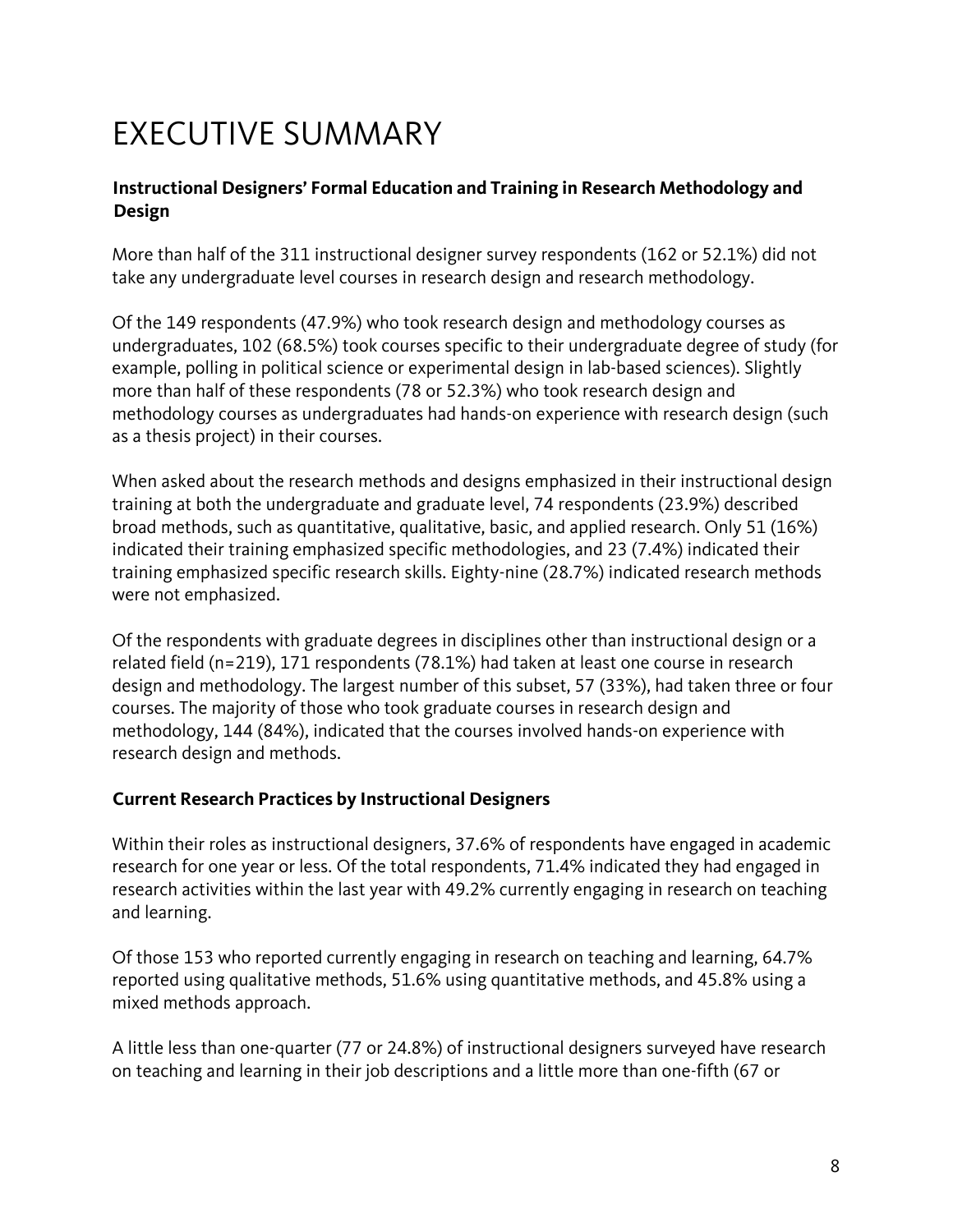# EXECUTIVE SUMMARY

### Instructional Designers' Formal Education and Training in Research Methodology and Design

More than half of the 311 instructional designer survey respondents (162 or 52.1%) did not take any undergraduate level courses in research design and research methodology.

Of the 149 respondents (47.9%) who took research design and methodology courses as undergraduates, 102 (68.5%) took courses specific to their undergraduate degree of study (for example, polling in political science or experimental design in lab-based sciences). Slightly more than half of these respondents (78 or 52.3%) who took research design and methodology courses as undergraduates had hands-on experience with research design (such as a thesis project) in their courses.

When asked about the research methods and designs emphasized in their instructional design training at both the undergraduate and graduate level, 74 respondents (23.9%) described broad methods, such as quantitative, qualitative, basic, and applied research. Only 51 (16%) indicated their training emphasized specific methodologies, and 23 (7.4%) indicated their training emphasized specific research skills. Eighty-nine (28.7%) indicated research methods were not emphasized.

Of the respondents with graduate degrees in disciplines other than instructional design or a related field (n=219), 171 respondents (78.1%) had taken at least one course in research design and methodology. The largest number of this subset, 57 (33%), had taken three or four courses. The majority of those who took graduate courses in research design and methodology, 144 (84%), indicated that the courses involved hands-on experience with research design and methods.

### Current Research Practices by Instructional Designers

Within their roles as instructional designers, 37.6% of respondents have engaged in academic research for one year or less. Of the total respondents, 71.4% indicated they had engaged in research activities within the last year with 49.2% currently engaging in research on teaching and learning.

Of those 153 who reported currently engaging in research on teaching and learning, 64.7% reported using qualitative methods, 51.6% using quantitative methods, and 45.8% using a mixed methods approach.

A little less than one-quarter (77 or 24.8%) of instructional designers surveyed have research on teaching and learning in their job descriptions and a little more than one-fifth (67 or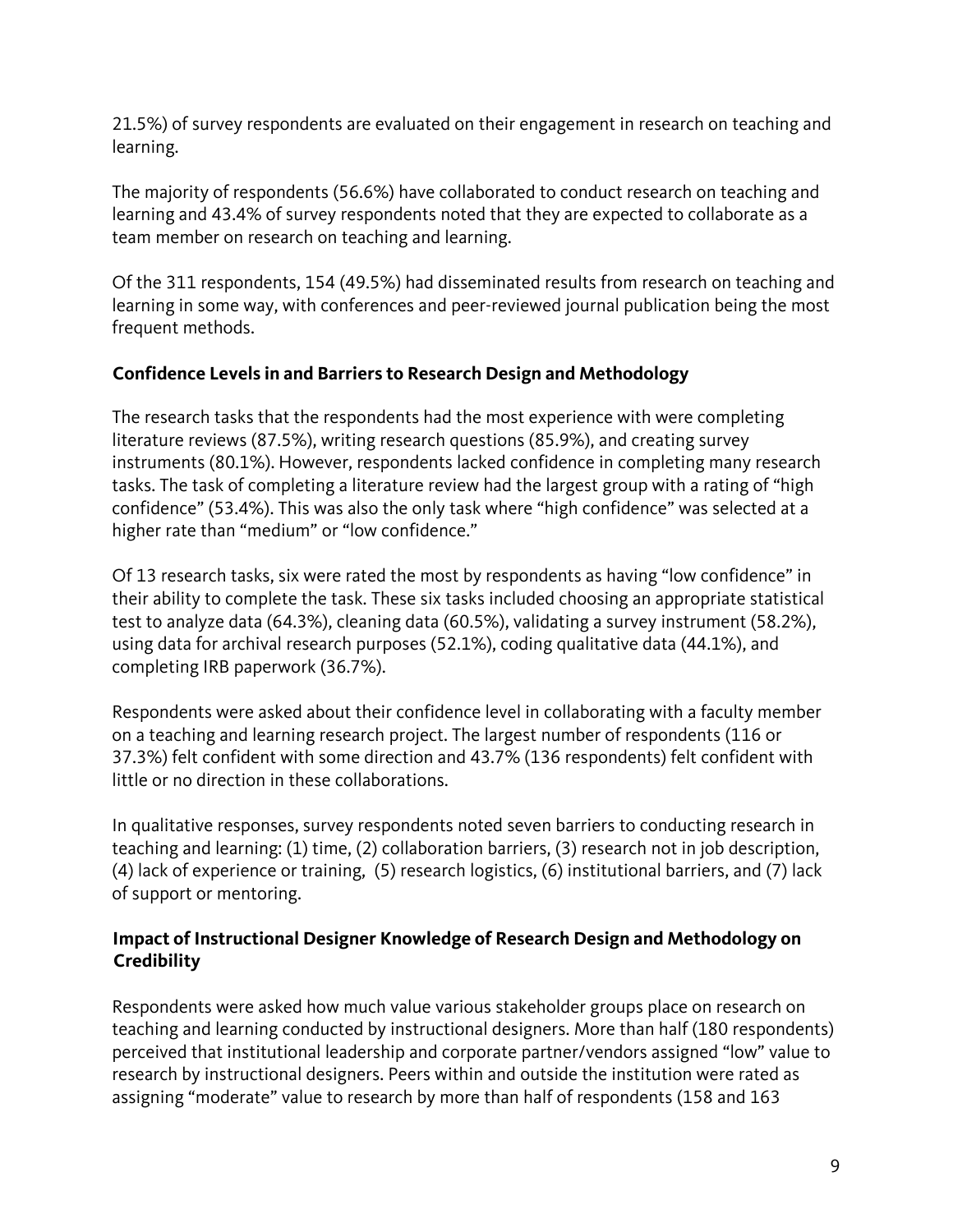21.5%) of survey respondents are evaluated on their engagement in research on teaching and learning.

The majority of respondents (56.6%) have collaborated to conduct research on teaching and learning and 43.4% of survey respondents noted that they are expected to collaborate as a team member on research on teaching and learning.

Of the 311 respondents, 154 (49.5%) had disseminated results from research on teaching and learning in some way, with conferences and peer-reviewed journal publication being the most frequent methods.

### Confidence Levels in and Barriers to Research Design and Methodology

The research tasks that the respondents had the most experience with were completing literature reviews (87.5%), writing research questions (85.9%), and creating survey instruments (80.1%). However, respondents lacked confidence in completing many research tasks. The task of completing a literature review had the largest group with a rating of "high confidence" (53.4%). This was also the only task where "high confidence" was selected at a higher rate than "medium" or "low confidence."

Of 13 research tasks, six were rated the most by respondents as having "low confidence" in their ability to complete the task. These six tasks included choosing an appropriate statistical test to analyze data (64.3%), cleaning data (60.5%), validating a survey instrument (58.2%), using data for archival research purposes (52.1%), coding qualitative data (44.1%), and completing IRB paperwork (36.7%).

Respondents were asked about their confidence level in collaborating with a faculty member on a teaching and learning research project. The largest number of respondents (116 or 37.3%) felt confident with some direction and 43.7% (136 respondents) felt confident with little or no direction in these collaborations.

In qualitative responses, survey respondents noted seven barriers to conducting research in teaching and learning: (1) time, (2) collaboration barriers, (3) research not in job description, (4) lack of experience or training, (5) research logistics, (6) institutional barriers, and (7) lack of support or mentoring.

### Impact of Instructional Designer Knowledge of Research Design and Methodology on Credibility

Respondents were asked how much value various stakeholder groups place on research on teaching and learning conducted by instructional designers. More than half (180 respondents) perceived that institutional leadership and corporate partner/vendors assigned "low" value to research by instructional designers. Peers within and outside the institution were rated as assigning "moderate" value to research by more than half of respondents (158 and 163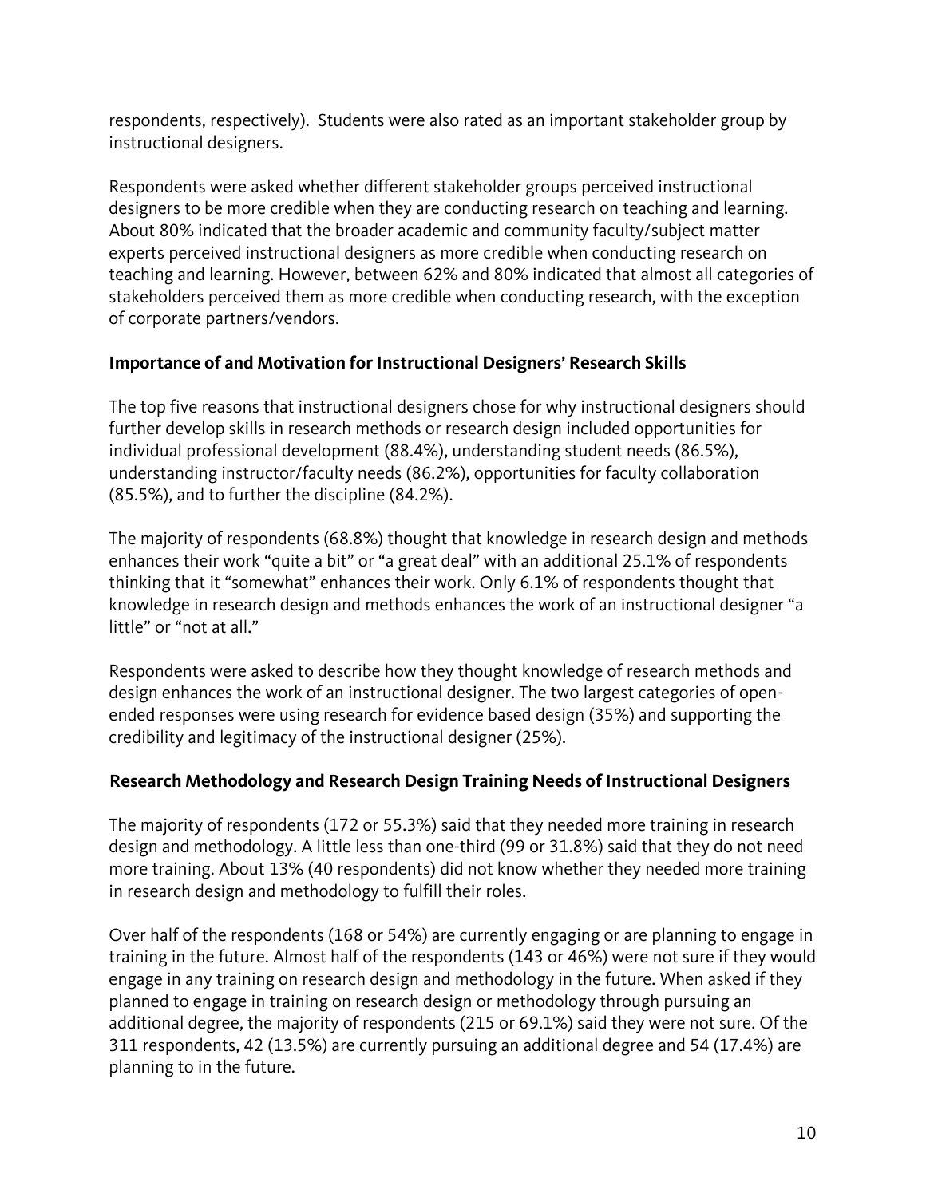respondents, respectively). Students were also rated as an important stakeholder group by instructional designers.

Respondents were asked whether different stakeholder groups perceived instructional designers to be more credible when they are conducting research on teaching and learning. About 80% indicated that the broader academic and community faculty/subject matter experts perceived instructional designers as more credible when conducting research on teaching and learning. However, between 62% and 80% indicated that almost all categories of stakeholders perceived them as more credible when conducting research, with the exception of corporate partners/vendors.

### Importance of and Motivation for Instructional Designers' Research Skills

The top five reasons that instructional designers chose for why instructional designers should further develop skills in research methods or research design included opportunities for individual professional development (88.4%), understanding student needs (86.5%), understanding instructor/faculty needs (86.2%), opportunities for faculty collaboration (85.5%), and to further the discipline (84.2%).

The majority of respondents (68.8%) thought that knowledge in research design and methods enhances their work "quite a bit" or "a great deal" with an additional 25.1% of respondents thinking that it "somewhat" enhances their work. Only 6.1% of respondents thought that knowledge in research design and methods enhances the work of an instructional designer "a little" or "not at all."

Respondents were asked to describe how they thought knowledge of research methods and design enhances the work of an instructional designer. The two largest categories of open-ended responses were using research for evidence based design (35%) and supporting the credibility and legitimacy of the instructional designer (25%).

### Research Methodology and Research Design Training Needs of Instructional Designers

The majority of respondents (172 or 55.3%) said that they needed more training in research design and methodology. A little less than one-third (99 or 31.8%) said that they do not need more training. About 13% (40 respondents) did not know whether they needed more training in research design and methodology to fulfill their roles.

Over half of the respondents (168 or 54%) are currently engaging or are planning to engage in training in the future. Almost half of the respondents (143 or 46%) were not sure if they would engage in any training on research design and methodology in the future. When asked if they planned to engage in training on research design or methodology through pursuing an additional degree, the majority of respondents (215 or 69.1%) said they were not sure. Of the 311 respondents, 42 (13.5%) are currently pursuing an additional degree and 54 (17.4%) are planning to in the future.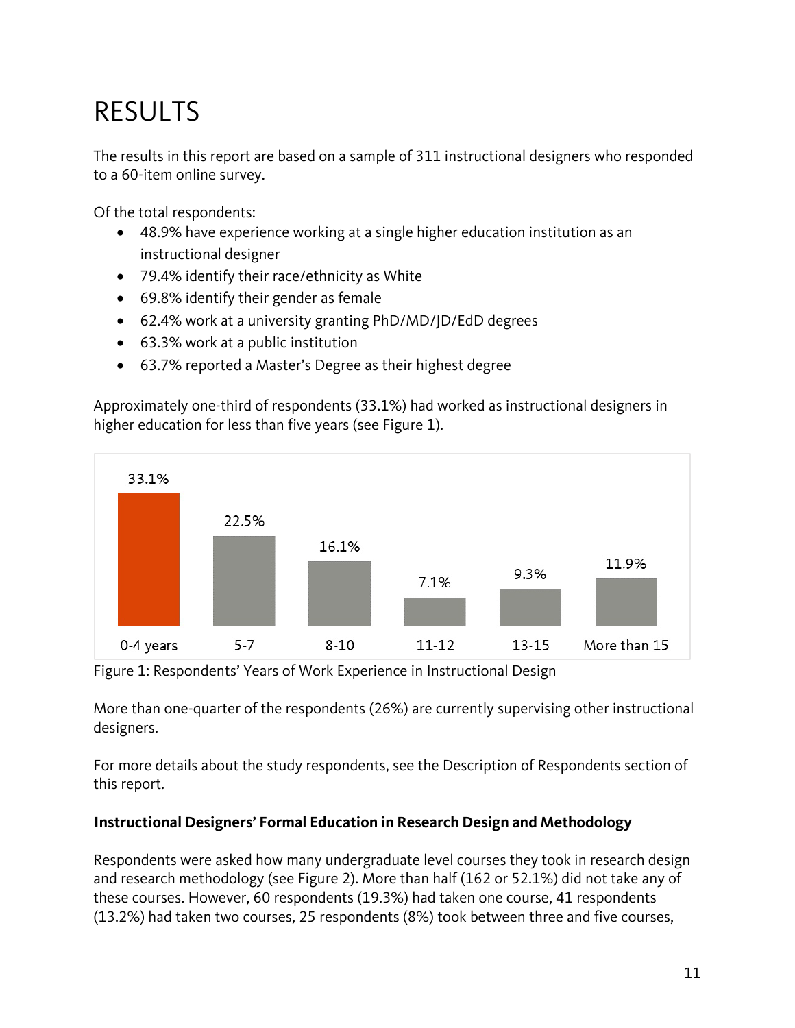# RESULTS

The results in this report are based on a sample of 311 instructional designers who responded to a 60-item online survey.

Of the total respondents:

- 48.9% have experience working at a single higher education institution as an instructional designer
- 79.4% identify their race/ethnicity as White
- 69.8% identify their gender as female
- 62.4% work at a university granting PhD/MD/JD/EdD degrees
- 63.3% work at a public institution
- 63.7% reported a Master's Degree as their highest degree

Approximately one-third of respondents (33.1%) had worked as instructional designers in higher education for less than five years (see Figure 1).

| 0-4 years | 5-7 | 8-10 | 11-12 | 13-15 | More than 15 |
|---|---|---|---|---|---|
| 33.1% | 22.5% | 16.1% | 7.1% | 9.3% | 11.9% |

Figure 1: Respondents' Years of Work Experience in Instructional Design

More than one-quarter of the respondents (26%) are currently supervising other instructional designers.

For more details about the study respondents, see the Description of Respondents section of this report.

**Instructional Designers' Formal Education in Research Design and Methodology**

Respondents were asked how many undergraduate level courses they took in research design and research methodology (see Figure 2). More than half (162 or 52.1%) did not take any of these courses. However, 60 respondents (19.3%) had taken one course, 41 respondents (13.2%) had taken two courses, 25 respondents (8%) took between three and five courses,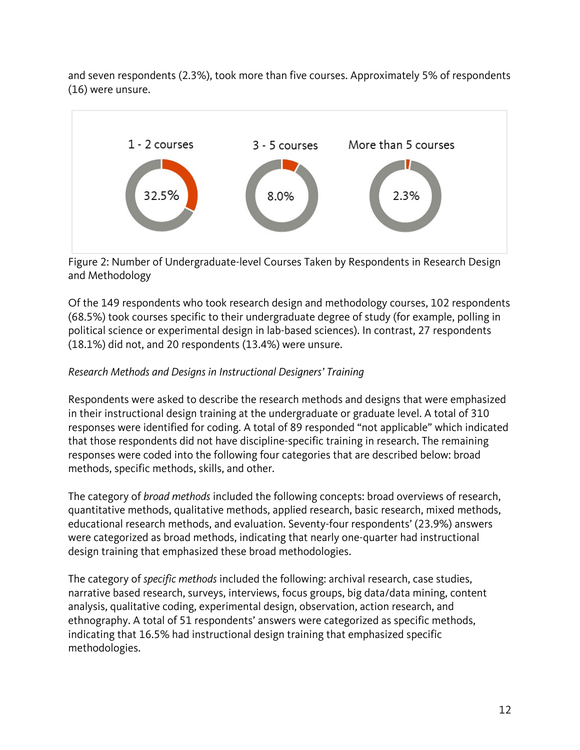and seven respondents (2.3%), took more than five courses. Approximately 5% of respondents (16) were unsure.

| 1 - 2 courses | 3 - 5 courses | More than 5 courses |
|---|---|---|
| 32.5% | 8.0% | 2.3% |

Figure 2: Number of Undergraduate-level Courses Taken by Respondents in Research Design and Methodology

Of the 149 respondents who took research design and methodology courses, 102 respondents (68.5%) took courses specific to their undergraduate degree of study (for example, polling in political science or experimental design in lab-based sciences). In contrast, 27 respondents (18.1%) did not, and 20 respondents (13.4%) were unsure.

*Research Methods and Designs in Instructional Designers' Training*

Respondents were asked to describe the research methods and designs that were emphasized in their instructional design training at the undergraduate or graduate level. A total of 310 responses were identified for coding. A total of 89 responded "not applicable" which indicated that those respondents did not have discipline-specific training in research. The remaining responses were coded into the following four categories that are described below: broad methods, specific methods, skills, and other.

The category of *broad methods* included the following concepts: broad overviews of research, quantitative methods, qualitative methods, applied research, basic research, mixed methods, educational research methods, and evaluation. Seventy-four respondents' (23.9%) answers were categorized as broad methods, indicating that nearly one-quarter had instructional design training that emphasized these broad methodologies.

The category of *specific methods* included the following: archival research, case studies, narrative based research, surveys, interviews, focus groups, big data/data mining, content analysis, qualitative coding, experimental design, observation, action research, and ethnography. A total of 51 respondents' answers were categorized as specific methods, indicating that 16.5% had instructional design training that emphasized specific methodologies.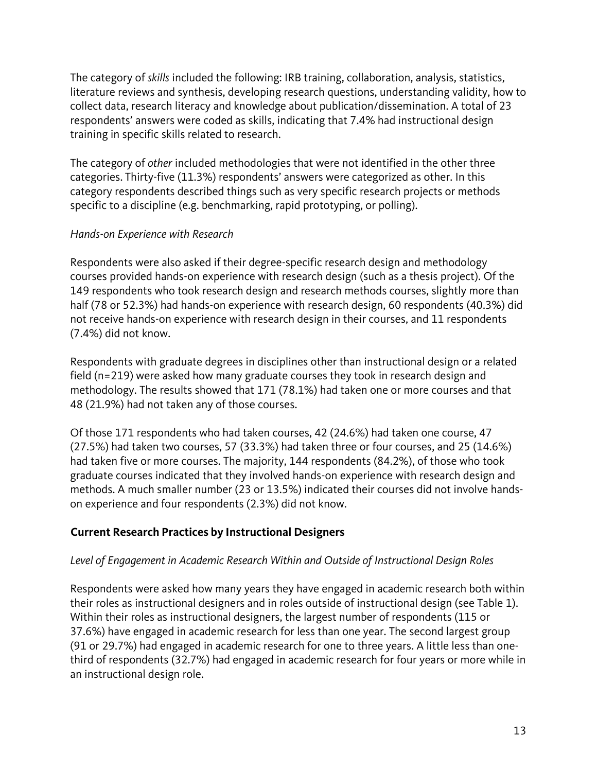The category of *skills* included the following: IRB training, collaboration, analysis, statistics, literature reviews and synthesis, developing research questions, understanding validity, how to collect data, research literacy and knowledge about publication/dissemination. A total of 23 respondents' answers were coded as skills, indicating that 7.4% had instructional design training in specific skills related to research.

The category of *other* included methodologies that were not identified in the other three categories. Thirty-five (11.3%) respondents' answers were categorized as other. In this category respondents described things such as very specific research projects or methods specific to a discipline (e.g. benchmarking, rapid prototyping, or polling).

*Hands-on Experience with Research*

Respondents were also asked if their degree-specific research design and methodology courses provided hands-on experience with research design (such as a thesis project). Of the 149 respondents who took research design and research methods courses, slightly more than half (78 or 52.3%) had hands-on experience with research design, 60 respondents (40.3%) did not receive hands-on experience with research design in their courses, and 11 respondents (7.4%) did not know.

Respondents with graduate degrees in disciplines other than instructional design or a related field (n=219) were asked how many graduate courses they took in research design and methodology. The results showed that 171 (78.1%) had taken one or more courses and that 48 (21.9%) had not taken any of those courses.

Of those 171 respondents who had taken courses, 42 (24.6%) had taken one course, 47 (27.5%) had taken two courses, 57 (33.3%) had taken three or four courses, and 25 (14.6%) had taken five or more courses. The majority, 144 respondents (84.2%), of those who took graduate courses indicated that they involved hands-on experience with research design and methods. A much smaller number (23 or 13.5%) indicated their courses did not involve hands-on experience and four respondents (2.3%) did not know.

## Current Research Practices by Instructional Designers

*Level of Engagement in Academic Research Within and Outside of Instructional Design Roles*

Respondents were asked how many years they have engaged in academic research both within their roles as instructional designers and in roles outside of instructional design (see Table 1). Within their roles as instructional designers, the largest number of respondents (115 or 37.6%) have engaged in academic research for less than one year. The second largest group (91 or 29.7%) had engaged in academic research for one to three years. A little less than one-third of respondents (32.7%) had engaged in academic research for four years or more while in an instructional design role.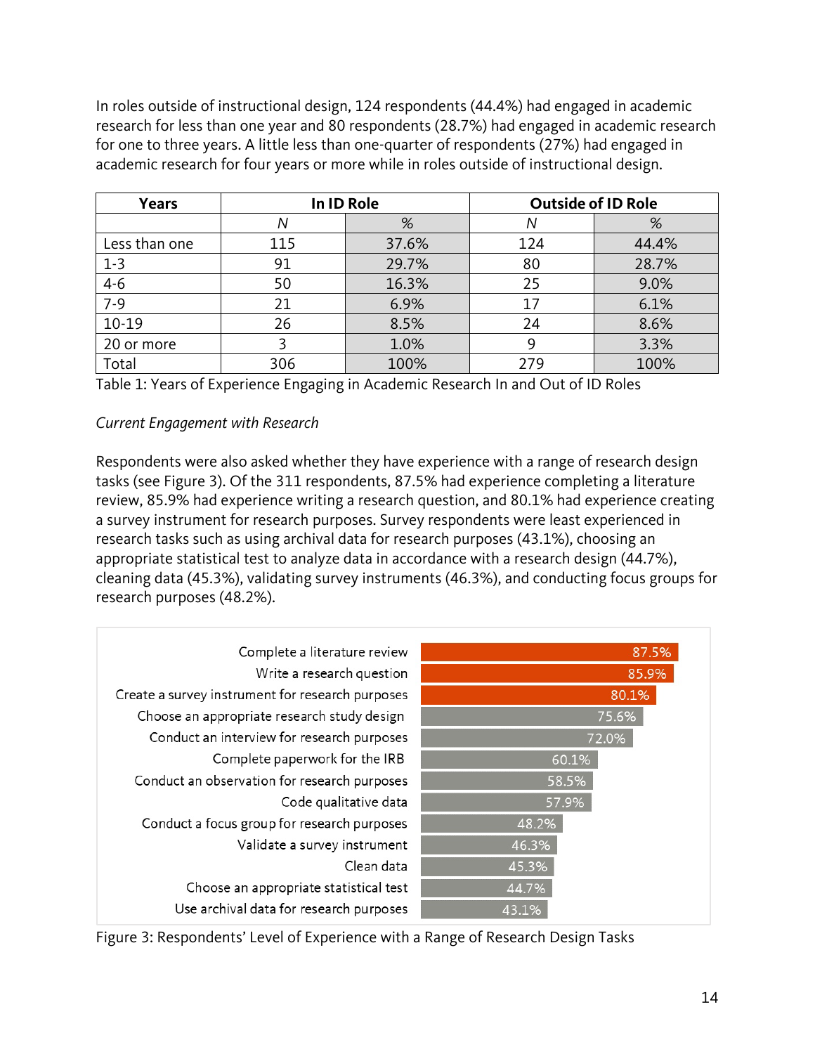In roles outside of instructional design, 124 respondents (44.4%) had engaged in academic research for less than one year and 80 respondents (28.7%) had engaged in academic research for one to three years. A little less than one-quarter of respondents (27%) had engaged in academic research for four years or more while in roles outside of instructional design.

| Years | In ID Role | | Outside of ID Role | |
|---|---|---|---|---|
| | *N* | % | *N* | % |
| Less than one | 115 | 37.6% | 124 | 44.4% |
| 1-3 | 91 | 29.7% | 80 | 28.7% |
| 4-6 | 50 | 16.3% | 25 | 9.0% |
| 7-9 | 21 | 6.9% | 17 | 6.1% |
| 10-19 | 26 | 8.5% | 24 | 8.6% |
| 20 or more | 3 | 1.0% | 9 | 3.3% |
| Total | 306 | 100% | 279 | 100% |

Table 1: Years of Experience Engaging in Academic Research In and Out of ID Roles

*Current Engagement with Research*

Respondents were also asked whether they have experience with a range of research design tasks (see Figure 3). Of the 311 respondents, 87.5% had experience completing a literature review, 85.9% had experience writing a research question, and 80.1% had experience creating a survey instrument for research purposes. Survey respondents were least experienced in research tasks such as using archival data for research purposes (43.1%), choosing an appropriate statistical test to analyze data in accordance with a research design (44.7%), cleaning data (45.3%), validating survey instruments (46.3%), and conducting focus groups for research purposes (48.2%).

| Research Design Task | % |
|---|---|
| Complete a literature review | 87.5% |
| Write a research question | 85.9% |
| Create a survey instrument for research purposes | 80.1% |
| Choose an appropriate research study design | 75.6% |
| Conduct an interview for research purposes | 72.0% |
| Complete paperwork for the IRB | 60.1% |
| Conduct an observation for research purposes | 58.5% |
| Code qualitative data | 57.9% |
| Conduct a focus group for research purposes | 48.2% |
| Validate a survey instrument | 46.3% |
| Clean data | 45.3% |
| Choose an appropriate statistical test | 44.7% |
| Use archival data for research purposes | 43.1% |

Figure 3: Respondents' Level of Experience with a Range of Research Design Tasks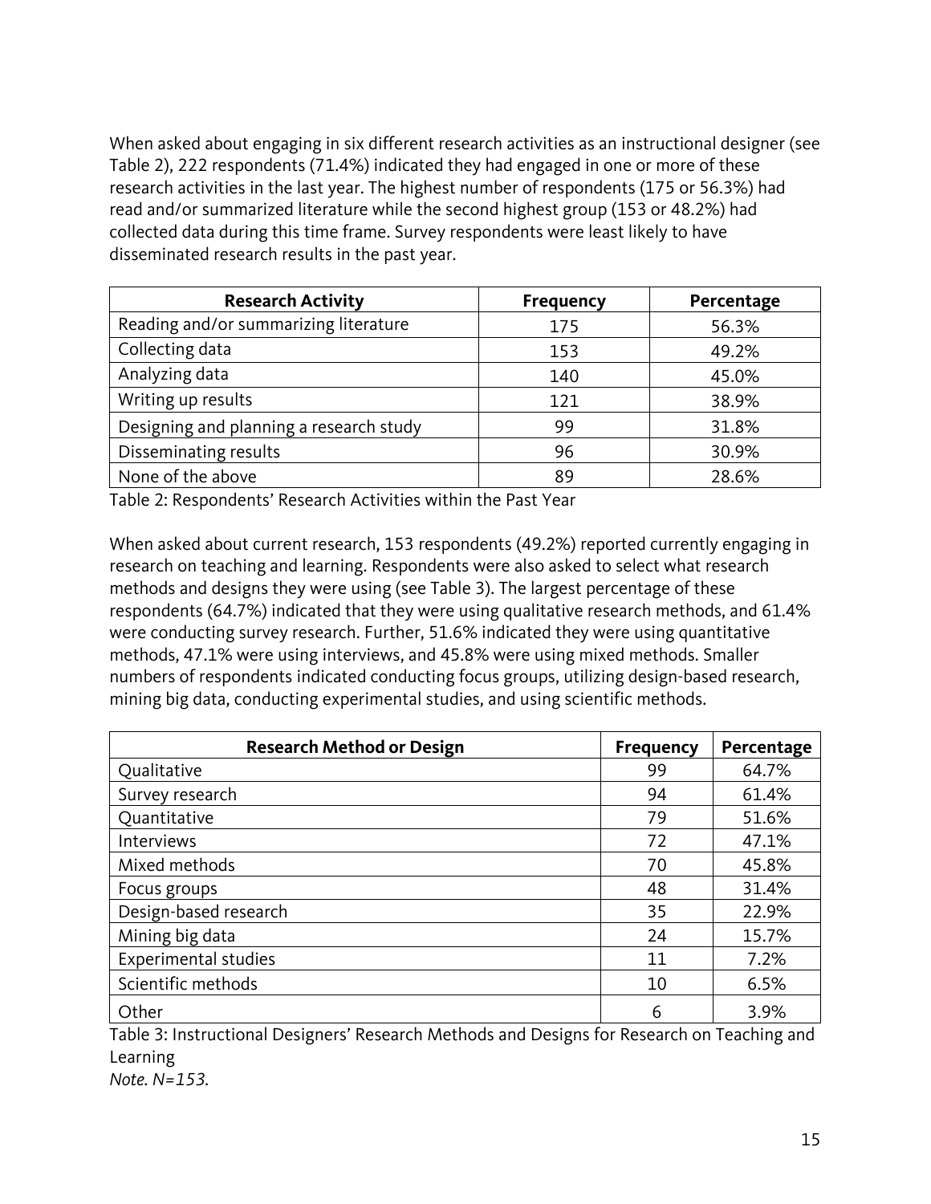When asked about engaging in six different research activities as an instructional designer (see Table 2), 222 respondents (71.4%) indicated they had engaged in one or more of these research activities in the last year. The highest number of respondents (175 or 56.3%) had read and/or summarized literature while the second highest group (153 or 48.2%) had collected data during this time frame. Survey respondents were least likely to have disseminated research results in the past year.

| Research Activity | Frequency | Percentage |
|---|---|---|
| Reading and/or summarizing literature | 175 | 56.3% |
| Collecting data | 153 | 49.2% |
| Analyzing data | 140 | 45.0% |
| Writing up results | 121 | 38.9% |
| Designing and planning a research study | 99 | 31.8% |
| Disseminating results | 96 | 30.9% |
| None of the above | 89 | 28.6% |

Table 2: Respondents' Research Activities within the Past Year

When asked about current research, 153 respondents (49.2%) reported currently engaging in research on teaching and learning. Respondents were also asked to select what research methods and designs they were using (see Table 3). The largest percentage of these respondents (64.7%) indicated that they were using qualitative research methods, and 61.4% were conducting survey research. Further, 51.6% indicated they were using quantitative methods, 47.1% were using interviews, and 45.8% were using mixed methods. Smaller numbers of respondents indicated conducting focus groups, utilizing design-based research, mining big data, conducting experimental studies, and using scientific methods.

| Research Method or Design | Frequency | Percentage |
|---|---|---|
| Qualitative | 99 | 64.7% |
| Survey research | 94 | 61.4% |
| Quantitative | 79 | 51.6% |
| Interviews | 72 | 47.1% |
| Mixed methods | 70 | 45.8% |
| Focus groups | 48 | 31.4% |
| Design-based research | 35 | 22.9% |
| Mining big data | 24 | 15.7% |
| Experimental studies | 11 | 7.2% |
| Scientific methods | 10 | 6.5% |
| Other | 6 | 3.9% |

Table 3: Instructional Designers' Research Methods and Designs for Research on Teaching and Learning

*Note. N=153.*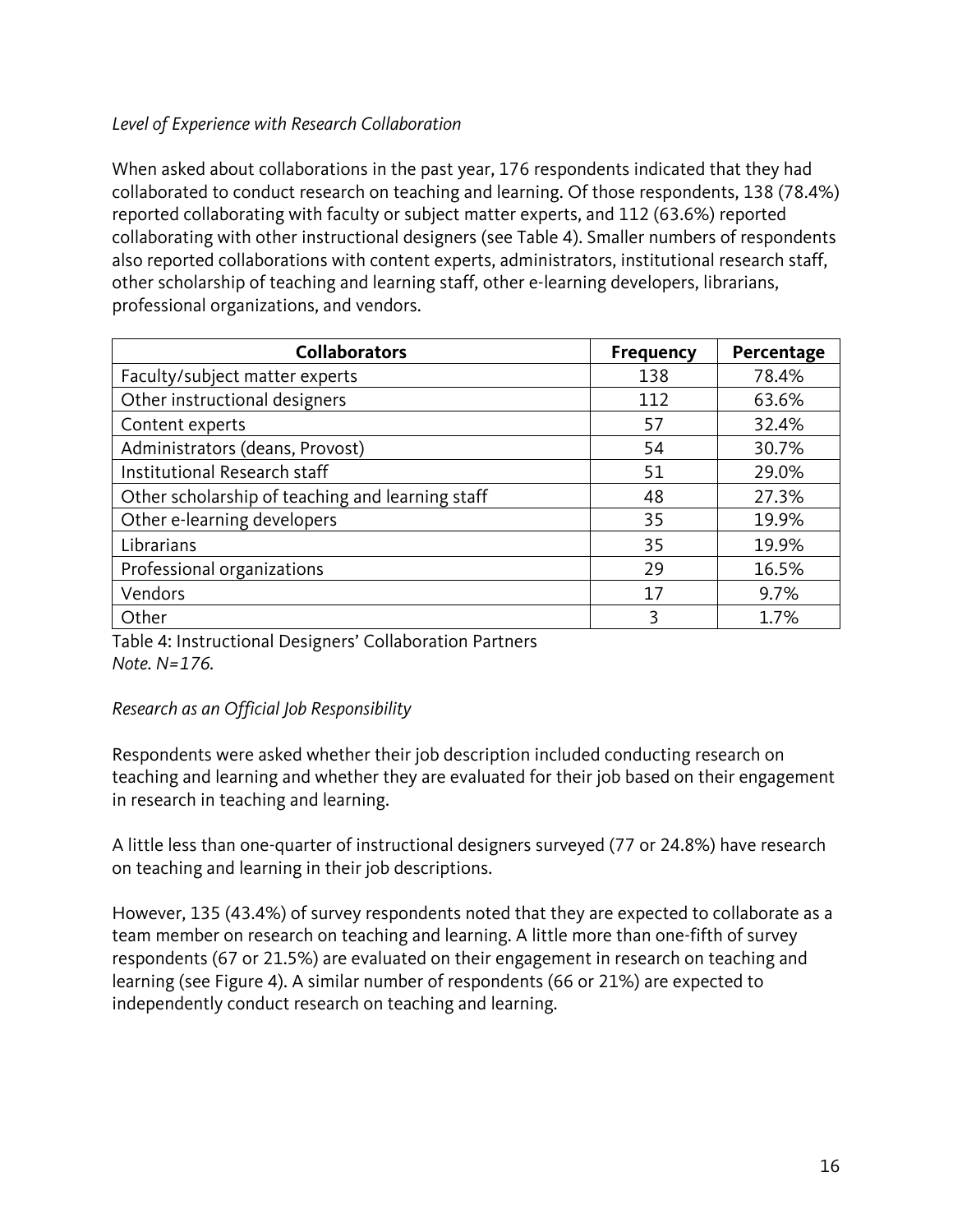*Level of Experience with Research Collaboration*

When asked about collaborations in the past year, 176 respondents indicated that they had collaborated to conduct research on teaching and learning. Of those respondents, 138 (78.4%) reported collaborating with faculty or subject matter experts, and 112 (63.6%) reported collaborating with other instructional designers (see Table 4). Smaller numbers of respondents also reported collaborations with content experts, administrators, institutional research staff, other scholarship of teaching and learning staff, other e-learning developers, librarians, professional organizations, and vendors.

| Collaborators | Frequency | Percentage |
|---|---|---|
| Faculty/subject matter experts | 138 | 78.4% |
| Other instructional designers | 112 | 63.6% |
| Content experts | 57 | 32.4% |
| Administrators (deans, Provost) | 54 | 30.7% |
| Institutional Research staff | 51 | 29.0% |
| Other scholarship of teaching and learning staff | 48 | 27.3% |
| Other e-learning developers | 35 | 19.9% |
| Librarians | 35 | 19.9% |
| Professional organizations | 29 | 16.5% |
| Vendors | 17 | 9.7% |
| Other | 3 | 1.7% |

Table 4: Instructional Designers' Collaboration Partners
*Note. N=176.*

*Research as an Official Job Responsibility*

Respondents were asked whether their job description included conducting research on teaching and learning and whether they are evaluated for their job based on their engagement in research in teaching and learning.

A little less than one-quarter of instructional designers surveyed (77 or 24.8%) have research on teaching and learning in their job descriptions.

However, 135 (43.4%) of survey respondents noted that they are expected to collaborate as a team member on research on teaching and learning. A little more than one-fifth of survey respondents (67 or 21.5%) are evaluated on their engagement in research on teaching and learning (see Figure 4). A similar number of respondents (66 or 21%) are expected to independently conduct research on teaching and learning.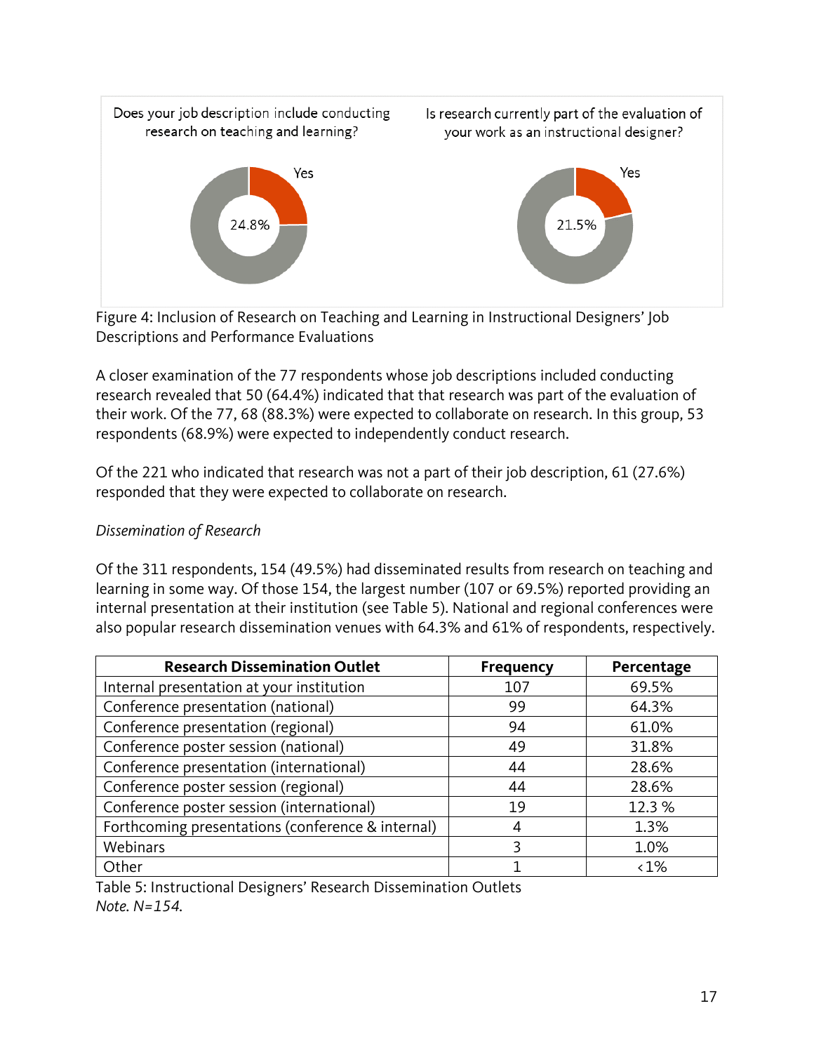Does your job description include conducting research on teaching and learning?

Yes 24.8%

Is research currently part of the evaluation of your work as an instructional designer?

Yes 21.5%

Figure 4: Inclusion of Research on Teaching and Learning in Instructional Designers' Job Descriptions and Performance Evaluations

A closer examination of the 77 respondents whose job descriptions included conducting research revealed that 50 (64.4%) indicated that that research was part of the evaluation of their work. Of the 77, 68 (88.3%) were expected to collaborate on research. In this group, 53 respondents (68.9%) were expected to independently conduct research.

Of the 221 who indicated that research was not a part of their job description, 61 (27.6%) responded that they were expected to collaborate on research.

*Dissemination of Research*

Of the 311 respondents, 154 (49.5%) had disseminated results from research on teaching and learning in some way. Of those 154, the largest number (107 or 69.5%) reported providing an internal presentation at their institution (see Table 5). National and regional conferences were also popular research dissemination venues with 64.3% and 61% of respondents, respectively.

| Research Dissemination Outlet | Frequency | Percentage |
|---|---|---|
| Internal presentation at your institution | 107 | 69.5% |
| Conference presentation (national) | 99 | 64.3% |
| Conference presentation (regional) | 94 | 61.0% |
| Conference poster session (national) | 49 | 31.8% |
| Conference presentation (international) | 44 | 28.6% |
| Conference poster session (regional) | 44 | 28.6% |
| Conference poster session (international) | 19 | 12.3 % |
| Forthcoming presentations (conference & internal) | 4 | 1.3% |
| Webinars | 3 | 1.0% |
| Other | 1 | <1% |

Table 5: Instructional Designers' Research Dissemination Outlets
*Note. N=154.*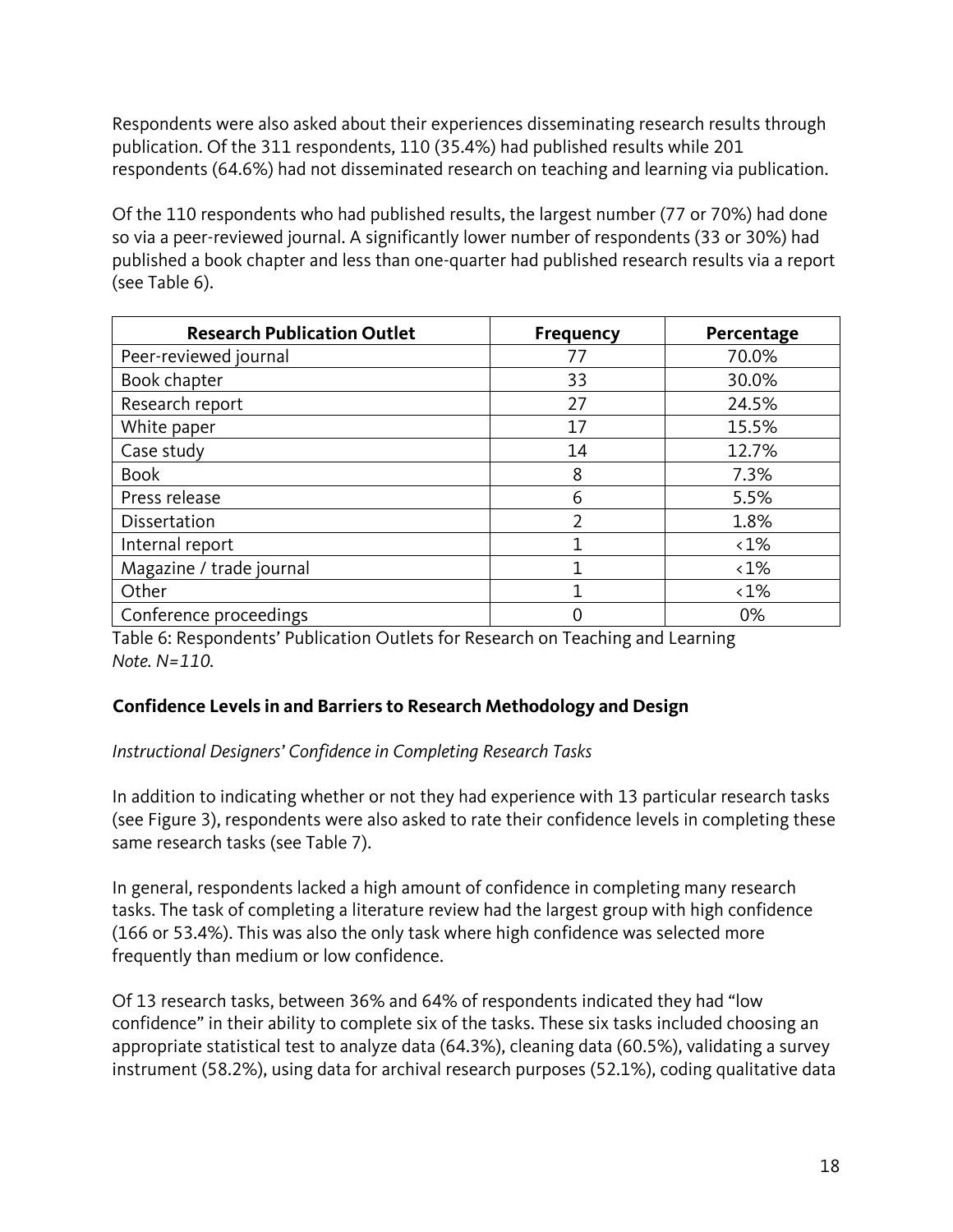Respondents were also asked about their experiences disseminating research results through publication. Of the 311 respondents, 110 (35.4%) had published results while 201 respondents (64.6%) had not disseminated research on teaching and learning via publication.

Of the 110 respondents who had published results, the largest number (77 or 70%) had done so via a peer-reviewed journal. A significantly lower number of respondents (33 or 30%) had published a book chapter and less than one-quarter had published research results via a report (see Table 6).

| Research Publication Outlet | Frequency | Percentage |
|---|---|---|
| Peer-reviewed journal | 77 | 70.0% |
| Book chapter | 33 | 30.0% |
| Research report | 27 | 24.5% |
| White paper | 17 | 15.5% |
| Case study | 14 | 12.7% |
| Book | 8 | 7.3% |
| Press release | 6 | 5.5% |
| Dissertation | 2 | 1.8% |
| Internal report | 1 | <1% |
| Magazine / trade journal | 1 | <1% |
| Other | 1 | <1% |
| Conference proceedings | 0 | 0% |

Table 6: Respondents' Publication Outlets for Research on Teaching and Learning
*Note. N=110.*

### Confidence Levels in and Barriers to Research Methodology and Design

*Instructional Designers' Confidence in Completing Research Tasks*

In addition to indicating whether or not they had experience with 13 particular research tasks (see Figure 3), respondents were also asked to rate their confidence levels in completing these same research tasks (see Table 7).

In general, respondents lacked a high amount of confidence in completing many research tasks. The task of completing a literature review had the largest group with high confidence (166 or 53.4%). This was also the only task where high confidence was selected more frequently than medium or low confidence.

Of 13 research tasks, between 36% and 64% of respondents indicated they had "low confidence" in their ability to complete six of the tasks. These six tasks included choosing an appropriate statistical test to analyze data (64.3%), cleaning data (60.5%), validating a survey instrument (58.2%), using data for archival research purposes (52.1%), coding qualitative data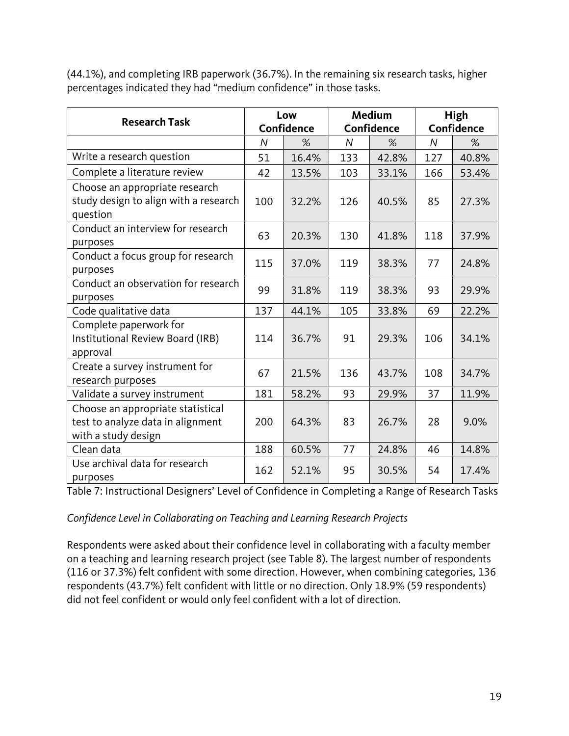(44.1%), and completing IRB paperwork (36.7%). In the remaining six research tasks, higher percentages indicated they had "medium confidence" in those tasks.

| Research Task | Low Confidence | | Medium Confidence | | High Confidence | |
|---|---|---|---|---|---|---|
| | *N* | % | *N* | % | *N* | % |
| Write a research question | 51 | 16.4% | 133 | 42.8% | 127 | 40.8% |
| Complete a literature review | 42 | 13.5% | 103 | 33.1% | 166 | 53.4% |
| Choose an appropriate research study design to align with a research question | 100 | 32.2% | 126 | 40.5% | 85 | 27.3% |
| Conduct an interview for research purposes | 63 | 20.3% | 130 | 41.8% | 118 | 37.9% |
| Conduct a focus group for research purposes | 115 | 37.0% | 119 | 38.3% | 77 | 24.8% |
| Conduct an observation for research purposes | 99 | 31.8% | 119 | 38.3% | 93 | 29.9% |
| Code qualitative data | 137 | 44.1% | 105 | 33.8% | 69 | 22.2% |
| Complete paperwork for Institutional Review Board (IRB) approval | 114 | 36.7% | 91 | 29.3% | 106 | 34.1% |
| Create a survey instrument for research purposes | 67 | 21.5% | 136 | 43.7% | 108 | 34.7% |
| Validate a survey instrument | 181 | 58.2% | 93 | 29.9% | 37 | 11.9% |
| Choose an appropriate statistical test to analyze data in alignment with a study design | 200 | 64.3% | 83 | 26.7% | 28 | 9.0% |
| Clean data | 188 | 60.5% | 77 | 24.8% | 46 | 14.8% |
| Use archival data for research purposes | 162 | 52.1% | 95 | 30.5% | 54 | 17.4% |

Table 7: Instructional Designers' Level of Confidence in Completing a Range of Research Tasks

*Confidence Level in Collaborating on Teaching and Learning Research Projects*

Respondents were asked about their confidence level in collaborating with a faculty member on a teaching and learning research project (see Table 8). The largest number of respondents (116 or 37.3%) felt confident with some direction. However, when combining categories, 136 respondents (43.7%) felt confident with little or no direction. Only 18.9% (59 respondents) did not feel confident or would only feel confident with a lot of direction.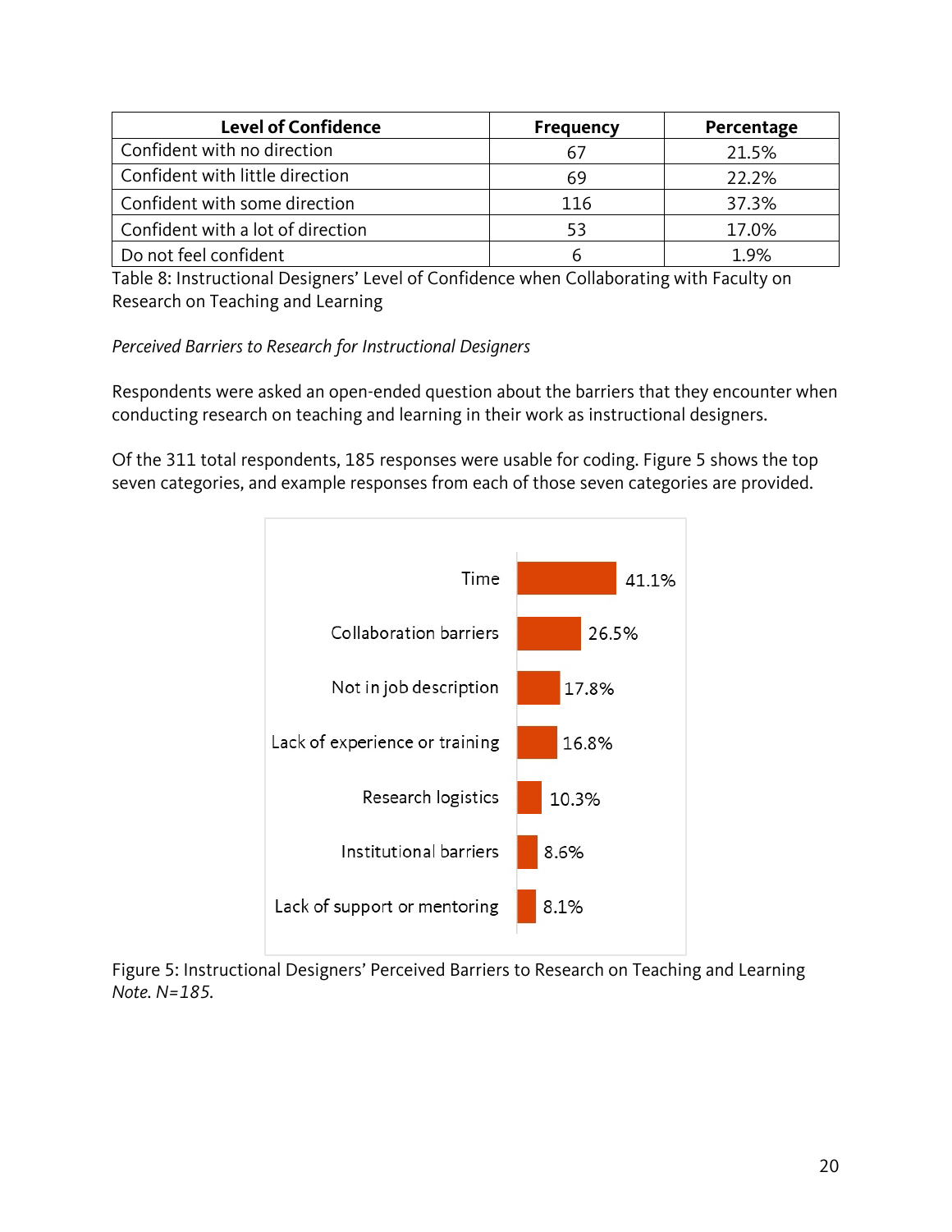| Level of Confidence | Frequency | Percentage |
|---|---|---|
| Confident with no direction | 67 | 21.5% |
| Confident with little direction | 69 | 22.2% |
| Confident with some direction | 116 | 37.3% |
| Confident with a lot of direction | 53 | 17.0% |
| Do not feel confident | 6 | 1.9% |

Table 8: Instructional Designers' Level of Confidence when Collaborating with Faculty on Research on Teaching and Learning

*Perceived Barriers to Research for Instructional Designers*

Respondents were asked an open-ended question about the barriers that they encounter when conducting research on teaching and learning in their work as instructional designers.

Of the 311 total respondents, 185 responses were usable for coding. Figure 5 shows the top seven categories, and example responses from each of those seven categories are provided.

| Barrier | Percentage |
|---|---|
| Time | 41.1% |
| Collaboration barriers | 26.5% |
| Not in job description | 17.8% |
| Lack of experience or training | 16.8% |
| Research logistics | 10.3% |
| Institutional barriers | 8.6% |
| Lack of support or mentoring | 8.1% |

Figure 5: Instructional Designers' Perceived Barriers to Research on Teaching and Learning
*Note. N=185.*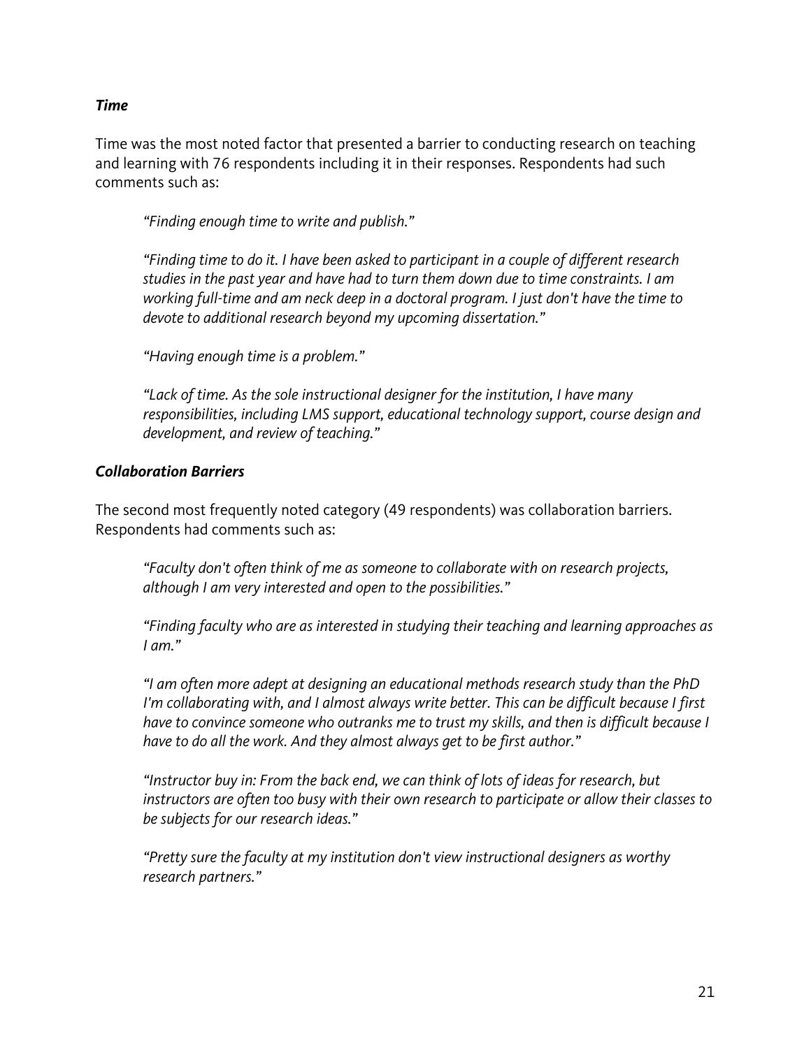### *Time*

Time was the most noted factor that presented a barrier to conducting research on teaching and learning with 76 respondents including it in their responses. Respondents had such comments such as:

> *"Finding enough time to write and publish."*
>
> *"Finding time to do it. I have been asked to participant in a couple of different research studies in the past year and have had to turn them down due to time constraints. I am working full-time and am neck deep in a doctoral program. I just don't have the time to devote to additional research beyond my upcoming dissertation."*
>
> *"Having enough time is a problem."*
>
> *"Lack of time. As the sole instructional designer for the institution, I have many responsibilities, including LMS support, educational technology support, course design and development, and review of teaching."*

### *Collaboration Barriers*

The second most frequently noted category (49 respondents) was collaboration barriers. Respondents had comments such as:

> *"Faculty don't often think of me as someone to collaborate with on research projects, although I am very interested and open to the possibilities."*
>
> *"Finding faculty who are as interested in studying their teaching and learning approaches as I am."*
>
> *"I am often more adept at designing an educational methods research study than the PhD I'm collaborating with, and I almost always write better. This can be difficult because I first have to convince someone who outranks me to trust my skills, and then is difficult because I have to do all the work. And they almost always get to be first author."*
>
> *"Instructor buy in: From the back end, we can think of lots of ideas for research, but instructors are often too busy with their own research to participate or allow their classes to be subjects for our research ideas."*
>
> *"Pretty sure the faculty at my institution don't view instructional designers as worthy research partners."*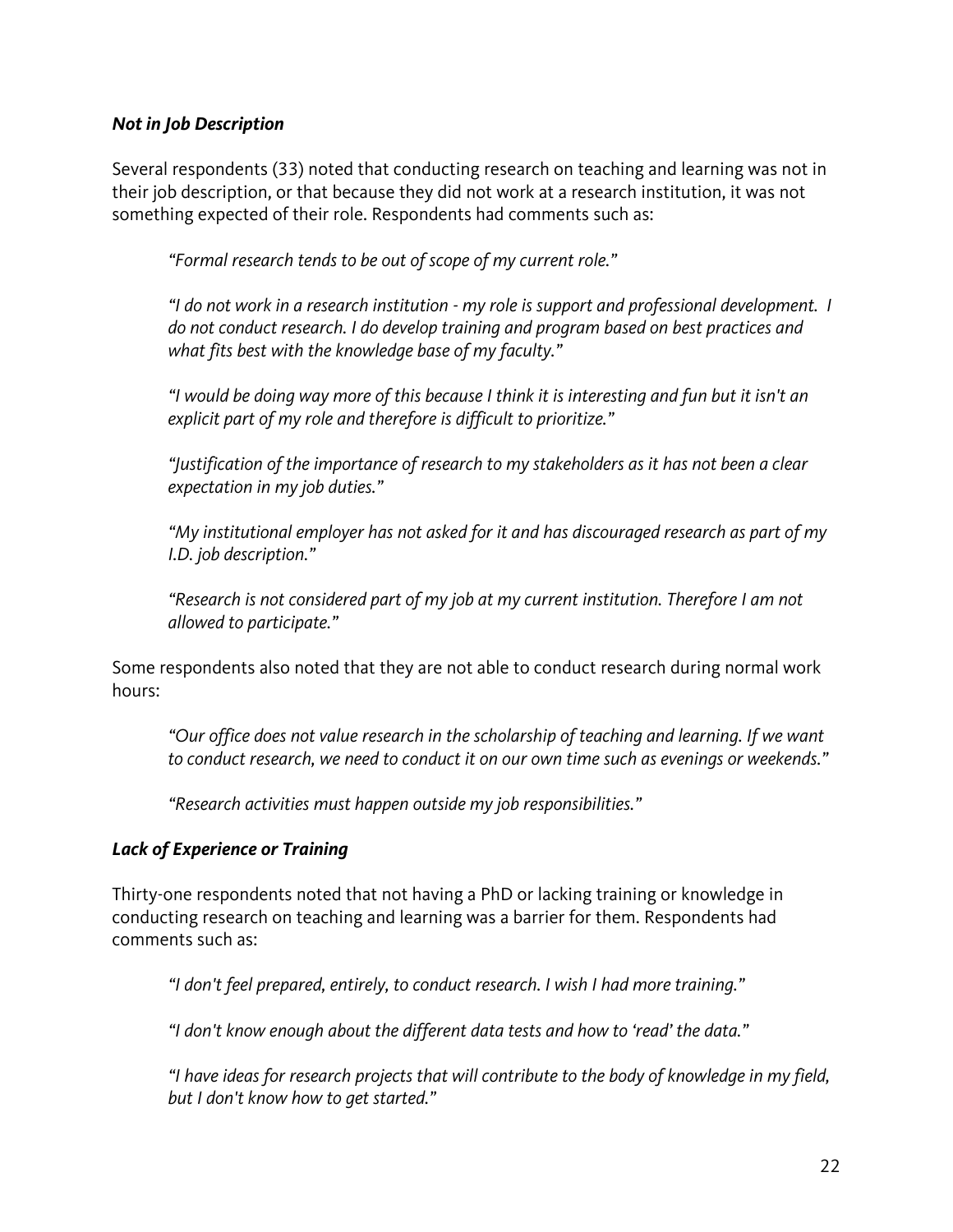### *Not in Job Description*

Several respondents (33) noted that conducting research on teaching and learning was not in their job description, or that because they did not work at a research institution, it was not something expected of their role. Respondents had comments such as:

> *"Formal research tends to be out of scope of my current role."*
>
> *"I do not work in a research institution - my role is support and professional development. I do not conduct research. I do develop training and program based on best practices and what fits best with the knowledge base of my faculty."*
>
> *"I would be doing way more of this because I think it is interesting and fun but it isn't an explicit part of my role and therefore is difficult to prioritize."*
>
> *"Justification of the importance of research to my stakeholders as it has not been a clear expectation in my job duties."*
>
> *"My institutional employer has not asked for it and has discouraged research as part of my I.D. job description."*
>
> *"Research is not considered part of my job at my current institution. Therefore I am not allowed to participate."*

Some respondents also noted that they are not able to conduct research during normal work hours:

> *"Our office does not value research in the scholarship of teaching and learning. If we want to conduct research, we need to conduct it on our own time such as evenings or weekends."*
>
> *"Research activities must happen outside my job responsibilities."*

### *Lack of Experience or Training*

Thirty-one respondents noted that not having a PhD or lacking training or knowledge in conducting research on teaching and learning was a barrier for them. Respondents had comments such as:

> *"I don't feel prepared, entirely, to conduct research. I wish I had more training."*
>
> *"I don't know enough about the different data tests and how to 'read' the data."*
>
> *"I have ideas for research projects that will contribute to the body of knowledge in my field, but I don't know how to get started."*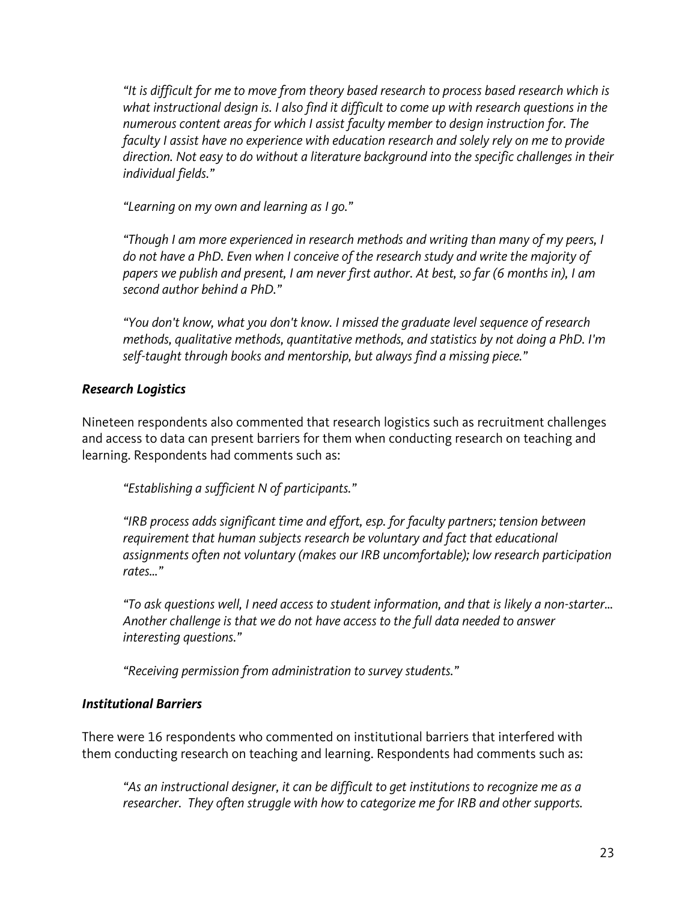*"It is difficult for me to move from theory based research to process based research which is what instructional design is. I also find it difficult to come up with research questions in the numerous content areas for which I assist faculty member to design instruction for. The faculty I assist have no experience with education research and solely rely on me to provide direction. Not easy to do without a literature background into the specific challenges in their individual fields."*

*"Learning on my own and learning as I go."*

*"Though I am more experienced in research methods and writing than many of my peers, I do not have a PhD. Even when I conceive of the research study and write the majority of papers we publish and present, I am never first author. At best, so far (6 months in), I am second author behind a PhD."*

*"You don't know, what you don't know. I missed the graduate level sequence of research methods, qualitative methods, quantitative methods, and statistics by not doing a PhD. I'm self-taught through books and mentorship, but always find a missing piece."*

### *Research Logistics*

Nineteen respondents also commented that research logistics such as recruitment challenges and access to data can present barriers for them when conducting research on teaching and learning. Respondents had comments such as:

*"Establishing a sufficient N of participants."*

*"IRB process adds significant time and effort, esp. for faculty partners; tension between requirement that human subjects research be voluntary and fact that educational assignments often not voluntary (makes our IRB uncomfortable); low research participation rates..."*

*"To ask questions well, I need access to student information, and that is likely a non-starter... Another challenge is that we do not have access to the full data needed to answer interesting questions."*

*"Receiving permission from administration to survey students."*

### *Institutional Barriers*

There were 16 respondents who commented on institutional barriers that interfered with them conducting research on teaching and learning. Respondents had comments such as:

*"As an instructional designer, it can be difficult to get institutions to recognize me as a researcher. They often struggle with how to categorize me for IRB and other supports.*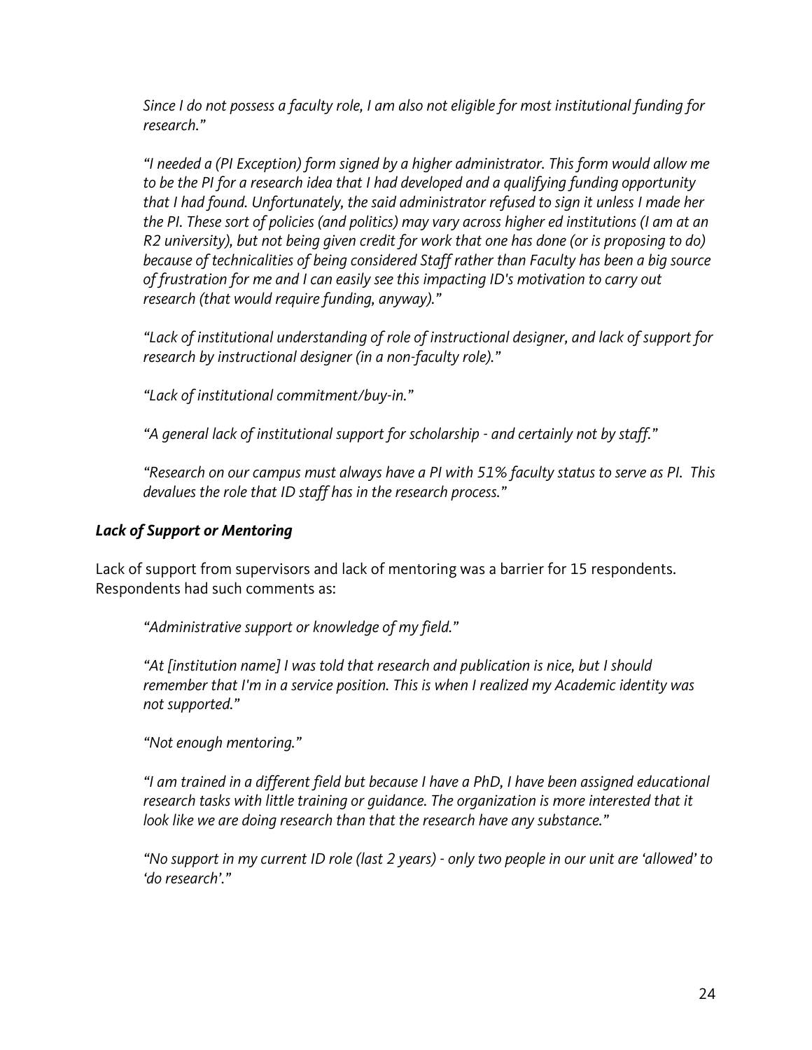*Since I do not possess a faculty role, I am also not eligible for most institutional funding for research."*

*"I needed a (PI Exception) form signed by a higher administrator. This form would allow me to be the PI for a research idea that I had developed and a qualifying funding opportunity that I had found. Unfortunately, the said administrator refused to sign it unless I made her the PI. These sort of policies (and politics) may vary across higher ed institutions (I am at an R2 university), but not being given credit for work that one has done (or is proposing to do) because of technicalities of being considered Staff rather than Faculty has been a big source of frustration for me and I can easily see this impacting ID's motivation to carry out research (that would require funding, anyway)."*

*"Lack of institutional understanding of role of instructional designer, and lack of support for research by instructional designer (in a non-faculty role)."*

*"Lack of institutional commitment/buy-in."*

*"A general lack of institutional support for scholarship - and certainly not by staff."*

*"Research on our campus must always have a PI with 51% faculty status to serve as PI. This devalues the role that ID staff has in the research process."*

### *Lack of Support or Mentoring*

Lack of support from supervisors and lack of mentoring was a barrier for 15 respondents. Respondents had such comments as:

*"Administrative support or knowledge of my field."*

*"At [institution name] I was told that research and publication is nice, but I should remember that I'm in a service position. This is when I realized my Academic identity was not supported."*

*"Not enough mentoring."*

*"I am trained in a different field but because I have a PhD, I have been assigned educational research tasks with little training or guidance. The organization is more interested that it look like we are doing research than that the research have any substance."*

*"No support in my current ID role (last 2 years) - only two people in our unit are 'allowed' to 'do research'."*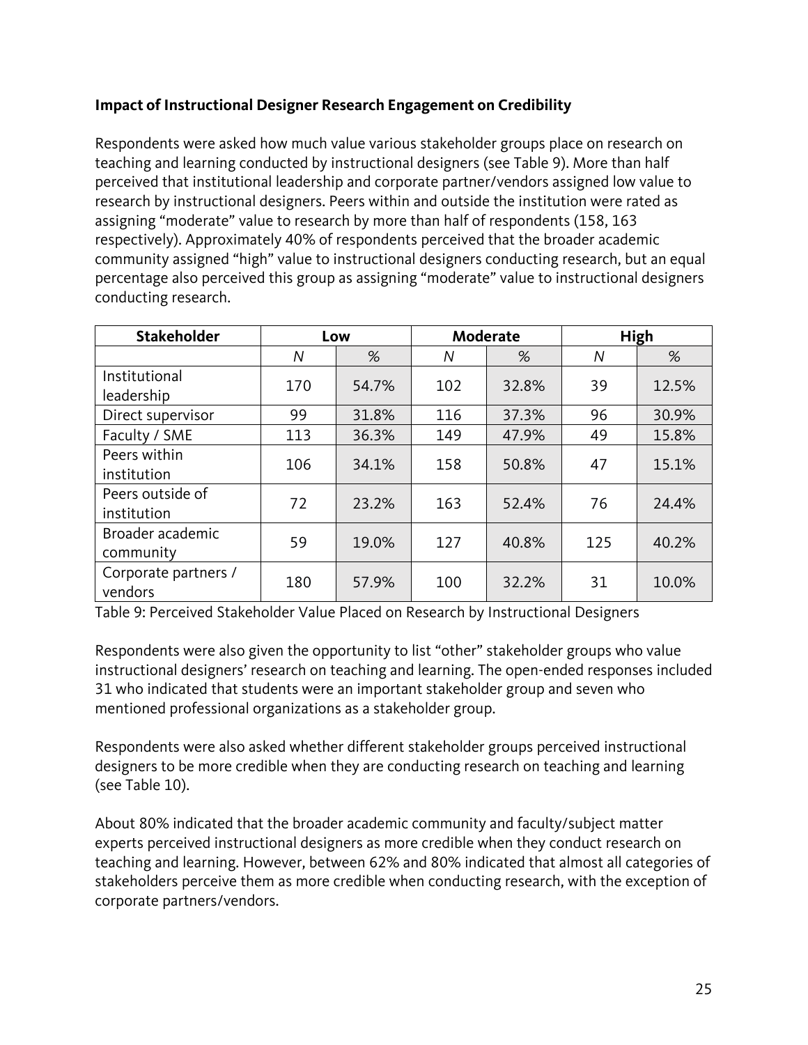**Impact of Instructional Designer Research Engagement on Credibility**

Respondents were asked how much value various stakeholder groups place on research on teaching and learning conducted by instructional designers (see Table 9). More than half perceived that institutional leadership and corporate partner/vendors assigned low value to research by instructional designers. Peers within and outside the institution were rated as assigning "moderate" value to research by more than half of respondents (158, 163 respectively). Approximately 40% of respondents perceived that the broader academic community assigned "high" value to instructional designers conducting research, but an equal percentage also perceived this group as assigning "moderate" value to instructional designers conducting research.

| Stakeholder | Low | | Moderate | | High | |
|---|---|---|---|---|---|---|
| | *N* | % | *N* | % | *N* | % |
| Institutional leadership | 170 | 54.7% | 102 | 32.8% | 39 | 12.5% |
| Direct supervisor | 99 | 31.8% | 116 | 37.3% | 96 | 30.9% |
| Faculty / SME | 113 | 36.3% | 149 | 47.9% | 49 | 15.8% |
| Peers within institution | 106 | 34.1% | 158 | 50.8% | 47 | 15.1% |
| Peers outside of institution | 72 | 23.2% | 163 | 52.4% | 76 | 24.4% |
| Broader academic community | 59 | 19.0% | 127 | 40.8% | 125 | 40.2% |
| Corporate partners / vendors | 180 | 57.9% | 100 | 32.2% | 31 | 10.0% |

Table 9: Perceived Stakeholder Value Placed on Research by Instructional Designers

Respondents were also given the opportunity to list "other" stakeholder groups who value instructional designers' research on teaching and learning. The open-ended responses included 31 who indicated that students were an important stakeholder group and seven who mentioned professional organizations as a stakeholder group.

Respondents were also asked whether different stakeholder groups perceived instructional designers to be more credible when they are conducting research on teaching and learning (see Table 10).

About 80% indicated that the broader academic community and faculty/subject matter experts perceived instructional designers as more credible when they conduct research on teaching and learning. However, between 62% and 80% indicated that almost all categories of stakeholders perceive them as more credible when conducting research, with the exception of corporate partners/vendors.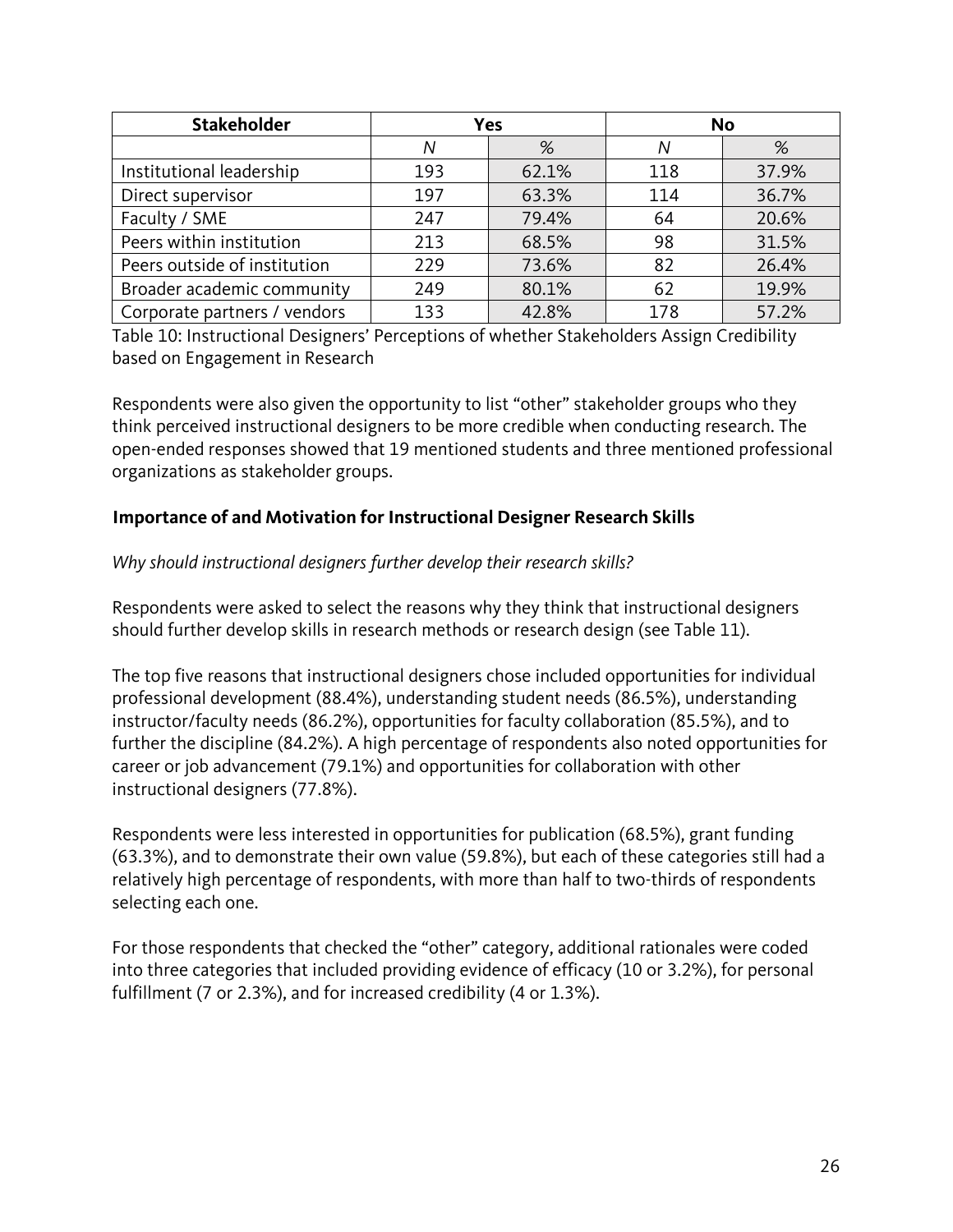| Stakeholder | Yes | | No | |
|---|---|---|---|---|
| | *N* | % | *N* | % |
| Institutional leadership | 193 | 62.1% | 118 | 37.9% |
| Direct supervisor | 197 | 63.3% | 114 | 36.7% |
| Faculty / SME | 247 | 79.4% | 64 | 20.6% |
| Peers within institution | 213 | 68.5% | 98 | 31.5% |
| Peers outside of institution | 229 | 73.6% | 82 | 26.4% |
| Broader academic community | 249 | 80.1% | 62 | 19.9% |
| Corporate partners / vendors | 133 | 42.8% | 178 | 57.2% |

Table 10: Instructional Designers' Perceptions of whether Stakeholders Assign Credibility based on Engagement in Research

Respondents were also given the opportunity to list "other" stakeholder groups who they think perceived instructional designers to be more credible when conducting research. The open-ended responses showed that 19 mentioned students and three mentioned professional organizations as stakeholder groups.

### Importance of and Motivation for Instructional Designer Research Skills

*Why should instructional designers further develop their research skills?*

Respondents were asked to select the reasons why they think that instructional designers should further develop skills in research methods or research design (see Table 11).

The top five reasons that instructional designers chose included opportunities for individual professional development (88.4%), understanding student needs (86.5%), understanding instructor/faculty needs (86.2%), opportunities for faculty collaboration (85.5%), and to further the discipline (84.2%). A high percentage of respondents also noted opportunities for career or job advancement (79.1%) and opportunities for collaboration with other instructional designers (77.8%).

Respondents were less interested in opportunities for publication (68.5%), grant funding (63.3%), and to demonstrate their own value (59.8%), but each of these categories still had a relatively high percentage of respondents, with more than half to two-thirds of respondents selecting each one.

For those respondents that checked the "other" category, additional rationales were coded into three categories that included providing evidence of efficacy (10 or 3.2%), for personal fulfillment (7 or 2.3%), and for increased credibility (4 or 1.3%).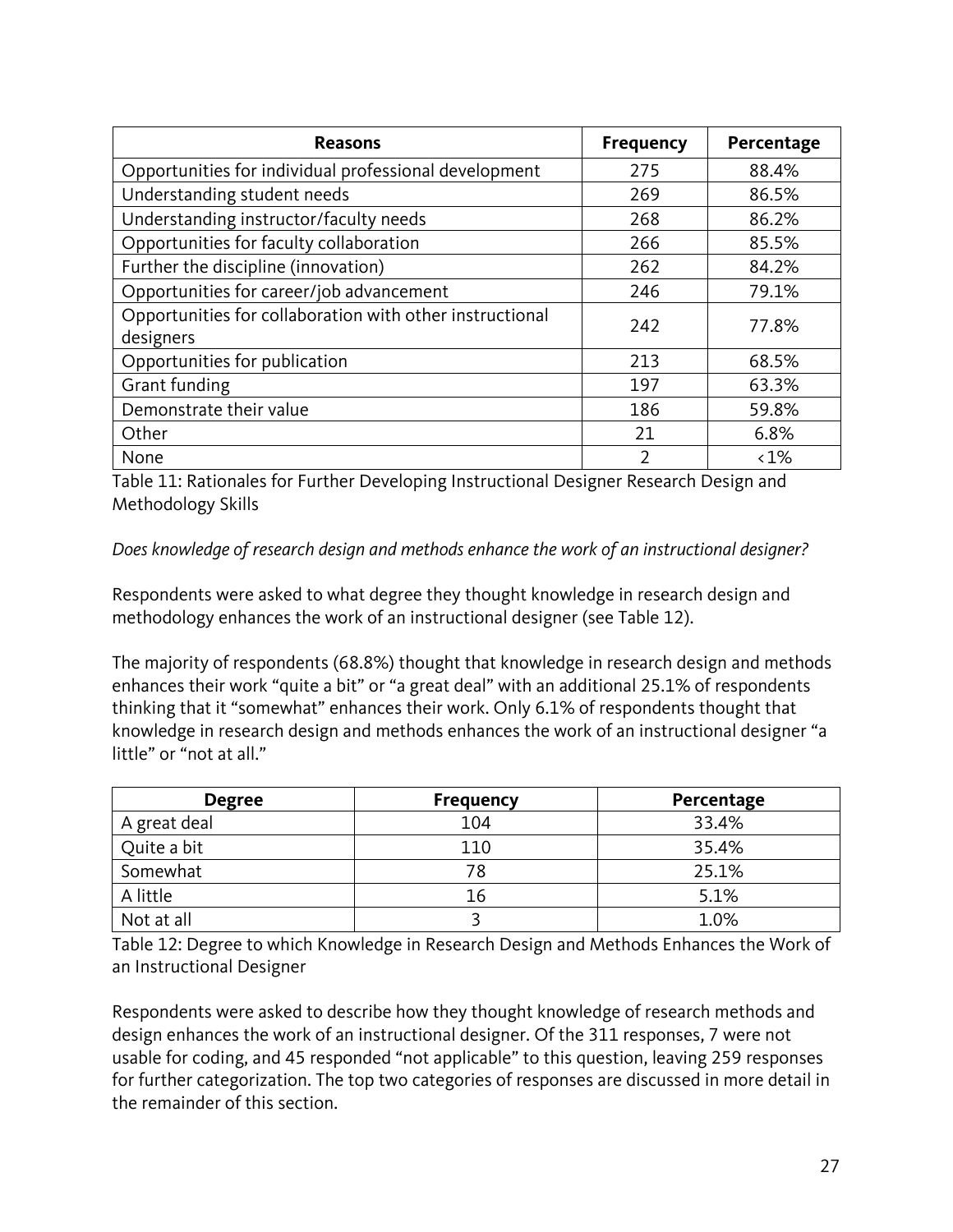| Reasons | Frequency | Percentage |
|---|---|---|
| Opportunities for individual professional development | 275 | 88.4% |
| Understanding student needs | 269 | 86.5% |
| Understanding instructor/faculty needs | 268 | 86.2% |
| Opportunities for faculty collaboration | 266 | 85.5% |
| Further the discipline (innovation) | 262 | 84.2% |
| Opportunities for career/job advancement | 246 | 79.1% |
| Opportunities for collaboration with other instructional designers | 242 | 77.8% |
| Opportunities for publication | 213 | 68.5% |
| Grant funding | 197 | 63.3% |
| Demonstrate their value | 186 | 59.8% |
| Other | 21 | 6.8% |
| None | 2 | <1% |

Table 11: Rationales for Further Developing Instructional Designer Research Design and Methodology Skills

*Does knowledge of research design and methods enhance the work of an instructional designer?*

Respondents were asked to what degree they thought knowledge in research design and methodology enhances the work of an instructional designer (see Table 12).

The majority of respondents (68.8%) thought that knowledge in research design and methods enhances their work "quite a bit" or "a great deal" with an additional 25.1% of respondents thinking that it "somewhat" enhances their work. Only 6.1% of respondents thought that knowledge in research design and methods enhances the work of an instructional designer "a little" or "not at all."

| Degree | Frequency | Percentage |
|---|---|---|
| A great deal | 104 | 33.4% |
| Quite a bit | 110 | 35.4% |
| Somewhat | 78 | 25.1% |
| A little | 16 | 5.1% |
| Not at all | 3 | 1.0% |

Table 12: Degree to which Knowledge in Research Design and Methods Enhances the Work of an Instructional Designer

Respondents were asked to describe how they thought knowledge of research methods and design enhances the work of an instructional designer. Of the 311 responses, 7 were not usable for coding, and 45 responded "not applicable" to this question, leaving 259 responses for further categorization. The top two categories of responses are discussed in more detail in the remainder of this section.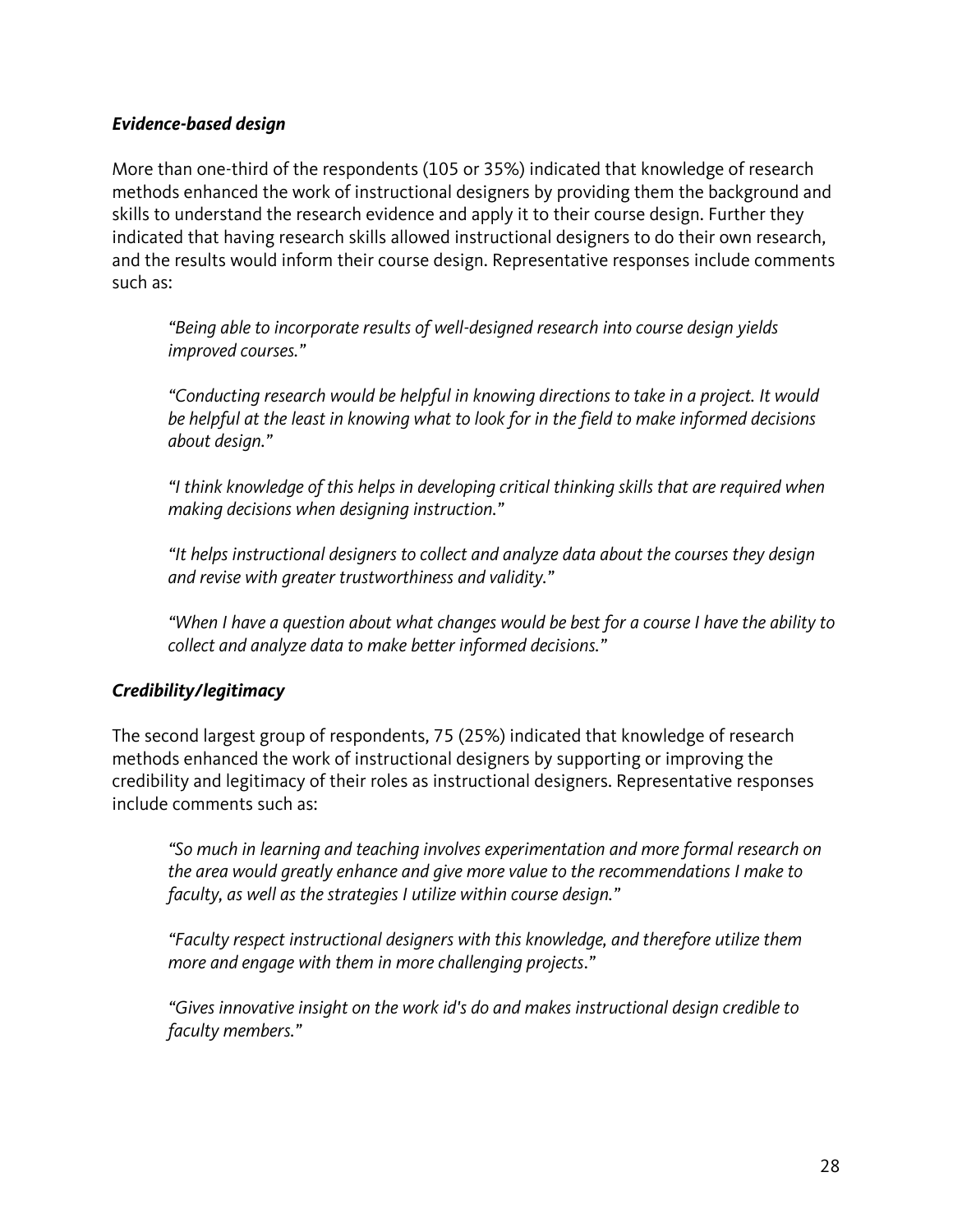### *Evidence-based design*

More than one-third of the respondents (105 or 35%) indicated that knowledge of research methods enhanced the work of instructional designers by providing them the background and skills to understand the research evidence and apply it to their course design. Further they indicated that having research skills allowed instructional designers to do their own research, and the results would inform their course design. Representative responses include comments such as:

> *"Being able to incorporate results of well-designed research into course design yields improved courses."*

> *"Conducting research would be helpful in knowing directions to take in a project. It would be helpful at the least in knowing what to look for in the field to make informed decisions about design."*

> *"I think knowledge of this helps in developing critical thinking skills that are required when making decisions when designing instruction."*

> *"It helps instructional designers to collect and analyze data about the courses they design and revise with greater trustworthiness and validity."*

> *"When I have a question about what changes would be best for a course I have the ability to collect and analyze data to make better informed decisions."*

### *Credibility/legitimacy*

The second largest group of respondents, 75 (25%) indicated that knowledge of research methods enhanced the work of instructional designers by supporting or improving the credibility and legitimacy of their roles as instructional designers. Representative responses include comments such as:

> *"So much in learning and teaching involves experimentation and more formal research on the area would greatly enhance and give more value to the recommendations I make to faculty, as well as the strategies I utilize within course design."*

> *"Faculty respect instructional designers with this knowledge, and therefore utilize them more and engage with them in more challenging projects."*

> *"Gives innovative insight on the work id's do and makes instructional design credible to faculty members."*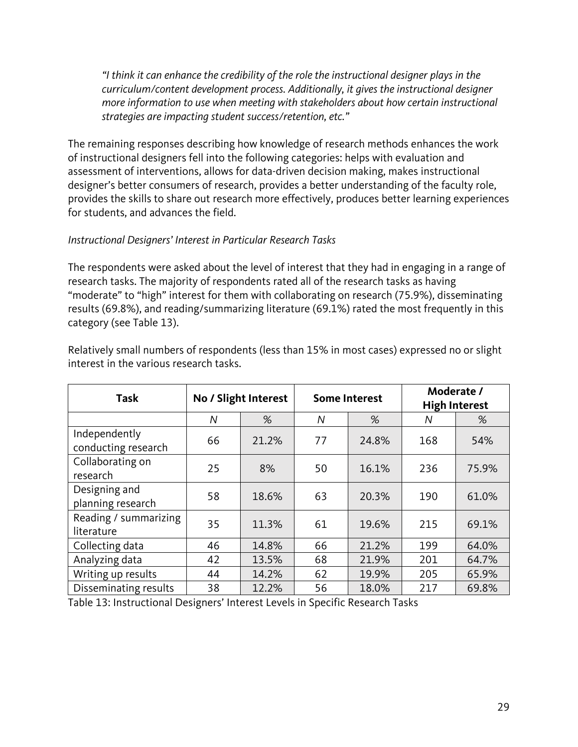*"I think it can enhance the credibility of the role the instructional designer plays in the curriculum/content development process. Additionally, it gives the instructional designer more information to use when meeting with stakeholders about how certain instructional strategies are impacting student success/retention, etc."*

The remaining responses describing how knowledge of research methods enhances the work of instructional designers fell into the following categories: helps with evaluation and assessment of interventions, allows for data-driven decision making, makes instructional designer's better consumers of research, provides a better understanding of the faculty role, provides the skills to share out research more effectively, produces better learning experiences for students, and advances the field.

*Instructional Designers' Interest in Particular Research Tasks*

The respondents were asked about the level of interest that they had in engaging in a range of research tasks. The majority of respondents rated all of the research tasks as having "moderate" to "high" interest for them with collaborating on research (75.9%), disseminating results (69.8%), and reading/summarizing literature (69.1%) rated the most frequently in this category (see Table 13).

Relatively small numbers of respondents (less than 15% in most cases) expressed no or slight interest in the various research tasks.

| Task | No / Slight Interest | | Some Interest | | Moderate / High Interest | |
|---|---|---|---|---|---|---|
| | *N* | % | *N* | % | *N* | % |
| Independently conducting research | 66 | 21.2% | 77 | 24.8% | 168 | 54% |
| Collaborating on research | 25 | 8% | 50 | 16.1% | 236 | 75.9% |
| Designing and planning research | 58 | 18.6% | 63 | 20.3% | 190 | 61.0% |
| Reading / summarizing literature | 35 | 11.3% | 61 | 19.6% | 215 | 69.1% |
| Collecting data | 46 | 14.8% | 66 | 21.2% | 199 | 64.0% |
| Analyzing data | 42 | 13.5% | 68 | 21.9% | 201 | 64.7% |
| Writing up results | 44 | 14.2% | 62 | 19.9% | 205 | 65.9% |
| Disseminating results | 38 | 12.2% | 56 | 18.0% | 217 | 69.8% |

Table 13: Instructional Designers' Interest Levels in Specific Research Tasks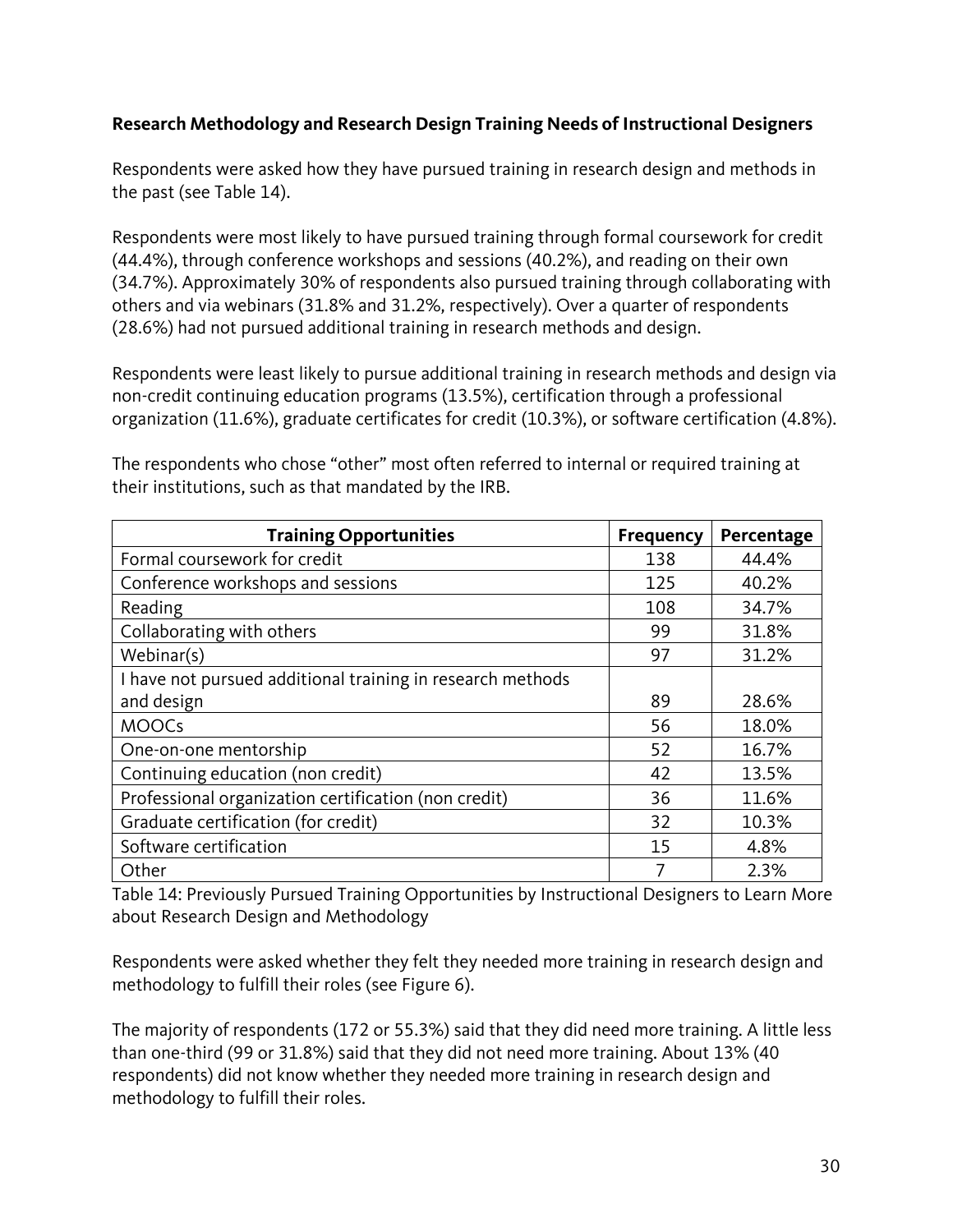### Research Methodology and Research Design Training Needs of Instructional Designers

Respondents were asked how they have pursued training in research design and methods in the past (see Table 14).

Respondents were most likely to have pursued training through formal coursework for credit (44.4%), through conference workshops and sessions (40.2%), and reading on their own (34.7%). Approximately 30% of respondents also pursued training through collaborating with others and via webinars (31.8% and 31.2%, respectively). Over a quarter of respondents (28.6%) had not pursued additional training in research methods and design.

Respondents were least likely to pursue additional training in research methods and design via non-credit continuing education programs (13.5%), certification through a professional organization (11.6%), graduate certificates for credit (10.3%), or software certification (4.8%).

The respondents who chose "other" most often referred to internal or required training at their institutions, such as that mandated by the IRB.

| Training Opportunities | Frequency | Percentage |
|---|---|---|
| Formal coursework for credit | 138 | 44.4% |
| Conference workshops and sessions | 125 | 40.2% |
| Reading | 108 | 34.7% |
| Collaborating with others | 99 | 31.8% |
| Webinar(s) | 97 | 31.2% |
| I have not pursued additional training in research methods and design | 89 | 28.6% |
| MOOCs | 56 | 18.0% |
| One-on-one mentorship | 52 | 16.7% |
| Continuing education (non credit) | 42 | 13.5% |
| Professional organization certification (non credit) | 36 | 11.6% |
| Graduate certification (for credit) | 32 | 10.3% |
| Software certification | 15 | 4.8% |
| Other | 7 | 2.3% |

Table 14: Previously Pursued Training Opportunities by Instructional Designers to Learn More about Research Design and Methodology

Respondents were asked whether they felt they needed more training in research design and methodology to fulfill their roles (see Figure 6).

The majority of respondents (172 or 55.3%) said that they did need more training. A little less than one-third (99 or 31.8%) said that they did not need more training. About 13% (40 respondents) did not know whether they needed more training in research design and methodology to fulfill their roles.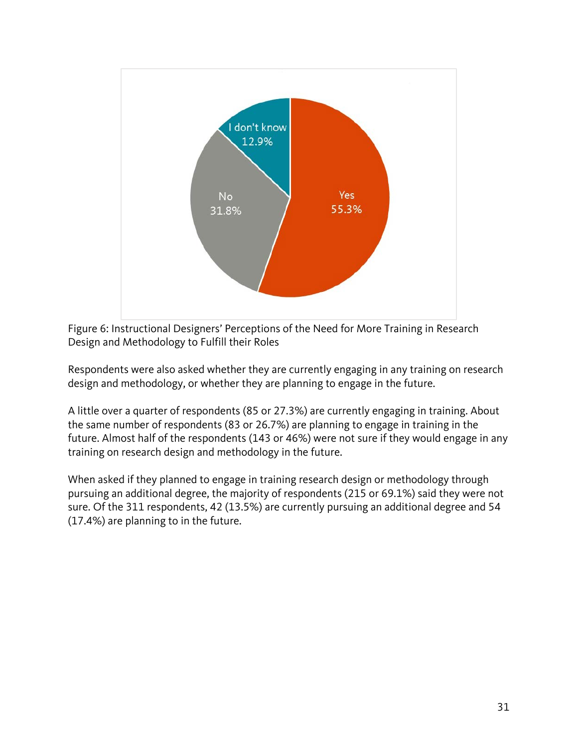Figure 6: Instructional Designers' Perceptions of the Need for More Training in Research Design and Methodology to Fulfill their Roles

Respondents were also asked whether they are currently engaging in any training on research design and methodology, or whether they are planning to engage in the future.

A little over a quarter of respondents (85 or 27.3%) are currently engaging in training. About the same number of respondents (83 or 26.7%) are planning to engage in training in the future. Almost half of the respondents (143 or 46%) were not sure if they would engage in any training on research design and methodology in the future.

When asked if they planned to engage in training research design or methodology through pursuing an additional degree, the majority of respondents (215 or 69.1%) said they were not sure. Of the 311 respondents, 42 (13.5%) are currently pursuing an additional degree and 54 (17.4%) are planning to in the future.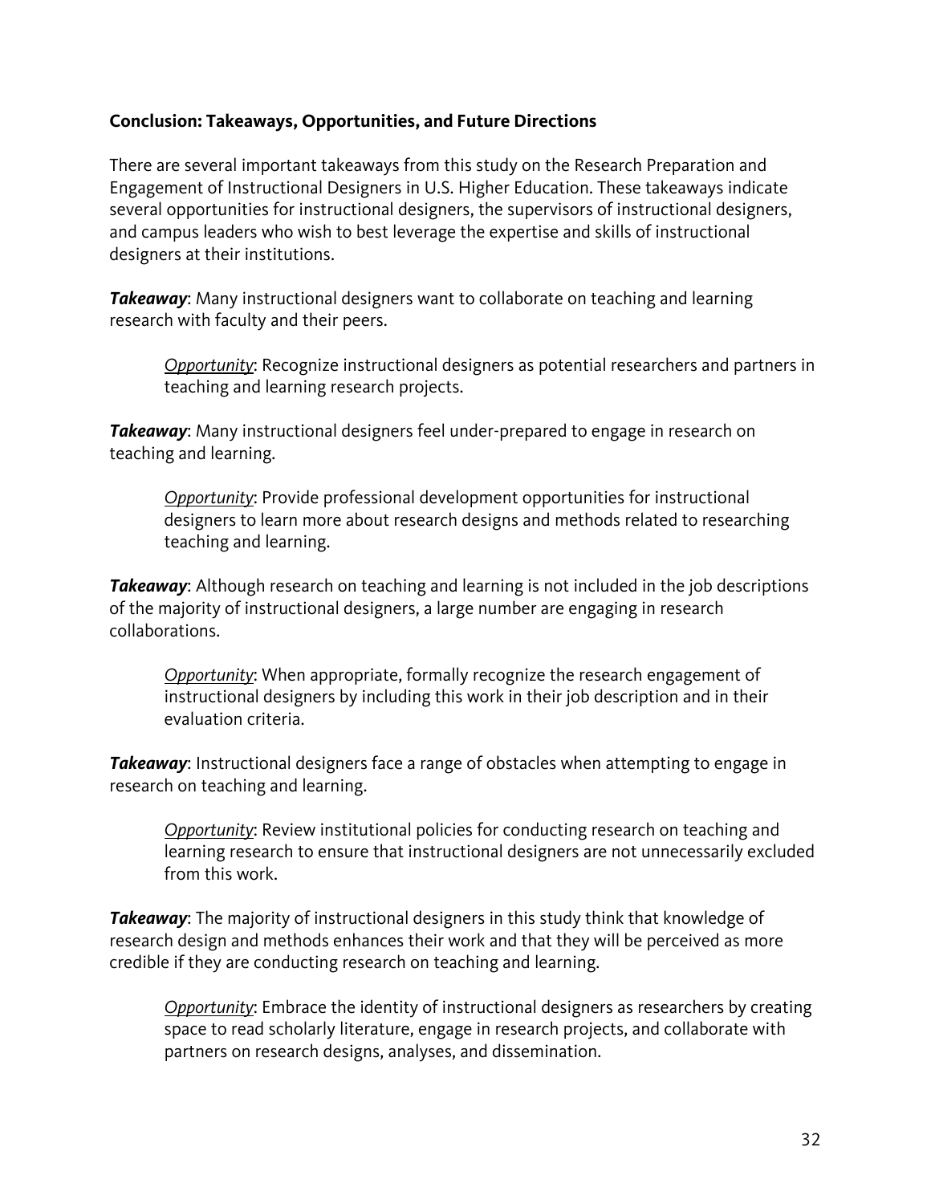**Conclusion: Takeaways, Opportunities, and Future Directions**

There are several important takeaways from this study on the Research Preparation and Engagement of Instructional Designers in U.S. Higher Education. These takeaways indicate several opportunities for instructional designers, the supervisors of instructional designers, and campus leaders who wish to best leverage the expertise and skills of instructional designers at their institutions.

***Takeaway***: Many instructional designers want to collaborate on teaching and learning research with faculty and their peers.

> <u>*Opportunity*</u>: Recognize instructional designers as potential researchers and partners in teaching and learning research projects.

***Takeaway***: Many instructional designers feel under-prepared to engage in research on teaching and learning.

> <u>*Opportunity*</u>: Provide professional development opportunities for instructional designers to learn more about research designs and methods related to researching teaching and learning.

***Takeaway***: Although research on teaching and learning is not included in the job descriptions of the majority of instructional designers, a large number are engaging in research collaborations.

> <u>*Opportunity*</u>: When appropriate, formally recognize the research engagement of instructional designers by including this work in their job description and in their evaluation criteria.

***Takeaway***: Instructional designers face a range of obstacles when attempting to engage in research on teaching and learning.

> <u>*Opportunity*</u>: Review institutional policies for conducting research on teaching and learning research to ensure that instructional designers are not unnecessarily excluded from this work.

***Takeaway***: The majority of instructional designers in this study think that knowledge of research design and methods enhances their work and that they will be perceived as more credible if they are conducting research on teaching and learning.

> <u>*Opportunity*</u>: Embrace the identity of instructional designers as researchers by creating space to read scholarly literature, engage in research projects, and collaborate with partners on research designs, analyses, and dissemination.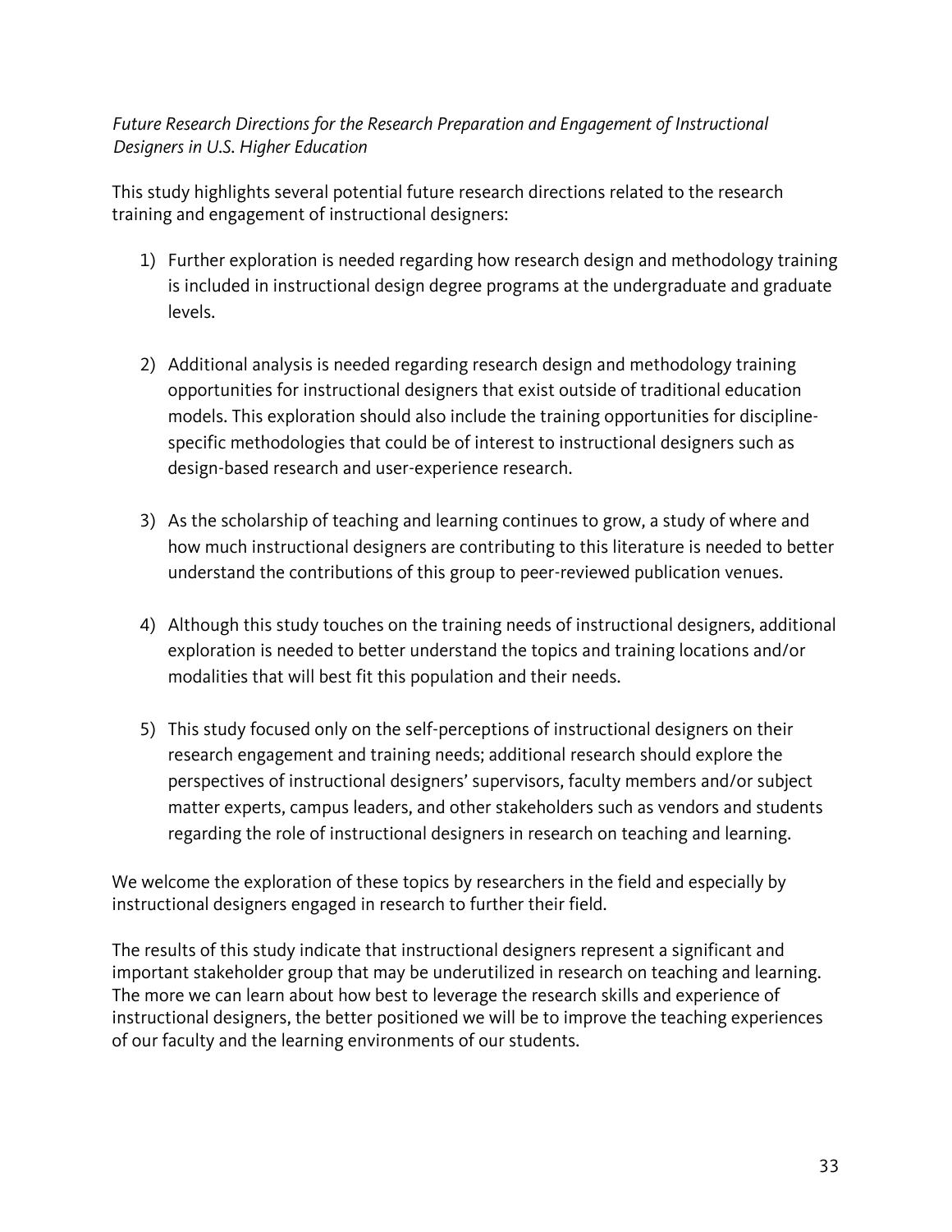*Future Research Directions for the Research Preparation and Engagement of Instructional Designers in U.S. Higher Education*

This study highlights several potential future research directions related to the research training and engagement of instructional designers:

1) Further exploration is needed regarding how research design and methodology training is included in instructional design degree programs at the undergraduate and graduate levels.

2) Additional analysis is needed regarding research design and methodology training opportunities for instructional designers that exist outside of traditional education models. This exploration should also include the training opportunities for discipline-specific methodologies that could be of interest to instructional designers such as design-based research and user-experience research.

3) As the scholarship of teaching and learning continues to grow, a study of where and how much instructional designers are contributing to this literature is needed to better understand the contributions of this group to peer-reviewed publication venues.

4) Although this study touches on the training needs of instructional designers, additional exploration is needed to better understand the topics and training locations and/or modalities that will best fit this population and their needs.

5) This study focused only on the self-perceptions of instructional designers on their research engagement and training needs; additional research should explore the perspectives of instructional designers' supervisors, faculty members and/or subject matter experts, campus leaders, and other stakeholders such as vendors and students regarding the role of instructional designers in research on teaching and learning.

We welcome the exploration of these topics by researchers in the field and especially by instructional designers engaged in research to further their field.

The results of this study indicate that instructional designers represent a significant and important stakeholder group that may be underutilized in research on teaching and learning. The more we can learn about how best to leverage the research skills and experience of instructional designers, the better positioned we will be to improve the teaching experiences of our faculty and the learning environments of our students.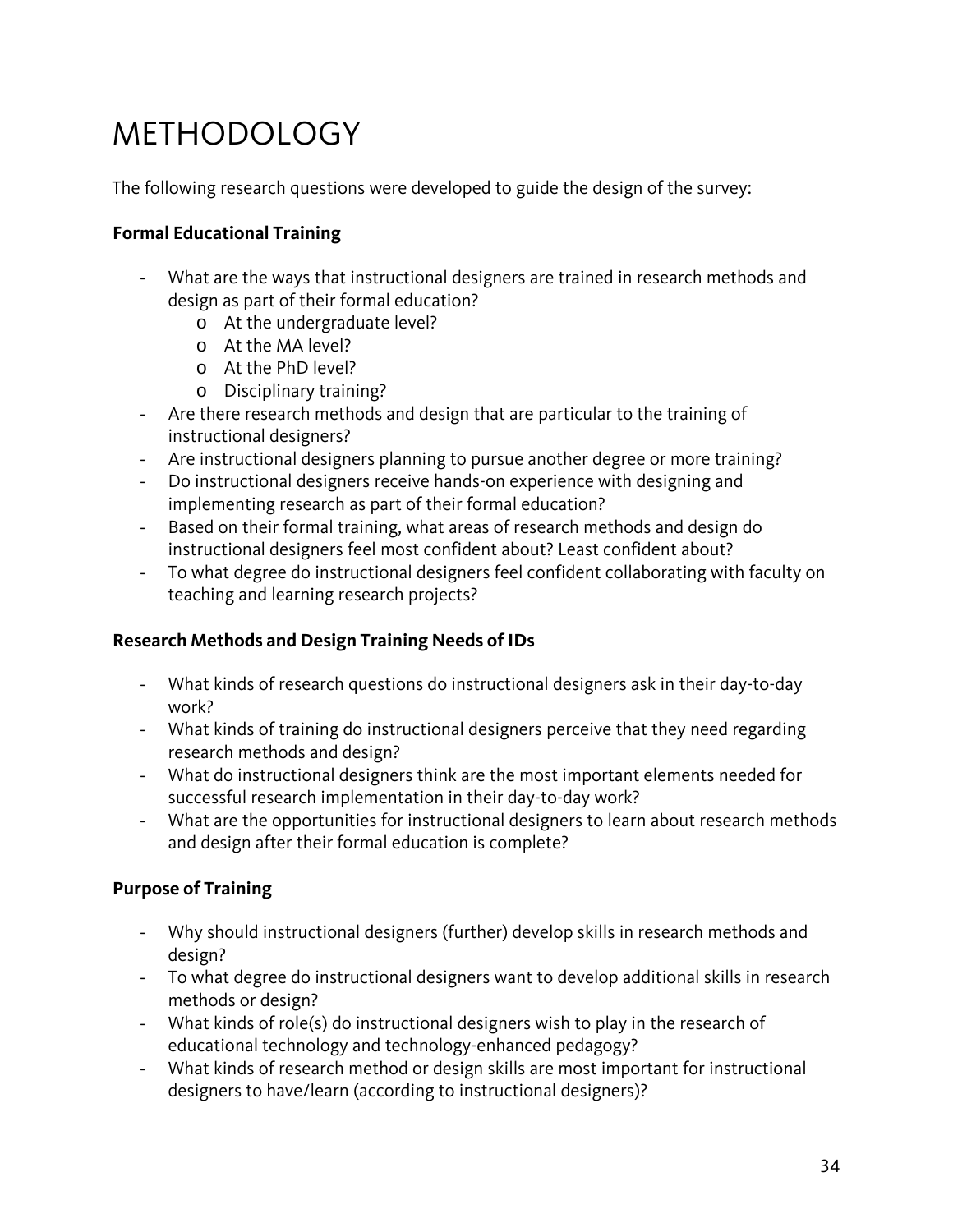# METHODOLOGY

The following research questions were developed to guide the design of the survey:

**Formal Educational Training**

- What are the ways that instructional designers are trained in research methods and design as part of their formal education?
    - At the undergraduate level?
    - At the MA level?
    - At the PhD level?
    - Disciplinary training?
- Are there research methods and design that are particular to the training of instructional designers?
- Are instructional designers planning to pursue another degree or more training?
- Do instructional designers receive hands-on experience with designing and implementing research as part of their formal education?
- Based on their formal training, what areas of research methods and design do instructional designers feel most confident about? Least confident about?
- To what degree do instructional designers feel confident collaborating with faculty on teaching and learning research projects?

**Research Methods and Design Training Needs of IDs**

- What kinds of research questions do instructional designers ask in their day-to-day work?
- What kinds of training do instructional designers perceive that they need regarding research methods and design?
- What do instructional designers think are the most important elements needed for successful research implementation in their day-to-day work?
- What are the opportunities for instructional designers to learn about research methods and design after their formal education is complete?

**Purpose of Training**

- Why should instructional designers (further) develop skills in research methods and design?
- To what degree do instructional designers want to develop additional skills in research methods or design?
- What kinds of role(s) do instructional designers wish to play in the research of educational technology and technology-enhanced pedagogy?
- What kinds of research method or design skills are most important for instructional designers to have/learn (according to instructional designers)?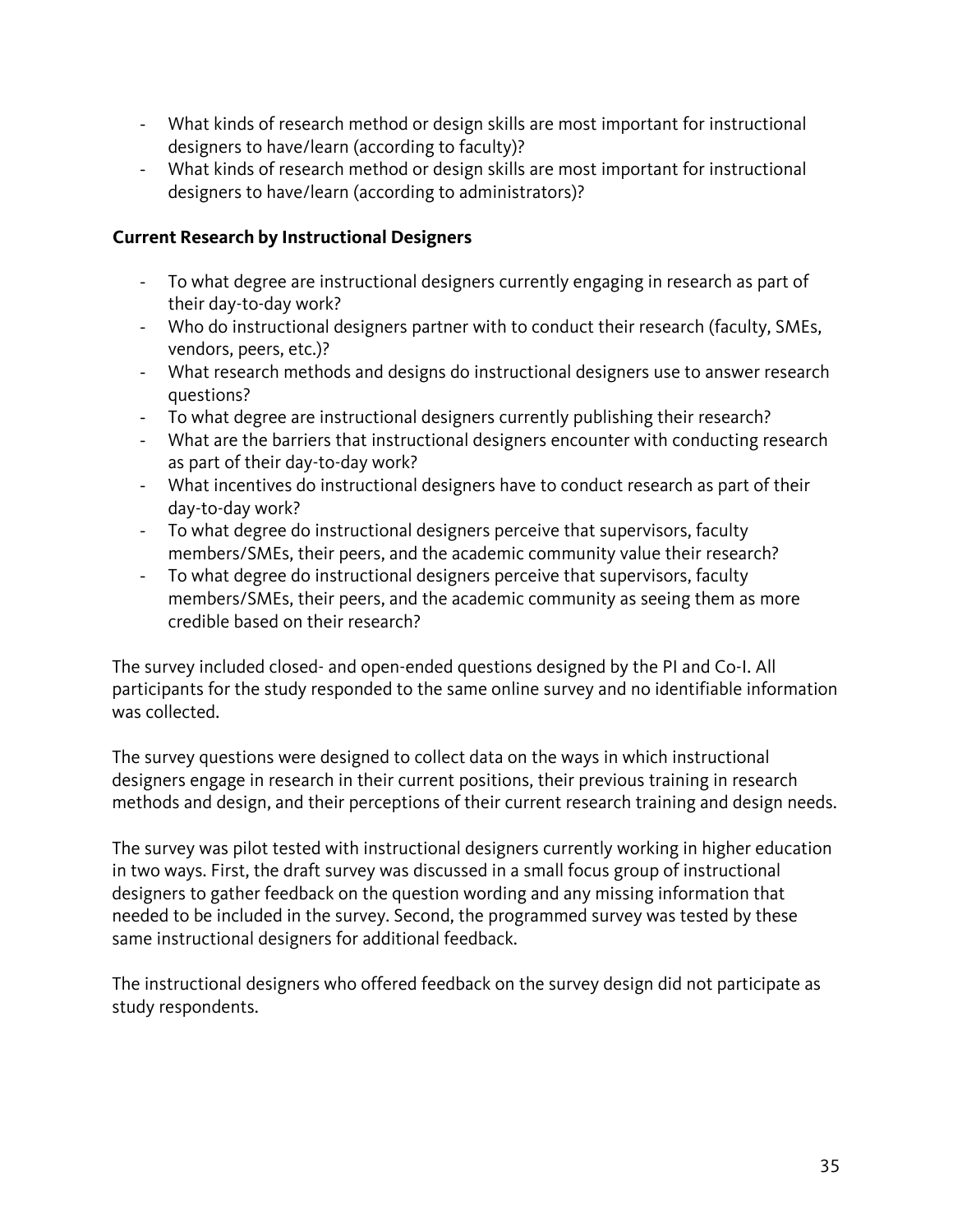- What kinds of research method or design skills are most important for instructional designers to have/learn (according to faculty)?
- What kinds of research method or design skills are most important for instructional designers to have/learn (according to administrators)?

**Current Research by Instructional Designers**

- To what degree are instructional designers currently engaging in research as part of their day-to-day work?
- Who do instructional designers partner with to conduct their research (faculty, SMEs, vendors, peers, etc.)?
- What research methods and designs do instructional designers use to answer research questions?
- To what degree are instructional designers currently publishing their research?
- What are the barriers that instructional designers encounter with conducting research as part of their day-to-day work?
- What incentives do instructional designers have to conduct research as part of their day-to-day work?
- To what degree do instructional designers perceive that supervisors, faculty members/SMEs, their peers, and the academic community value their research?
- To what degree do instructional designers perceive that supervisors, faculty members/SMEs, their peers, and the academic community as seeing them as more credible based on their research?

The survey included closed- and open-ended questions designed by the PI and Co-I. All participants for the study responded to the same online survey and no identifiable information was collected.

The survey questions were designed to collect data on the ways in which instructional designers engage in research in their current positions, their previous training in research methods and design, and their perceptions of their current research training and design needs.

The survey was pilot tested with instructional designers currently working in higher education in two ways. First, the draft survey was discussed in a small focus group of instructional designers to gather feedback on the question wording and any missing information that needed to be included in the survey. Second, the programmed survey was tested by these same instructional designers for additional feedback.

The instructional designers who offered feedback on the survey design did not participate as study respondents.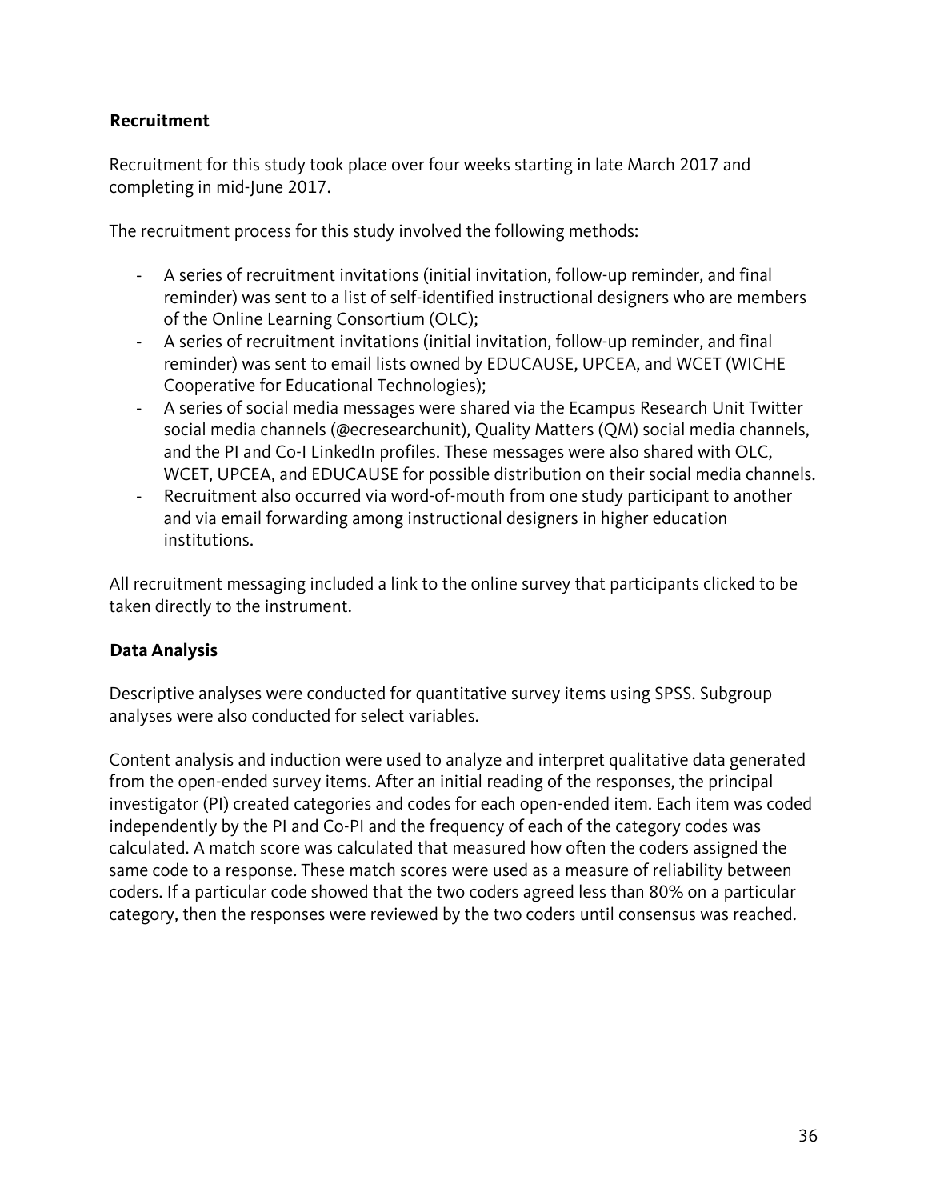## Recruitment

Recruitment for this study took place over four weeks starting in late March 2017 and completing in mid-June 2017.

The recruitment process for this study involved the following methods:

- A series of recruitment invitations (initial invitation, follow-up reminder, and final reminder) was sent to a list of self-identified instructional designers who are members of the Online Learning Consortium (OLC);
- A series of recruitment invitations (initial invitation, follow-up reminder, and final reminder) was sent to email lists owned by EDUCAUSE, UPCEA, and WCET (WICHE Cooperative for Educational Technologies);
- A series of social media messages were shared via the Ecampus Research Unit Twitter social media channels (@ecresearchunit), Quality Matters (QM) social media channels, and the PI and Co-I LinkedIn profiles. These messages were also shared with OLC, WCET, UPCEA, and EDUCAUSE for possible distribution on their social media channels.
- Recruitment also occurred via word-of-mouth from one study participant to another and via email forwarding among instructional designers in higher education institutions.

All recruitment messaging included a link to the online survey that participants clicked to be taken directly to the instrument.

## Data Analysis

Descriptive analyses were conducted for quantitative survey items using SPSS. Subgroup analyses were also conducted for select variables.

Content analysis and induction were used to analyze and interpret qualitative data generated from the open-ended survey items. After an initial reading of the responses, the principal investigator (PI) created categories and codes for each open-ended item. Each item was coded independently by the PI and Co-PI and the frequency of each of the category codes was calculated. A match score was calculated that measured how often the coders assigned the same code to a response. These match scores were used as a measure of reliability between coders. If a particular code showed that the two coders agreed less than 80% on a particular category, then the responses were reviewed by the two coders until consensus was reached.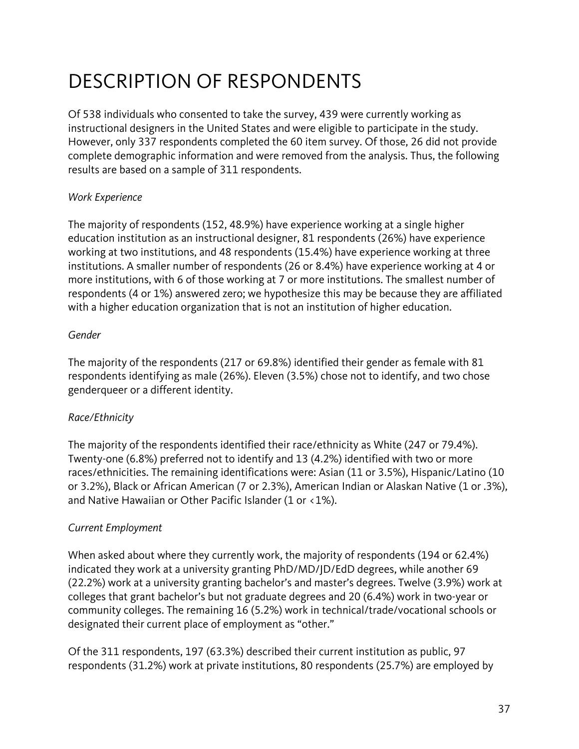# DESCRIPTION OF RESPONDENTS

Of 538 individuals who consented to take the survey, 439 were currently working as instructional designers in the United States and were eligible to participate in the study. However, only 337 respondents completed the 60 item survey. Of those, 26 did not provide complete demographic information and were removed from the analysis. Thus, the following results are based on a sample of 311 respondents.

*Work Experience*

The majority of respondents (152, 48.9%) have experience working at a single higher education institution as an instructional designer, 81 respondents (26%) have experience working at two institutions, and 48 respondents (15.4%) have experience working at three institutions. A smaller number of respondents (26 or 8.4%) have experience working at 4 or more institutions, with 6 of those working at 7 or more institutions. The smallest number of respondents (4 or 1%) answered zero; we hypothesize this may be because they are affiliated with a higher education organization that is not an institution of higher education.

*Gender*

The majority of the respondents (217 or 69.8%) identified their gender as female with 81 respondents identifying as male (26%). Eleven (3.5%) chose not to identify, and two chose genderqueer or a different identity.

*Race/Ethnicity*

The majority of the respondents identified their race/ethnicity as White (247 or 79.4%). Twenty-one (6.8%) preferred not to identify and 13 (4.2%) identified with two or more races/ethnicities. The remaining identifications were: Asian (11 or 3.5%), Hispanic/Latino (10 or 3.2%), Black or African American (7 or 2.3%), American Indian or Alaskan Native (1 or .3%), and Native Hawaiian or Other Pacific Islander (1 or <1%).

*Current Employment*

When asked about where they currently work, the majority of respondents (194 or 62.4%) indicated they work at a university granting PhD/MD/JD/EdD degrees, while another 69 (22.2%) work at a university granting bachelor's and master's degrees. Twelve (3.9%) work at colleges that grant bachelor's but not graduate degrees and 20 (6.4%) work in two-year or community colleges. The remaining 16 (5.2%) work in technical/trade/vocational schools or designated their current place of employment as "other."

Of the 311 respondents, 197 (63.3%) described their current institution as public, 97 respondents (31.2%) work at private institutions, 80 respondents (25.7%) are employed by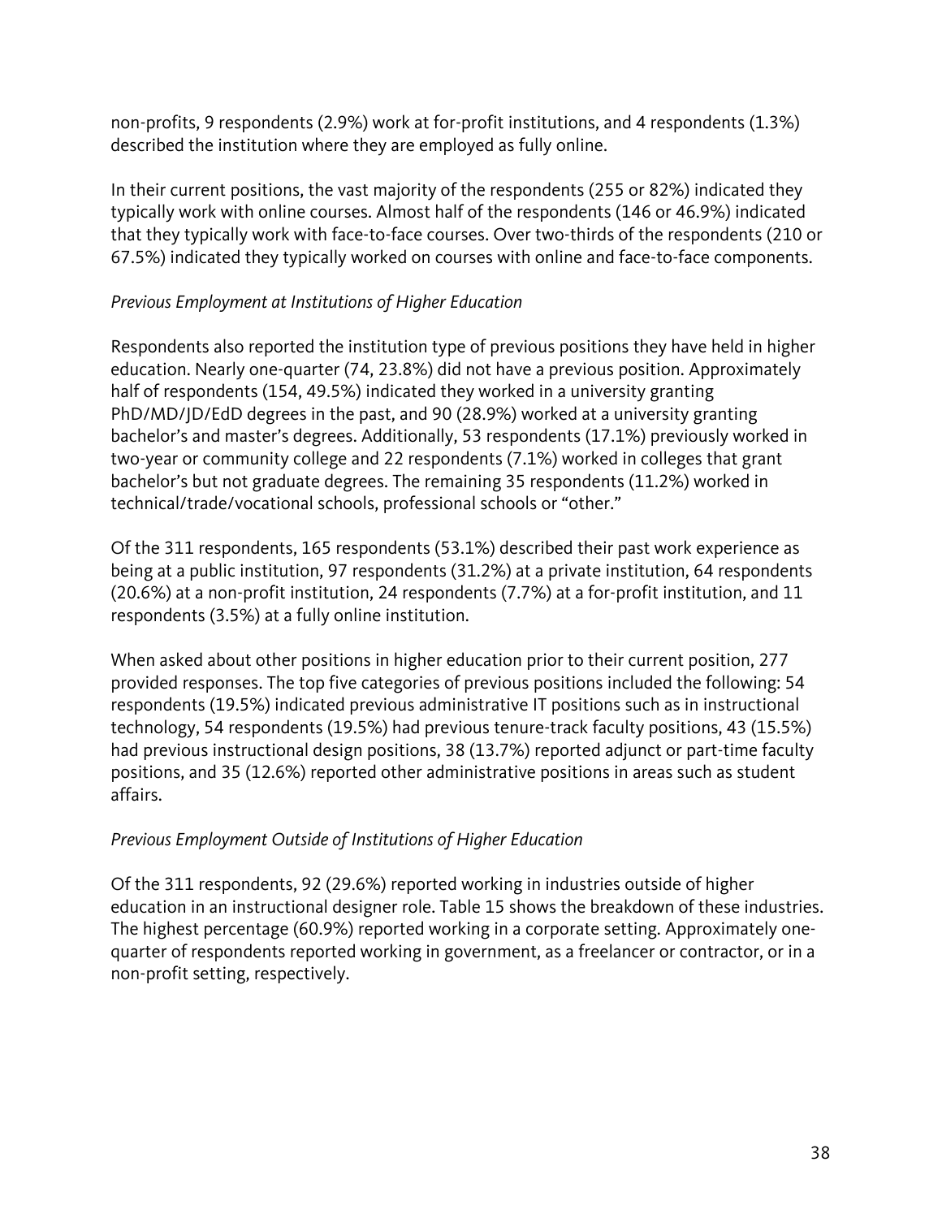non-profits, 9 respondents (2.9%) work at for-profit institutions, and 4 respondents (1.3%) described the institution where they are employed as fully online.

In their current positions, the vast majority of the respondents (255 or 82%) indicated they typically work with online courses. Almost half of the respondents (146 or 46.9%) indicated that they typically work with face-to-face courses. Over two-thirds of the respondents (210 or 67.5%) indicated they typically worked on courses with online and face-to-face components.

*Previous Employment at Institutions of Higher Education*

Respondents also reported the institution type of previous positions they have held in higher education. Nearly one-quarter (74, 23.8%) did not have a previous position. Approximately half of respondents (154, 49.5%) indicated they worked in a university granting PhD/MD/JD/EdD degrees in the past, and 90 (28.9%) worked at a university granting bachelor's and master's degrees. Additionally, 53 respondents (17.1%) previously worked in two-year or community college and 22 respondents (7.1%) worked in colleges that grant bachelor's but not graduate degrees. The remaining 35 respondents (11.2%) worked in technical/trade/vocational schools, professional schools or "other."

Of the 311 respondents, 165 respondents (53.1%) described their past work experience as being at a public institution, 97 respondents (31.2%) at a private institution, 64 respondents (20.6%) at a non-profit institution, 24 respondents (7.7%) at a for-profit institution, and 11 respondents (3.5%) at a fully online institution.

When asked about other positions in higher education prior to their current position, 277 provided responses. The top five categories of previous positions included the following: 54 respondents (19.5%) indicated previous administrative IT positions such as in instructional technology, 54 respondents (19.5%) had previous tenure-track faculty positions, 43 (15.5%) had previous instructional design positions, 38 (13.7%) reported adjunct or part-time faculty positions, and 35 (12.6%) reported other administrative positions in areas such as student affairs.

*Previous Employment Outside of Institutions of Higher Education*

Of the 311 respondents, 92 (29.6%) reported working in industries outside of higher education in an instructional designer role. Table 15 shows the breakdown of these industries. The highest percentage (60.9%) reported working in a corporate setting. Approximately one-quarter of respondents reported working in government, as a freelancer or contractor, or in a non-profit setting, respectively.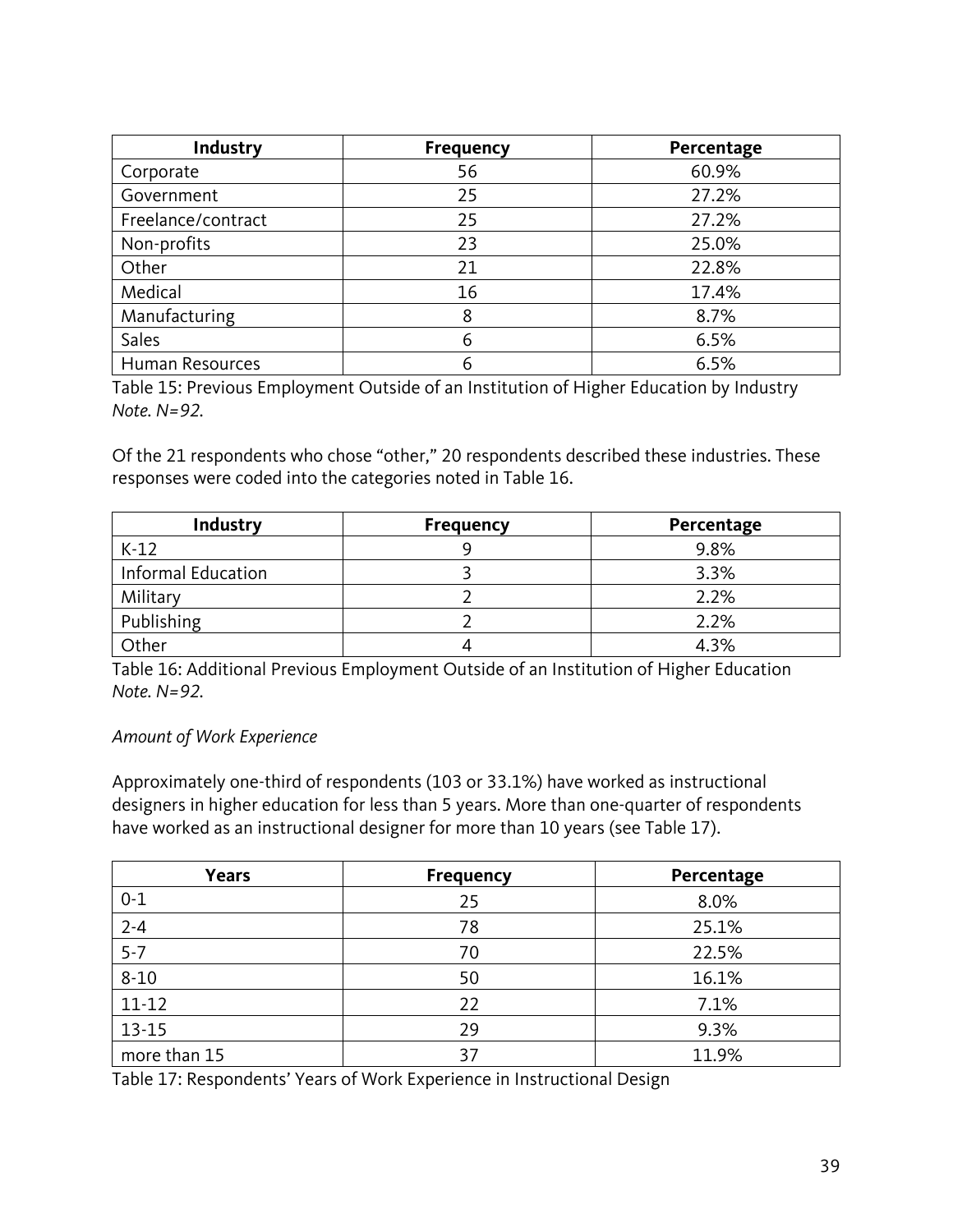| Industry | Frequency | Percentage |
| --- | --- | --- |
| Corporate | 56 | 60.9% |
| Government | 25 | 27.2% |
| Freelance/contract | 25 | 27.2% |
| Non-profits | 23 | 25.0% |
| Other | 21 | 22.8% |
| Medical | 16 | 17.4% |
| Manufacturing | 8 | 8.7% |
| Sales | 6 | 6.5% |
| Human Resources | 6 | 6.5% |

Table 15: Previous Employment Outside of an Institution of Higher Education by Industry
*Note. N=92.*

Of the 21 respondents who chose "other," 20 respondents described these industries. These responses were coded into the categories noted in Table 16.

| Industry | Frequency | Percentage |
| --- | --- | --- |
| K-12 | 9 | 9.8% |
| Informal Education | 3 | 3.3% |
| Military | 2 | 2.2% |
| Publishing | 2 | 2.2% |
| Other | 4 | 4.3% |

Table 16: Additional Previous Employment Outside of an Institution of Higher Education
*Note. N=92.*

*Amount of Work Experience*

Approximately one-third of respondents (103 or 33.1%) have worked as instructional designers in higher education for less than 5 years. More than one-quarter of respondents have worked as an instructional designer for more than 10 years (see Table 17).

| Years | Frequency | Percentage |
| --- | --- | --- |
| 0-1 | 25 | 8.0% |
| 2-4 | 78 | 25.1% |
| 5-7 | 70 | 22.5% |
| 8-10 | 50 | 16.1% |
| 11-12 | 22 | 7.1% |
| 13-15 | 29 | 9.3% |
| more than 15 | 37 | 11.9% |

Table 17: Respondents' Years of Work Experience in Instructional Design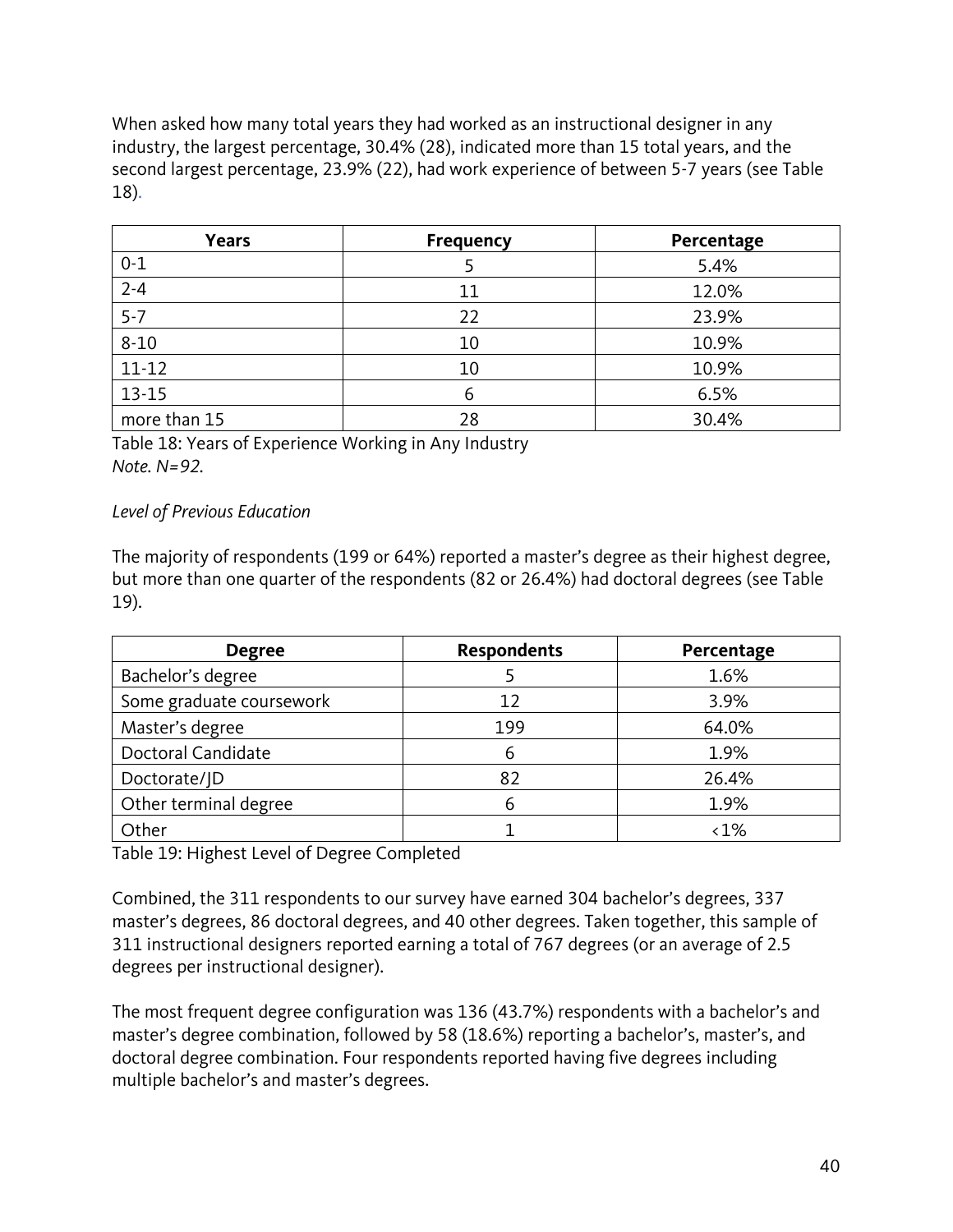When asked how many total years they had worked as an instructional designer in any industry, the largest percentage, 30.4% (28), indicated more than 15 total years, and the second largest percentage, 23.9% (22), had work experience of between 5-7 years (see Table 18).

| Years | Frequency | Percentage |
| --- | --- | --- |
| 0-1 | 5 | 5.4% |
| 2-4 | 11 | 12.0% |
| 5-7 | 22 | 23.9% |
| 8-10 | 10 | 10.9% |
| 11-12 | 10 | 10.9% |
| 13-15 | 6 | 6.5% |
| more than 15 | 28 | 30.4% |

Table 18: Years of Experience Working in Any Industry
*Note. N=92.*

*Level of Previous Education*

The majority of respondents (199 or 64%) reported a master's degree as their highest degree, but more than one quarter of the respondents (82 or 26.4%) had doctoral degrees (see Table 19).

| Degree | Respondents | Percentage |
| --- | --- | --- |
| Bachelor's degree | 5 | 1.6% |
| Some graduate coursework | 12 | 3.9% |
| Master's degree | 199 | 64.0% |
| Doctoral Candidate | 6 | 1.9% |
| Doctorate/JD | 82 | 26.4% |
| Other terminal degree | 6 | 1.9% |
| Other | 1 | <1% |

Table 19: Highest Level of Degree Completed

Combined, the 311 respondents to our survey have earned 304 bachelor's degrees, 337 master's degrees, 86 doctoral degrees, and 40 other degrees. Taken together, this sample of 311 instructional designers reported earning a total of 767 degrees (or an average of 2.5 degrees per instructional designer).

The most frequent degree configuration was 136 (43.7%) respondents with a bachelor's and master's degree combination, followed by 58 (18.6%) reporting a bachelor's, master's, and doctoral degree combination. Four respondents reported having five degrees including multiple bachelor's and master's degrees.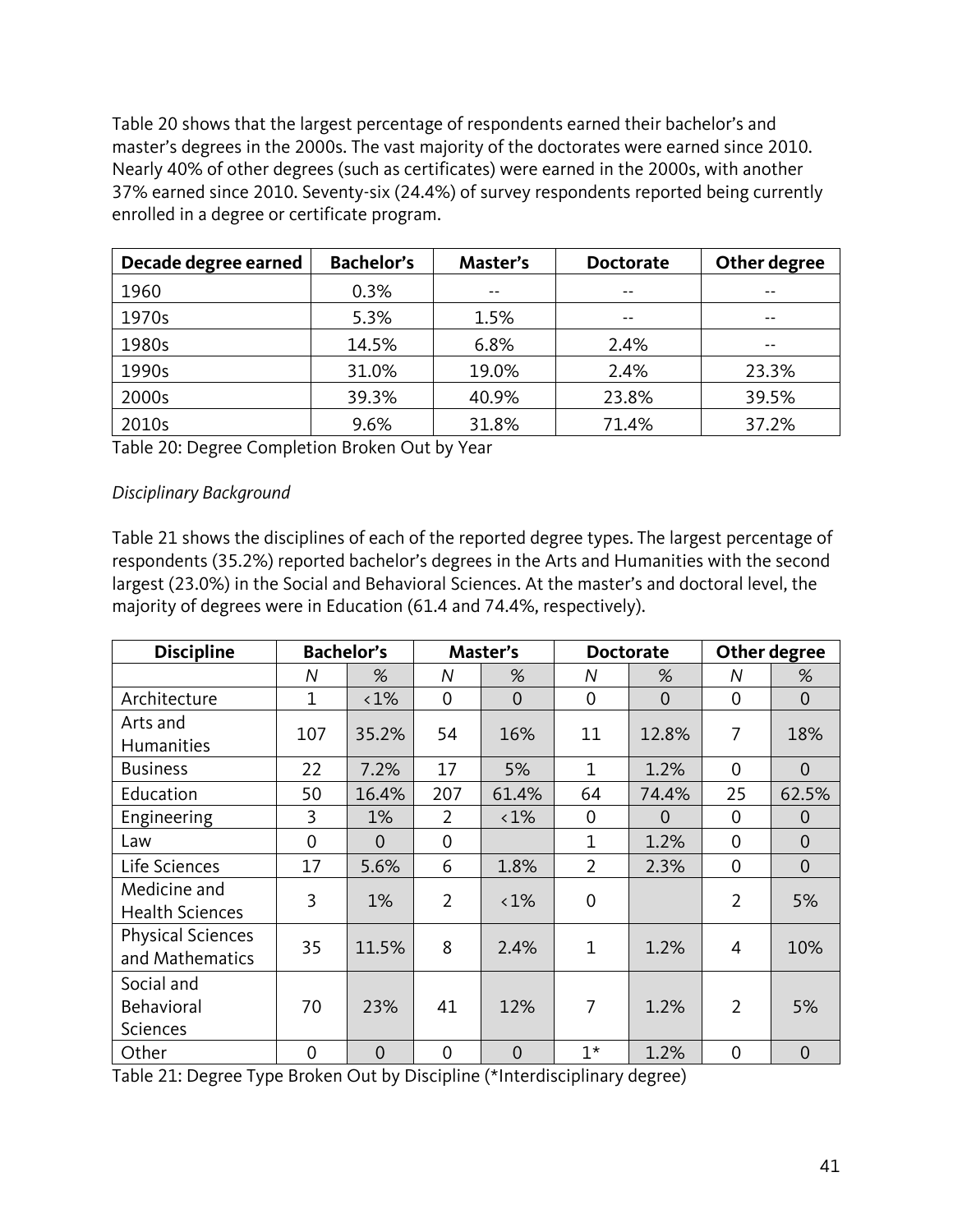Table 20 shows that the largest percentage of respondents earned their bachelor's and master's degrees in the 2000s. The vast majority of the doctorates were earned since 2010. Nearly 40% of other degrees (such as certificates) were earned in the 2000s, with another 37% earned since 2010. Seventy-six (24.4%) of survey respondents reported being currently enrolled in a degree or certificate program.

| Decade degree earned | Bachelor's | Master's | Doctorate | Other degree |
|---|---|---|---|---|
| 1960 | 0.3% | -- | -- | -- |
| 1970s | 5.3% | 1.5% | -- | -- |
| 1980s | 14.5% | 6.8% | 2.4% | -- |
| 1990s | 31.0% | 19.0% | 2.4% | 23.3% |
| 2000s | 39.3% | 40.9% | 23.8% | 39.5% |
| 2010s | 9.6% | 31.8% | 71.4% | 37.2% |

Table 20: Degree Completion Broken Out by Year

*Disciplinary Background*

Table 21 shows the disciplines of each of the reported degree types. The largest percentage of respondents (35.2%) reported bachelor's degrees in the Arts and Humanities with the second largest (23.0%) in the Social and Behavioral Sciences. At the master's and doctoral level, the majority of degrees were in Education (61.4 and 74.4%, respectively).

| Discipline | Bachelor's | | Master's | | Doctorate | | Other degree | |
|---|---|---|---|---|---|---|---|---|
| | *N* | *%* | *N* | *%* | *N* | *%* | *N* | *%* |
| Architecture | 1 | <1% | 0 | 0 | 0 | 0 | 0 | 0 |
| Arts and Humanities | 107 | 35.2% | 54 | 16% | 11 | 12.8% | 7 | 18% |
| Business | 22 | 7.2% | 17 | 5% | 1 | 1.2% | 0 | 0 |
| Education | 50 | 16.4% | 207 | 61.4% | 64 | 74.4% | 25 | 62.5% |
| Engineering | 3 | 1% | 2 | <1% | 0 | 0 | 0 | 0 |
| Law | 0 | 0 | 0 | | 1 | 1.2% | 0 | 0 |
| Life Sciences | 17 | 5.6% | 6 | 1.8% | 2 | 2.3% | 0 | 0 |
| Medicine and Health Sciences | 3 | 1% | 2 | <1% | 0 | | 2 | 5% |
| Physical Sciences and Mathematics | 35 | 11.5% | 8 | 2.4% | 1 | 1.2% | 4 | 10% |
| Social and Behavioral Sciences | 70 | 23% | 41 | 12% | 7 | 1.2% | 2 | 5% |
| Other | 0 | 0 | 0 | 0 | 1* | 1.2% | 0 | 0 |

Table 21: Degree Type Broken Out by Discipline (*Interdisciplinary degree)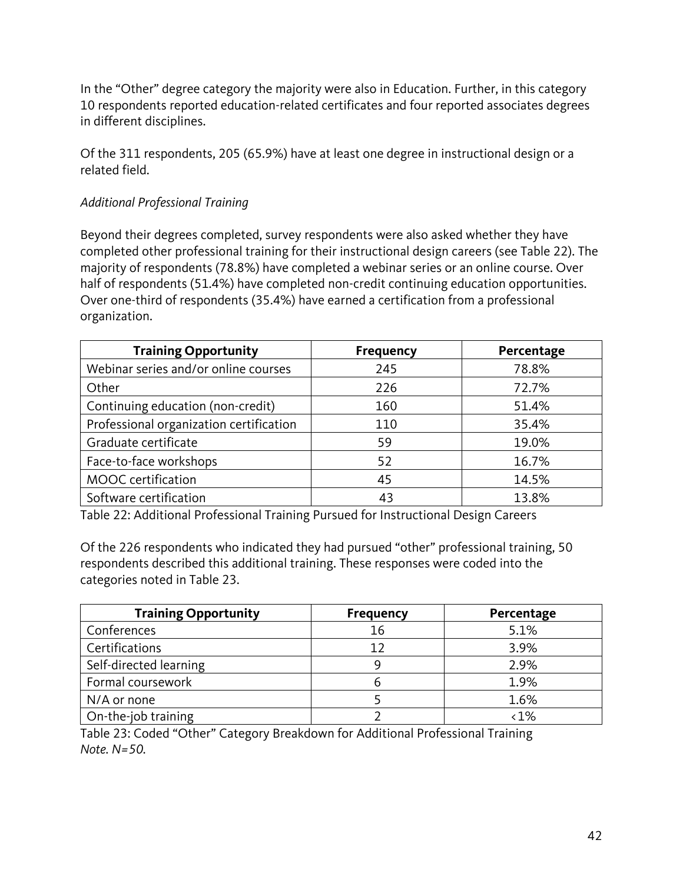In the "Other" degree category the majority were also in Education. Further, in this category 10 respondents reported education-related certificates and four reported associates degrees in different disciplines.

Of the 311 respondents, 205 (65.9%) have at least one degree in instructional design or a related field.

*Additional Professional Training*

Beyond their degrees completed, survey respondents were also asked whether they have completed other professional training for their instructional design careers (see Table 22). The majority of respondents (78.8%) have completed a webinar series or an online course. Over half of respondents (51.4%) have completed non-credit continuing education opportunities. Over one-third of respondents (35.4%) have earned a certification from a professional organization.

| Training Opportunity | Frequency | Percentage |
| --- | --- | --- |
| Webinar series and/or online courses | 245 | 78.8% |
| Other | 226 | 72.7% |
| Continuing education (non-credit) | 160 | 51.4% |
| Professional organization certification | 110 | 35.4% |
| Graduate certificate | 59 | 19.0% |
| Face-to-face workshops | 52 | 16.7% |
| MOOC certification | 45 | 14.5% |
| Software certification | 43 | 13.8% |

Table 22: Additional Professional Training Pursued for Instructional Design Careers

Of the 226 respondents who indicated they had pursued "other" professional training, 50 respondents described this additional training. These responses were coded into the categories noted in Table 23.

| Training Opportunity | Frequency | Percentage |
| --- | --- | --- |
| Conferences | 16 | 5.1% |
| Certifications | 12 | 3.9% |
| Self-directed learning | 9 | 2.9% |
| Formal coursework | 6 | 1.9% |
| N/A or none | 5 | 1.6% |
| On-the-job training | 2 | <1% |

Table 23: Coded "Other" Category Breakdown for Additional Professional Training
*Note. N=50.*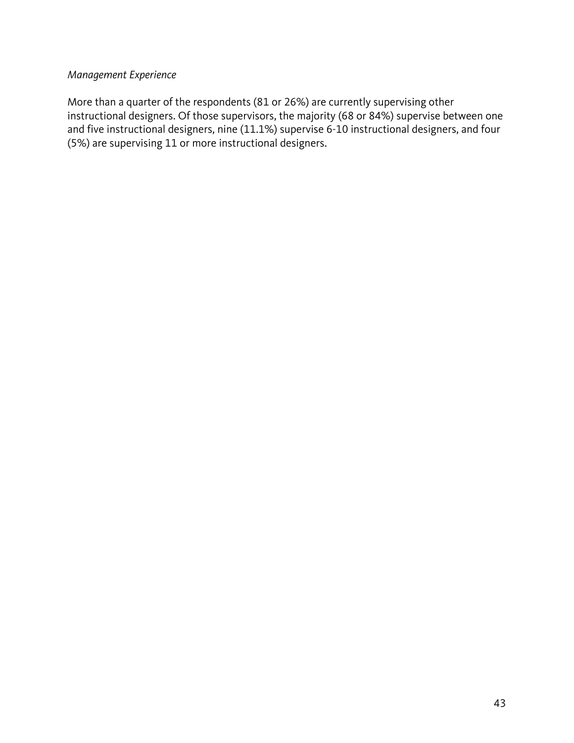*Management Experience*

More than a quarter of the respondents (81 or 26%) are currently supervising other instructional designers. Of those supervisors, the majority (68 or 84%) supervise between one and five instructional designers, nine (11.1%) supervise 6-10 instructional designers, and four (5%) are supervising 11 or more instructional designers.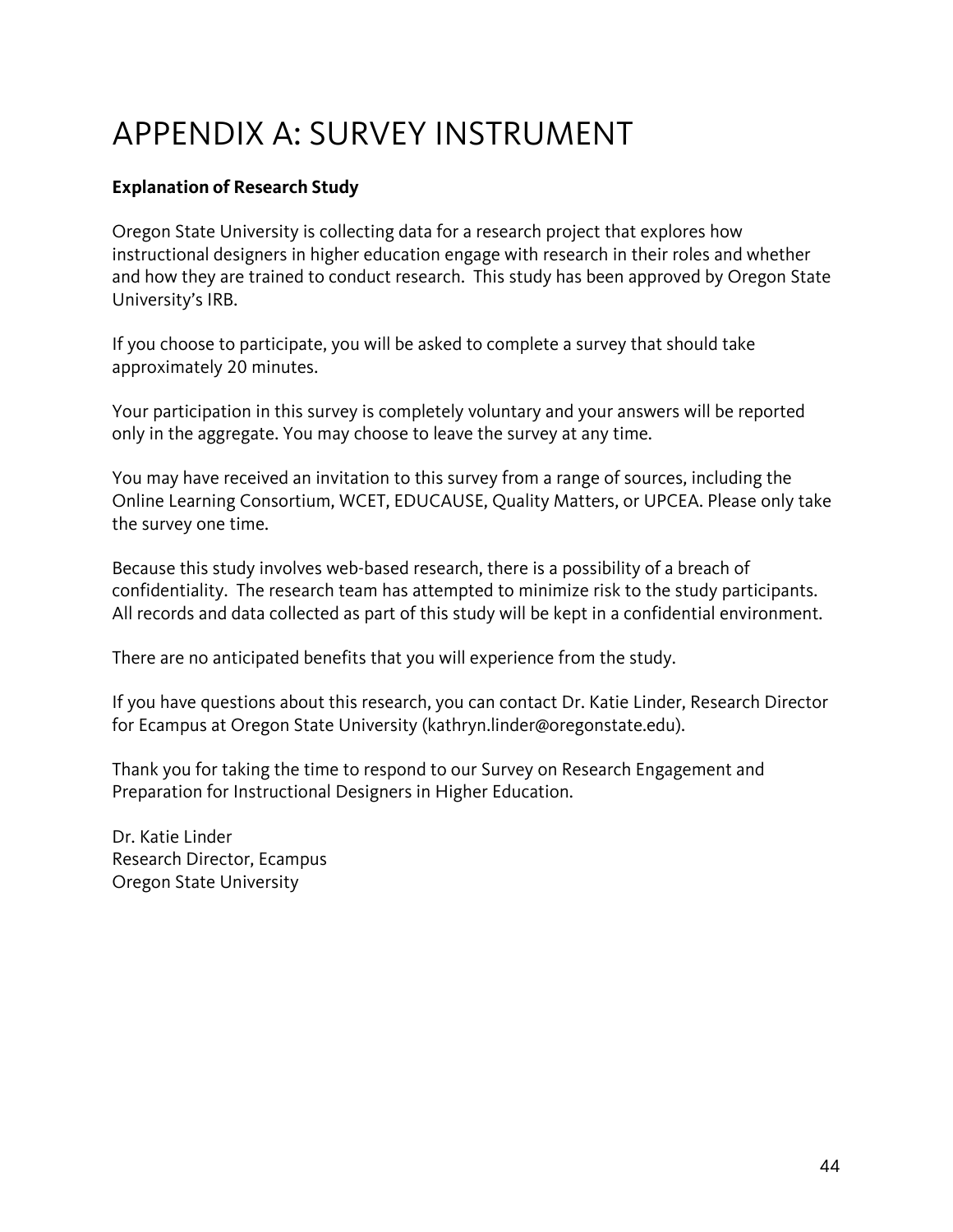# APPENDIX A: SURVEY INSTRUMENT

**Explanation of Research Study**

Oregon State University is collecting data for a research project that explores how instructional designers in higher education engage with research in their roles and whether and how they are trained to conduct research. This study has been approved by Oregon State University's IRB.

If you choose to participate, you will be asked to complete a survey that should take approximately 20 minutes.

Your participation in this survey is completely voluntary and your answers will be reported only in the aggregate. You may choose to leave the survey at any time.

You may have received an invitation to this survey from a range of sources, including the Online Learning Consortium, WCET, EDUCAUSE, Quality Matters, or UPCEA. Please only take the survey one time.

Because this study involves web-based research, there is a possibility of a breach of confidentiality. The research team has attempted to minimize risk to the study participants. All records and data collected as part of this study will be kept in a confidential environment.

There are no anticipated benefits that you will experience from the study.

If you have questions about this research, you can contact Dr. Katie Linder, Research Director for Ecampus at Oregon State University (kathryn.linder@oregonstate.edu).

Thank you for taking the time to respond to our Survey on Research Engagement and Preparation for Instructional Designers in Higher Education.

Dr. Katie Linder
Research Director, Ecampus
Oregon State University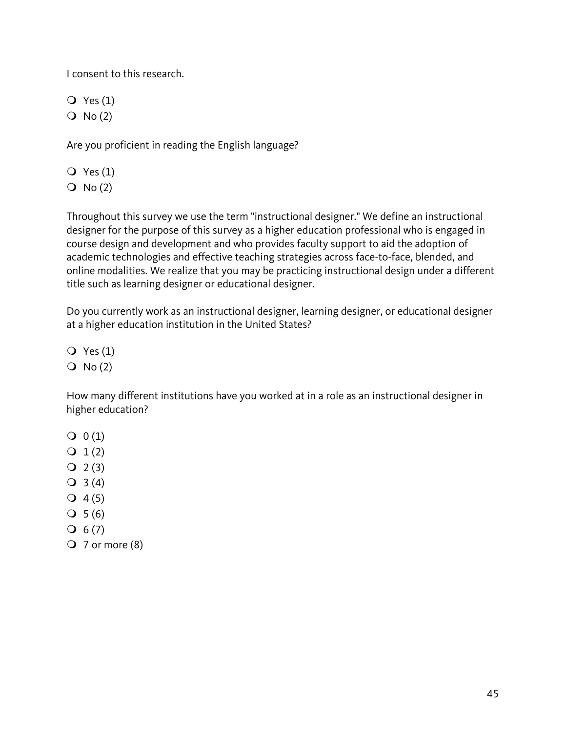I consent to this research.

- Yes (1)
- No (2)

Are you proficient in reading the English language?

- Yes (1)
- No (2)

Throughout this survey we use the term "instructional designer." We define an instructional designer for the purpose of this survey as a higher education professional who is engaged in course design and development and who provides faculty support to aid the adoption of academic technologies and effective teaching strategies across face-to-face, blended, and online modalities. We realize that you may be practicing instructional design under a different title such as learning designer or educational designer.

Do you currently work as an instructional designer, learning designer, or educational designer at a higher education institution in the United States?

- Yes (1)
- No (2)

How many different institutions have you worked at in a role as an instructional designer in higher education?

- 0 (1)
- 1 (2)
- 2 (3)
- 3 (4)
- 4 (5)
- 5 (6)
- 6 (7)
- 7 or more (8)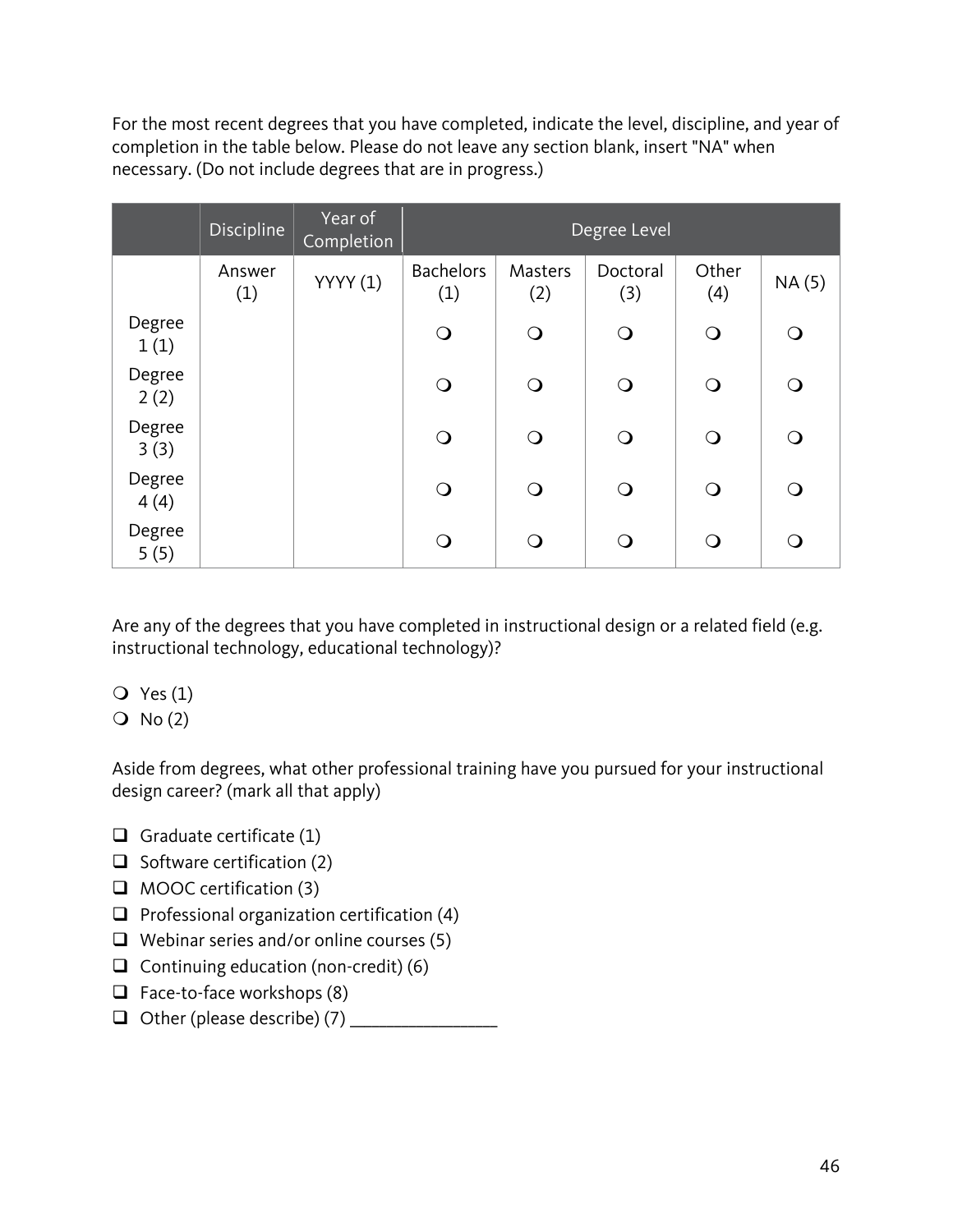For the most recent degrees that you have completed, indicate the level, discipline, and year of completion in the table below. Please do not leave any section blank, insert "NA" when necessary. (Do not include degrees that are in progress.)

| | Discipline | Year of Completion | Degree Level | | | | |
|---|---|---|---|---|---|---|---|
| | Answer (1) | YYYY (1) | Bachelors (1) | Masters (2) | Doctoral (3) | Other (4) | NA (5) |
| Degree 1 (1) | | | ❍ | ❍ | ❍ | ❍ | ❍ |
| Degree 2 (2) | | | ❍ | ❍ | ❍ | ❍ | ❍ |
| Degree 3 (3) | | | ❍ | ❍ | ❍ | ❍ | ❍ |
| Degree 4 (4) | | | ❍ | ❍ | ❍ | ❍ | ❍ |
| Degree 5 (5) | | | ❍ | ❍ | ❍ | ❍ | ❍ |

Are any of the degrees that you have completed in instructional design or a related field (e.g. instructional technology, educational technology)?

❍ Yes (1)
❍ No (2)

Aside from degrees, what other professional training have you pursued for your instructional design career? (mark all that apply)

❑ Graduate certificate (1)
❑ Software certification (2)
❑ MOOC certification (3)
❑ Professional organization certification (4)
❑ Webinar series and/or online courses (5)
❑ Continuing education (non-credit) (6)
❑ Face-to-face workshops (8)
❑ Other (please describe) (7) ____________________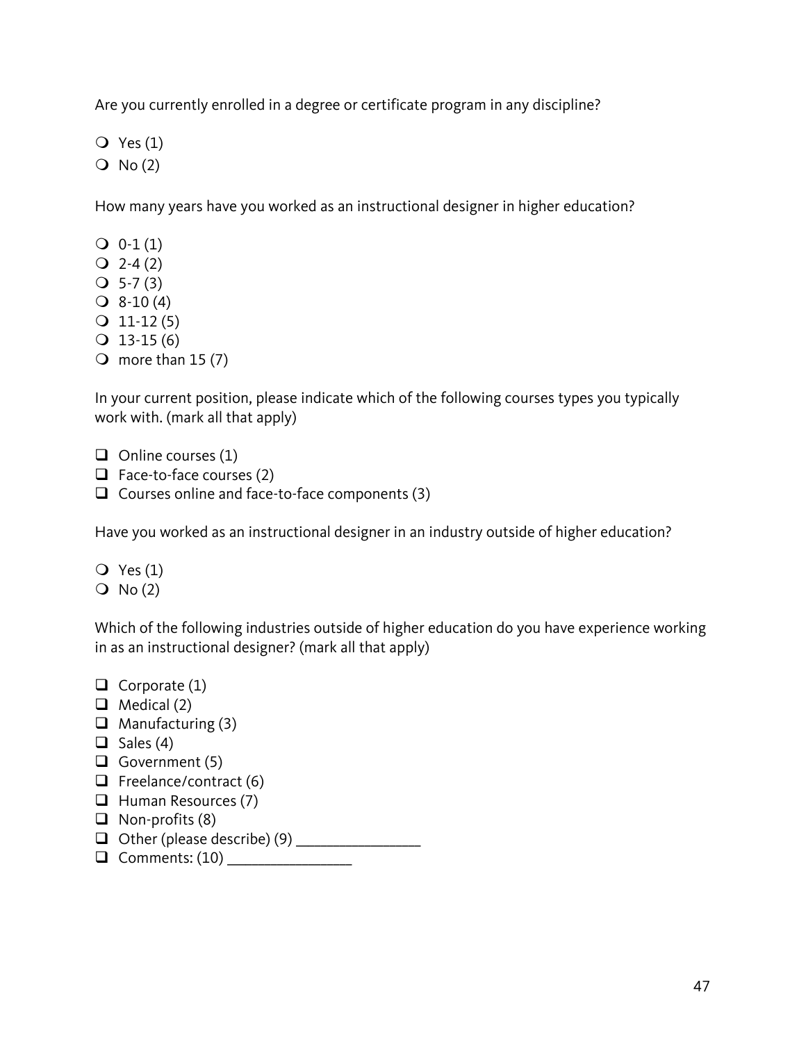Are you currently enrolled in a degree or certificate program in any discipline?

- ○ Yes (1)
- ○ No (2)

How many years have you worked as an instructional designer in higher education?

- ○ 0-1 (1)
- ○ 2-4 (2)
- ○ 5-7 (3)
- ○ 8-10 (4)
- ○ 11-12 (5)
- ○ 13-15 (6)
- ○ more than 15 (7)

In your current position, please indicate which of the following courses types you typically work with. (mark all that apply)

- ❑ Online courses (1)
- ❑ Face-to-face courses (2)
- ❑ Courses online and face-to-face components (3)

Have you worked as an instructional designer in an industry outside of higher education?

- ○ Yes (1)
- ○ No (2)

Which of the following industries outside of higher education do you have experience working in as an instructional designer? (mark all that apply)

- ❑ Corporate (1)
- ❑ Medical (2)
- ❑ Manufacturing (3)
- ❑ Sales (4)
- ❑ Government (5)
- ❑ Freelance/contract (6)
- ❑ Human Resources (7)
- ❑ Non-profits (8)
- ❑ Other (please describe) (9) ____________________
- ❑ Comments: (10) ____________________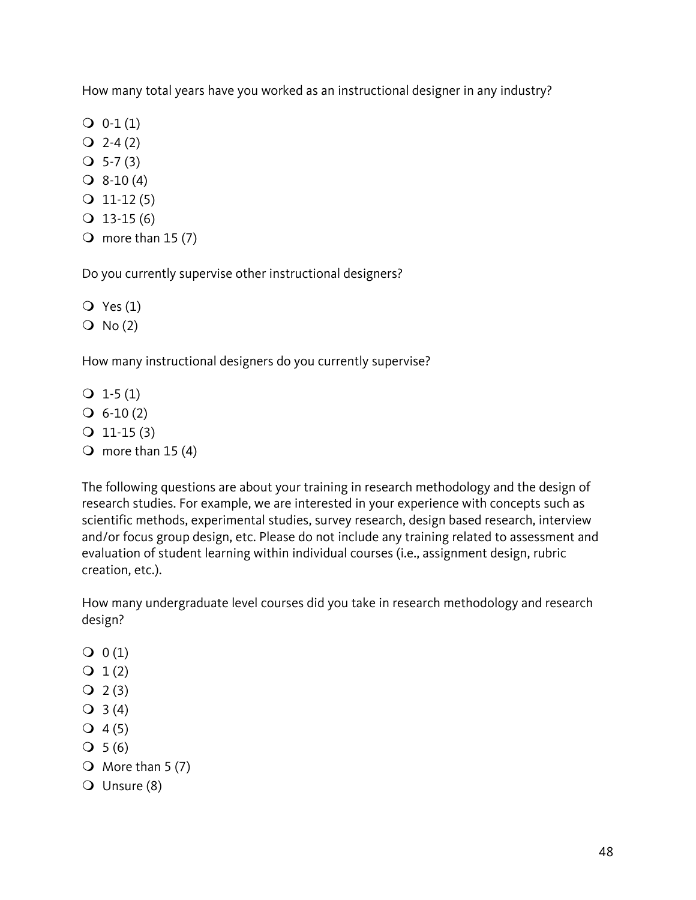How many total years have you worked as an instructional designer in any industry?

- 0-1 (1)
- 2-4 (2)
- 5-7 (3)
- 8-10 (4)
- 11-12 (5)
- 13-15 (6)
- more than 15 (7)

Do you currently supervise other instructional designers?

- Yes (1)
- No (2)

How many instructional designers do you currently supervise?

- 1-5 (1)
- 6-10 (2)
- 11-15 (3)
- more than 15 (4)

The following questions are about your training in research methodology and the design of research studies. For example, we are interested in your experience with concepts such as scientific methods, experimental studies, survey research, design based research, interview and/or focus group design, etc. Please do not include any training related to assessment and evaluation of student learning within individual courses (i.e., assignment design, rubric creation, etc.).

How many undergraduate level courses did you take in research methodology and research design?

- 0 (1)
- 1 (2)
- 2 (3)
- 3 (4)
- 4 (5)
- 5 (6)
- More than 5 (7)
- Unsure (8)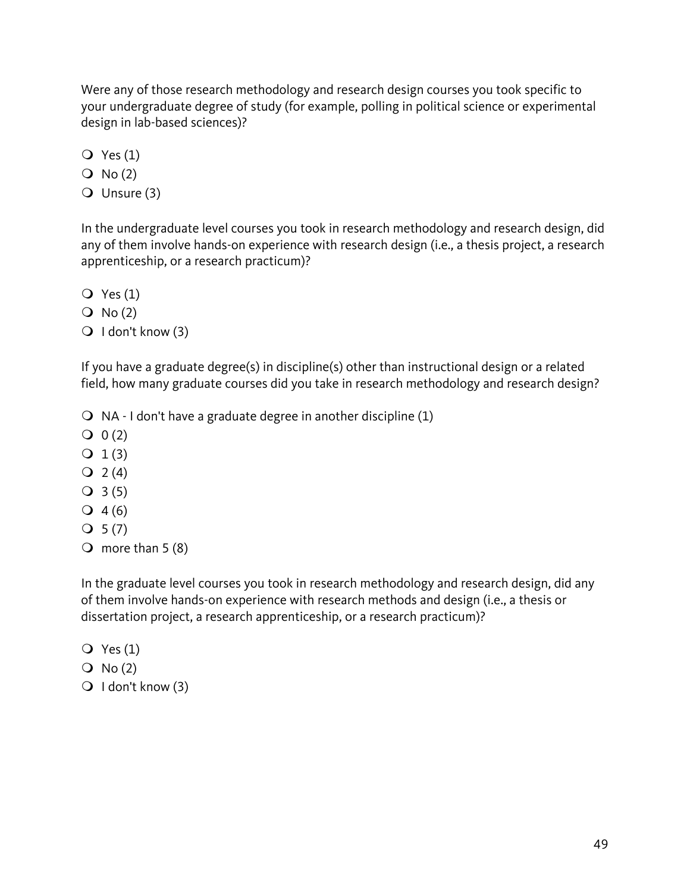Were any of those research methodology and research design courses you took specific to your undergraduate degree of study (for example, polling in political science or experimental design in lab-based sciences)?

- ❍ Yes (1)
- ❍ No (2)
- ❍ Unsure (3)

In the undergraduate level courses you took in research methodology and research design, did any of them involve hands-on experience with research design (i.e., a thesis project, a research apprenticeship, or a research practicum)?

- ❍ Yes (1)
- ❍ No (2)
- ❍ I don't know (3)

If you have a graduate degree(s) in discipline(s) other than instructional design or a related field, how many graduate courses did you take in research methodology and research design?

- ❍ NA - I don't have a graduate degree in another discipline (1)
- ❍ 0 (2)
- ❍ 1 (3)
- ❍ 2 (4)
- ❍ 3 (5)
- ❍ 4 (6)
- ❍ 5 (7)
- ❍ more than 5 (8)

In the graduate level courses you took in research methodology and research design, did any of them involve hands-on experience with research methods and design (i.e., a thesis or dissertation project, a research apprenticeship, or a research practicum)?

- ❍ Yes (1)
- ❍ No (2)
- ❍ I don't know (3)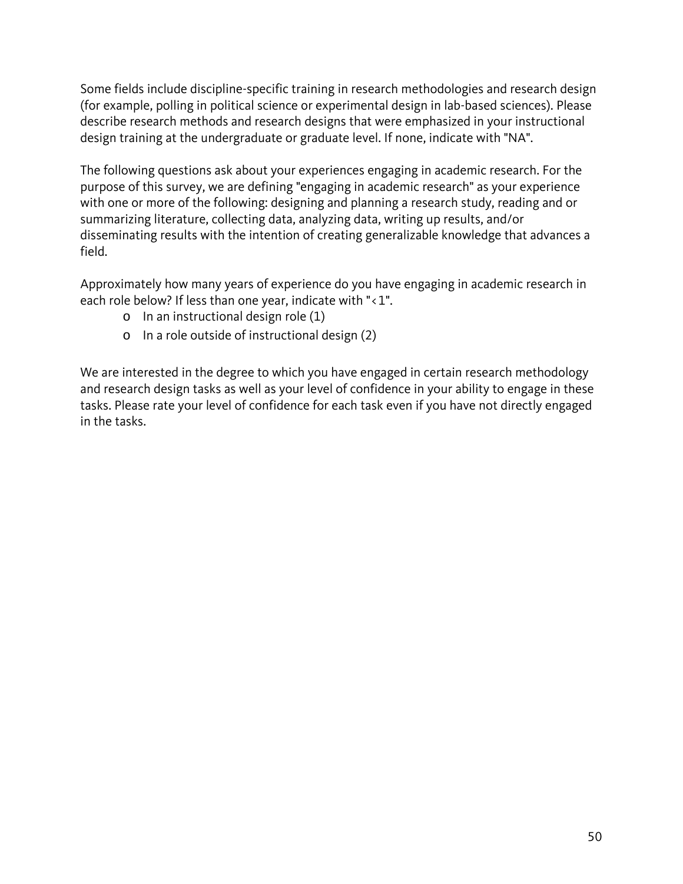Some fields include discipline-specific training in research methodologies and research design (for example, polling in political science or experimental design in lab-based sciences). Please describe research methods and research designs that were emphasized in your instructional design training at the undergraduate or graduate level. If none, indicate with "NA".

The following questions ask about your experiences engaging in academic research. For the purpose of this survey, we are defining "engaging in academic research" as your experience with one or more of the following: designing and planning a research study, reading and or summarizing literature, collecting data, analyzing data, writing up results, and/or disseminating results with the intention of creating generalizable knowledge that advances a field.

Approximately how many years of experience do you have engaging in academic research in each role below? If less than one year, indicate with "<1".

- o In an instructional design role (1)
- o In a role outside of instructional design (2)

We are interested in the degree to which you have engaged in certain research methodology and research design tasks as well as your level of confidence in your ability to engage in these tasks. Please rate your level of confidence for each task even if you have not directly engaged in the tasks.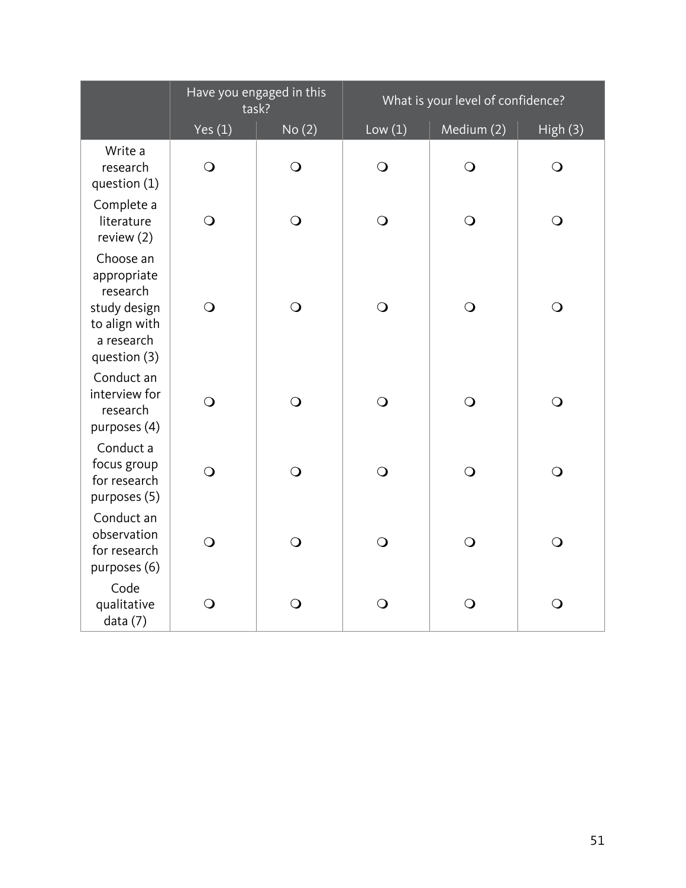| | Have you engaged in this task? | | What is your level of confidence? | | |
|---|---|---|---|---|---|
| | Yes (1) | No (2) | Low (1) | Medium (2) | High (3) |
| Write a research question (1) | ❍ | ❍ | ❍ | ❍ | ❍ |
| Complete a literature review (2) | ❍ | ❍ | ❍ | ❍ | ❍ |
| Choose an appropriate research study design to align with a research question (3) | ❍ | ❍ | ❍ | ❍ | ❍ |
| Conduct an interview for research purposes (4) | ❍ | ❍ | ❍ | ❍ | ❍ |
| Conduct a focus group for research purposes (5) | ❍ | ❍ | ❍ | ❍ | ❍ |
| Conduct an observation for research purposes (6) | ❍ | ❍ | ❍ | ❍ | ❍ |
| Code qualitative data (7) | ❍ | ❍ | ❍ | ❍ | ❍ |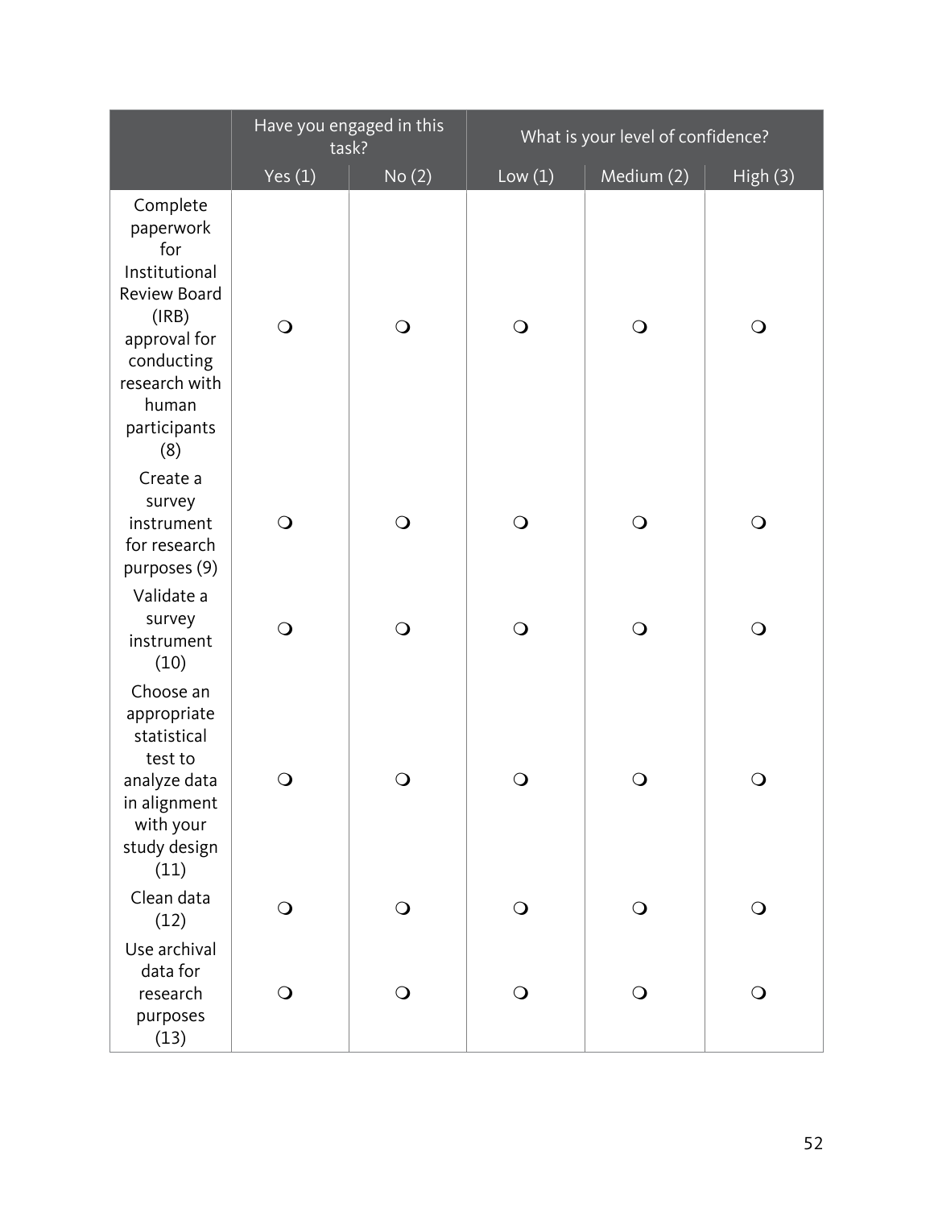| | Have you engaged in this task? | | What is your level of confidence? | | |
|---|---|---|---|---|---|
| | Yes (1) | No (2) | Low (1) | Medium (2) | High (3) |
| Complete paperwork for Institutional Review Board (IRB) approval for conducting research with human participants (8) | ❍ | ❍ | ❍ | ❍ | ❍ |
| Create a survey instrument for research purposes (9) | ❍ | ❍ | ❍ | ❍ | ❍ |
| Validate a survey instrument (10) | ❍ | ❍ | ❍ | ❍ | ❍ |
| Choose an appropriate statistical test to analyze data in alignment with your study design (11) | ❍ | ❍ | ❍ | ❍ | ❍ |
| Clean data (12) | ❍ | ❍ | ❍ | ❍ | ❍ |
| Use archival data for research purposes (13) | ❍ | ❍ | ❍ | ❍ | ❍ |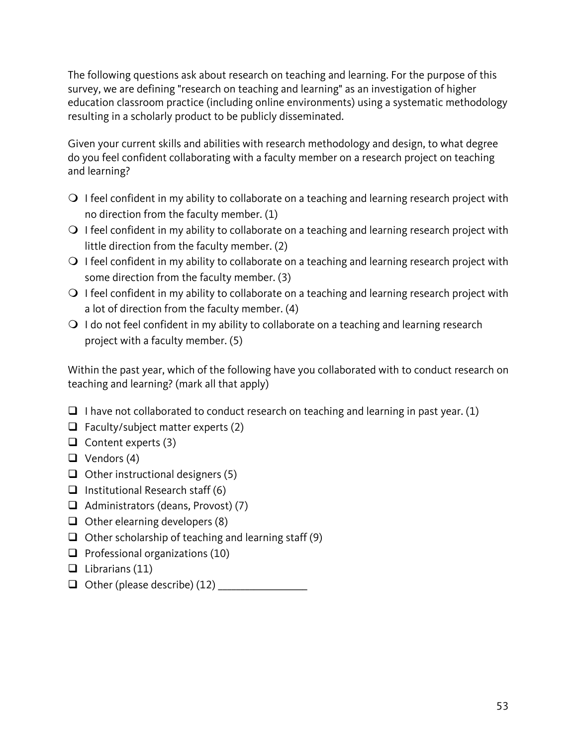The following questions ask about research on teaching and learning. For the purpose of this survey, we are defining "research on teaching and learning" as an investigation of higher education classroom practice (including online environments) using a systematic methodology resulting in a scholarly product to be publicly disseminated.

Given your current skills and abilities with research methodology and design, to what degree do you feel confident collaborating with a faculty member on a research project on teaching and learning?

- ❍ I feel confident in my ability to collaborate on a teaching and learning research project with no direction from the faculty member. (1)
- ❍ I feel confident in my ability to collaborate on a teaching and learning research project with little direction from the faculty member. (2)
- ❍ I feel confident in my ability to collaborate on a teaching and learning research project with some direction from the faculty member. (3)
- ❍ I feel confident in my ability to collaborate on a teaching and learning research project with a lot of direction from the faculty member. (4)
- ❍ I do not feel confident in my ability to collaborate on a teaching and learning research project with a faculty member. (5)

Within the past year, which of the following have you collaborated with to conduct research on teaching and learning? (mark all that apply)

- ❑ I have not collaborated to conduct research on teaching and learning in past year. (1)
- ❑ Faculty/subject matter experts (2)
- ❑ Content experts (3)
- ❑ Vendors (4)
- ❑ Other instructional designers (5)
- ❑ Institutional Research staff (6)
- ❑ Administrators (deans, Provost) (7)
- ❑ Other elearning developers (8)
- ❑ Other scholarship of teaching and learning staff (9)
- ❑ Professional organizations (10)
- ❑ Librarians (11)
- ❑ Other (please describe) (12) ________________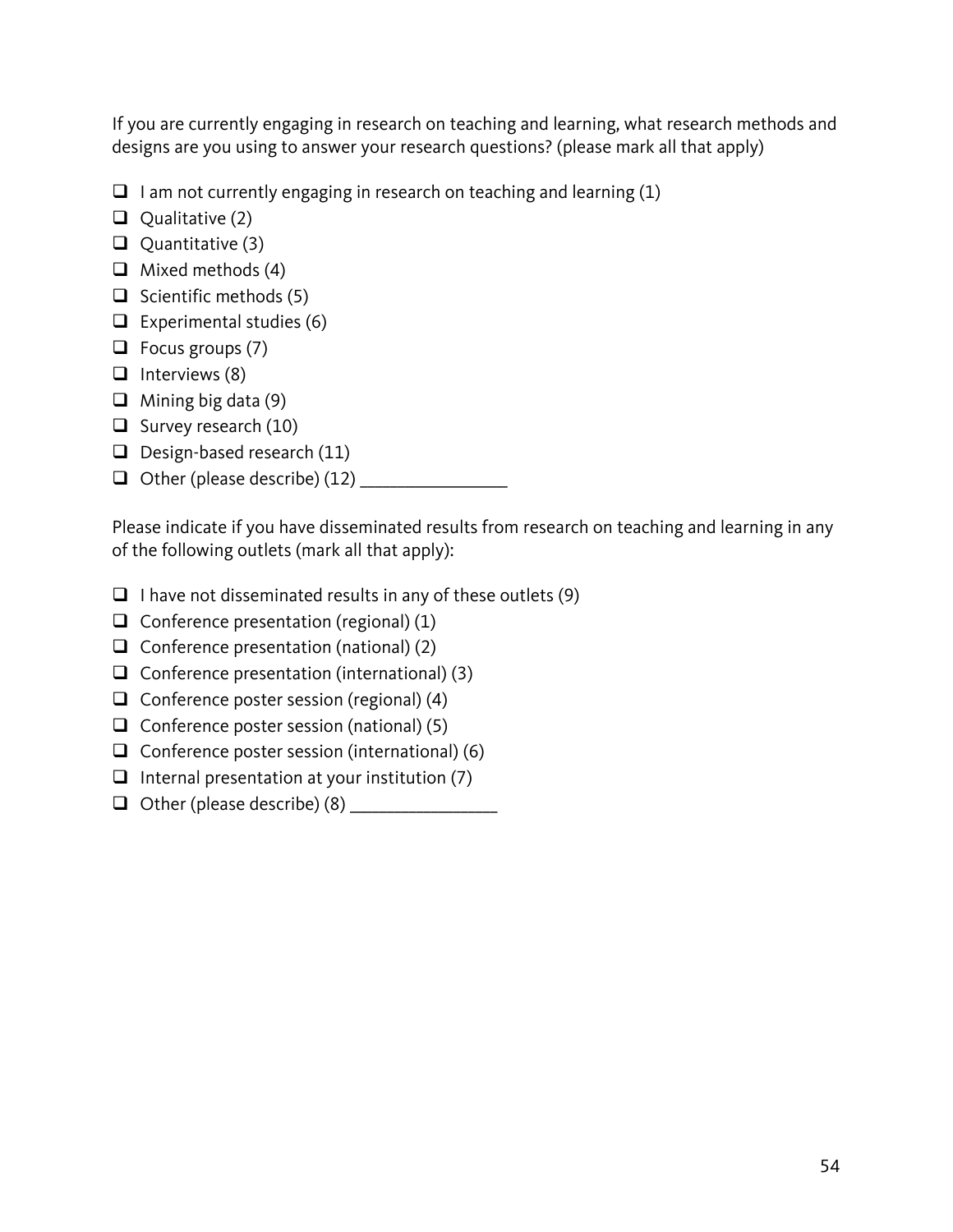If you are currently engaging in research on teaching and learning, what research methods and designs are you using to answer your research questions? (please mark all that apply)

- ☐ I am not currently engaging in research on teaching and learning (1)
- ☐ Qualitative (2)
- ☐ Quantitative (3)
- ☐ Mixed methods (4)
- ☐ Scientific methods (5)
- ☐ Experimental studies (6)
- ☐ Focus groups (7)
- ☐ Interviews (8)
- ☐ Mining big data (9)
- ☐ Survey research (10)
- ☐ Design-based research (11)
- ☐ Other (please describe) (12) ________________

Please indicate if you have disseminated results from research on teaching and learning in any of the following outlets (mark all that apply):

- ☐ I have not disseminated results in any of these outlets (9)
- ☐ Conference presentation (regional) (1)
- ☐ Conference presentation (national) (2)
- ☐ Conference presentation (international) (3)
- ☐ Conference poster session (regional) (4)
- ☐ Conference poster session (national) (5)
- ☐ Conference poster session (international) (6)
- ☐ Internal presentation at your institution (7)
- ☐ Other (please describe) (8) ________________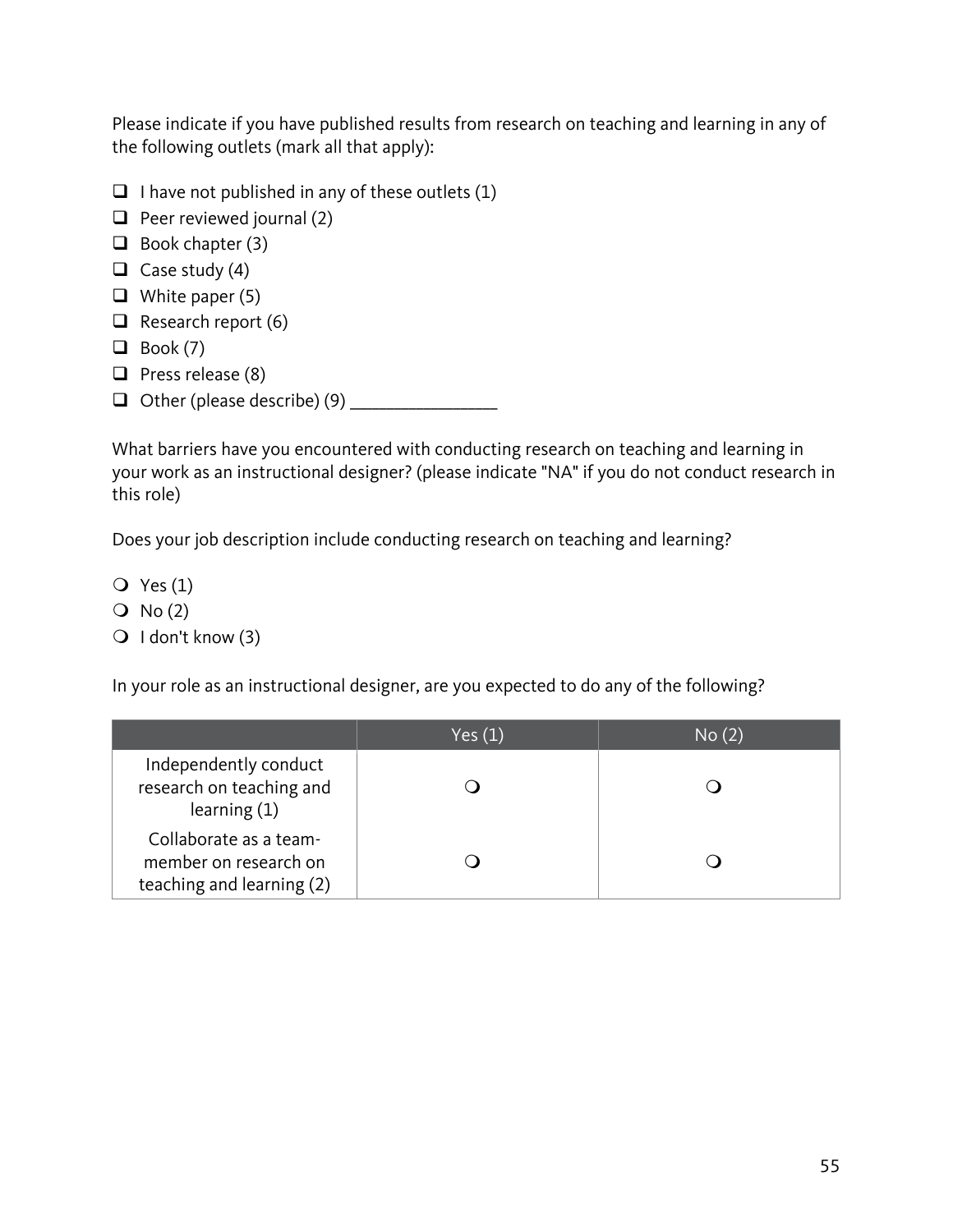Please indicate if you have published results from research on teaching and learning in any of the following outlets (mark all that apply):

- ❑ I have not published in any of these outlets (1)
- ❑ Peer reviewed journal (2)
- ❑ Book chapter (3)
- ❑ Case study (4)
- ❑ White paper (5)
- ❑ Research report (6)
- ❑ Book (7)
- ❑ Press release (8)
- ❑ Other (please describe) (9) ________________

What barriers have you encountered with conducting research on teaching and learning in your work as an instructional designer? (please indicate "NA" if you do not conduct research in this role)

Does your job description include conducting research on teaching and learning?

- ❍ Yes (1)
- ❍ No (2)
- ❍ I don't know (3)

In your role as an instructional designer, are you expected to do any of the following?

| | Yes (1) | No (2) |
|---|---|---|
| Independently conduct research on teaching and learning (1) | ❍ | ❍ |
| Collaborate as a team-member on research on teaching and learning (2) | ❍ | ❍ |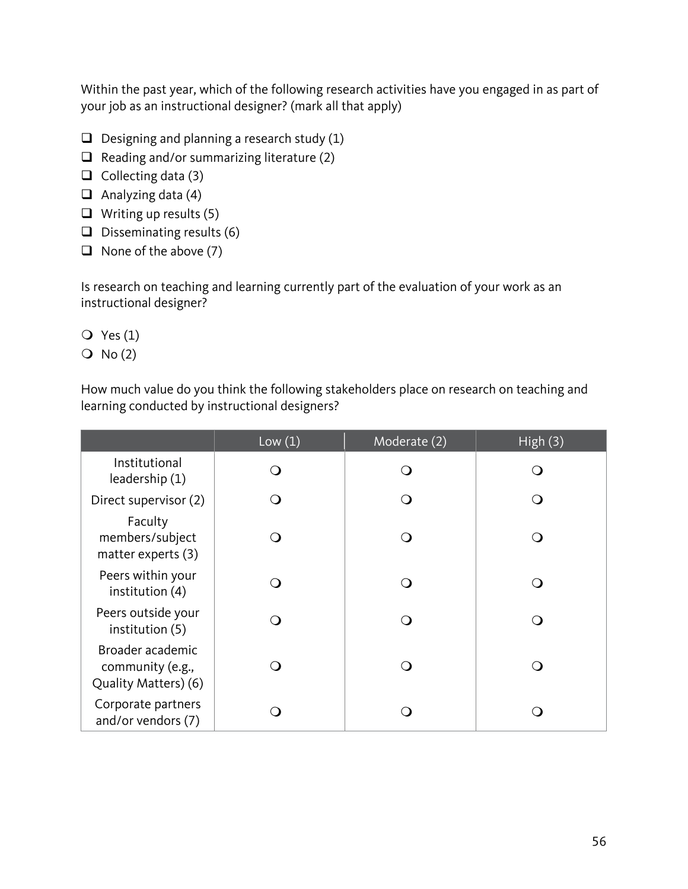Within the past year, which of the following research activities have you engaged in as part of your job as an instructional designer? (mark all that apply)

- ❑ Designing and planning a research study (1)
- ❑ Reading and/or summarizing literature (2)
- ❑ Collecting data (3)
- ❑ Analyzing data (4)
- ❑ Writing up results (5)
- ❑ Disseminating results (6)
- ❑ None of the above (7)

Is research on teaching and learning currently part of the evaluation of your work as an instructional designer?

- ❍ Yes (1)
- ❍ No (2)

How much value do you think the following stakeholders place on research on teaching and learning conducted by instructional designers?

| | Low (1) | Moderate (2) | High (3) |
|---|---|---|---|
| Institutional leadership (1) | ❍ | ❍ | ❍ |
| Direct supervisor (2) | ❍ | ❍ | ❍ |
| Faculty members/subject matter experts (3) | ❍ | ❍ | ❍ |
| Peers within your institution (4) | ❍ | ❍ | ❍ |
| Peers outside your institution (5) | ❍ | ❍ | ❍ |
| Broader academic community (e.g., Quality Matters) (6) | ❍ | ❍ | ❍ |
| Corporate partners and/or vendors (7) | ❍ | ❍ | ❍ |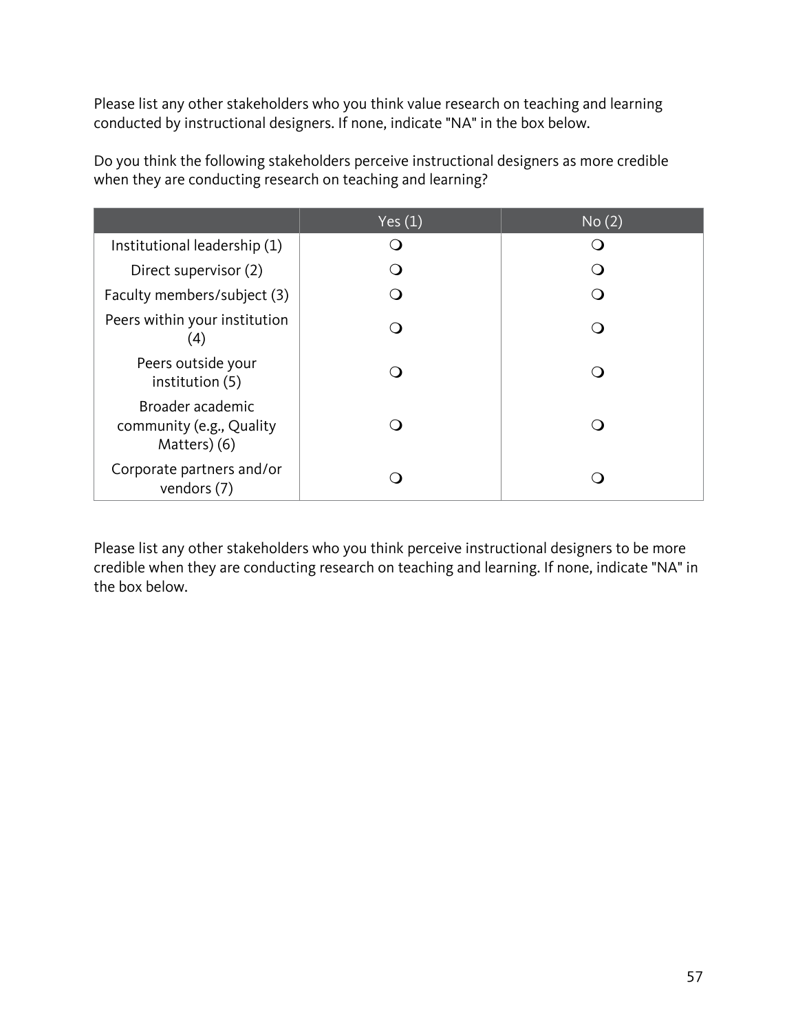Please list any other stakeholders who you think value research on teaching and learning conducted by instructional designers. If none, indicate "NA" in the box below.

Do you think the following stakeholders perceive instructional designers as more credible when they are conducting research on teaching and learning?

| | Yes (1) | No (2) |
|---|---|---|
| Institutional leadership (1) | ❍ | ❍ |
| Direct supervisor (2) | ❍ | ❍ |
| Faculty members/subject (3) | ❍ | ❍ |
| Peers within your institution (4) | ❍ | ❍ |
| Peers outside your institution (5) | ❍ | ❍ |
| Broader academic community (e.g., Quality Matters) (6) | ❍ | ❍ |
| Corporate partners and/or vendors (7) | ❍ | ❍ |

Please list any other stakeholders who you think perceive instructional designers to be more credible when they are conducting research on teaching and learning. If none, indicate "NA" in the box below.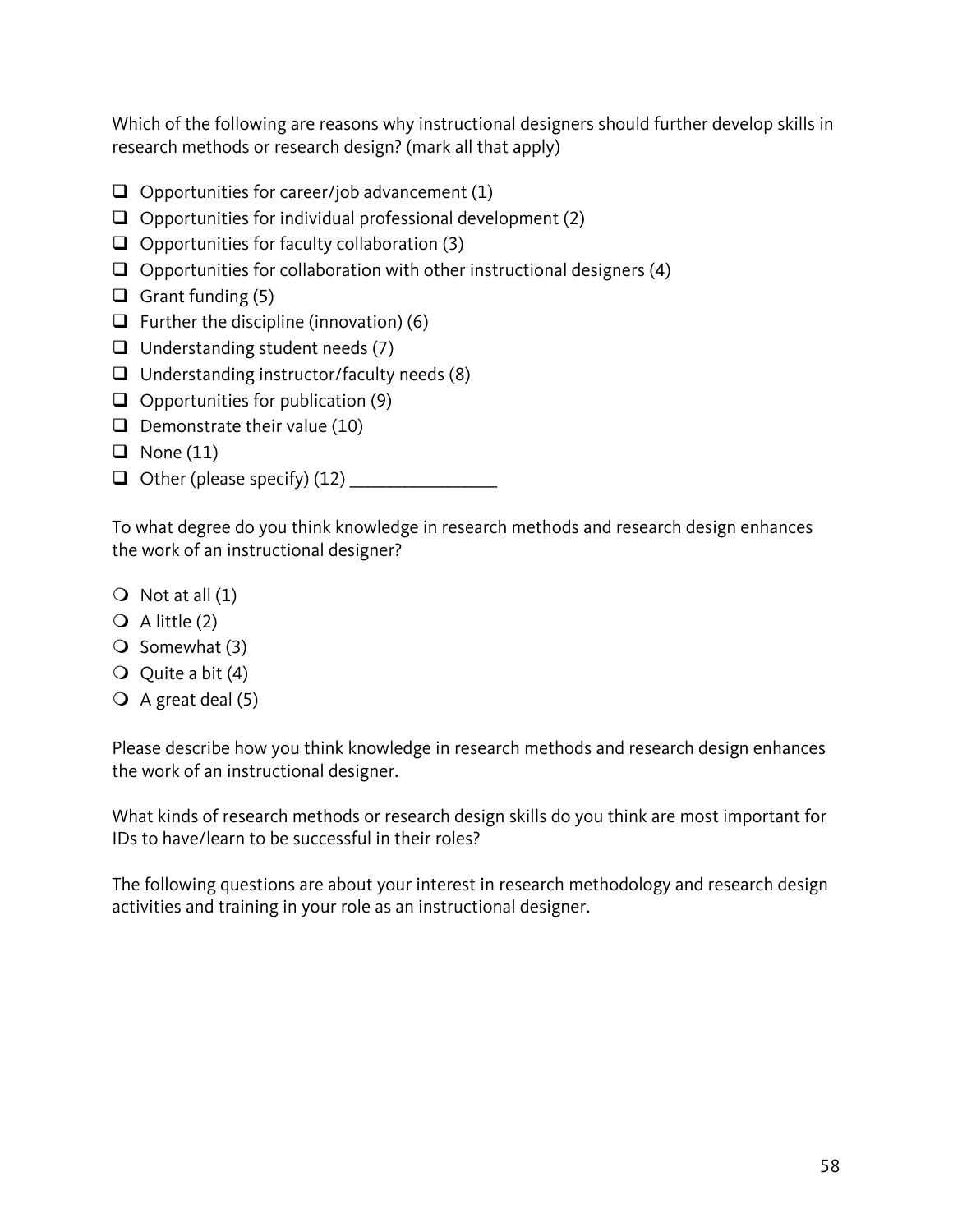Which of the following are reasons why instructional designers should further develop skills in research methods or research design? (mark all that apply)

- ❑ Opportunities for career/job advancement (1)
- ❑ Opportunities for individual professional development (2)
- ❑ Opportunities for faculty collaboration (3)
- ❑ Opportunities for collaboration with other instructional designers (4)
- ❑ Grant funding (5)
- ❑ Further the discipline (innovation) (6)
- ❑ Understanding student needs (7)
- ❑ Understanding instructor/faculty needs (8)
- ❑ Opportunities for publication (9)
- ❑ Demonstrate their value (10)
- ❑ None (11)
- ❑ Other (please specify) (12) ________________

To what degree do you think knowledge in research methods and research design enhances the work of an instructional designer?

- ❍ Not at all (1)
- ❍ A little (2)
- ❍ Somewhat (3)
- ❍ Quite a bit (4)
- ❍ A great deal (5)

Please describe how you think knowledge in research methods and research design enhances the work of an instructional designer.

What kinds of research methods or research design skills do you think are most important for IDs to have/learn to be successful in their roles?

The following questions are about your interest in research methodology and research design activities and training in your role as an instructional designer.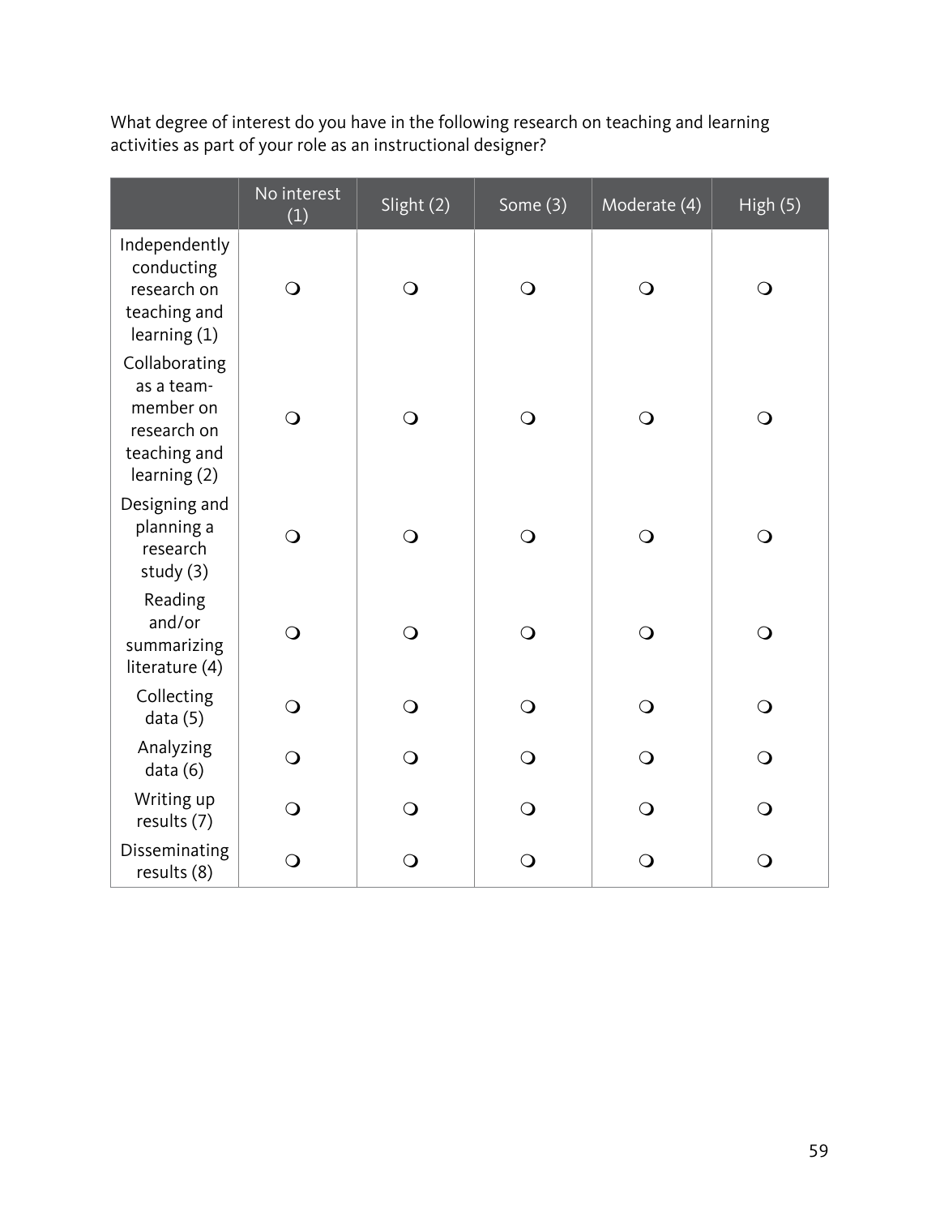What degree of interest do you have in the following research on teaching and learning activities as part of your role as an instructional designer?

| | No interest (1) | Slight (2) | Some (3) | Moderate (4) | High (5) |
|---|---|---|---|---|---|
| Independently conducting research on teaching and learning (1) | ❍ | ❍ | ❍ | ❍ | ❍ |
| Collaborating as a team-member on research on teaching and learning (2) | ❍ | ❍ | ❍ | ❍ | ❍ |
| Designing and planning a research study (3) | ❍ | ❍ | ❍ | ❍ | ❍ |
| Reading and/or summarizing literature (4) | ❍ | ❍ | ❍ | ❍ | ❍ |
| Collecting data (5) | ❍ | ❍ | ❍ | ❍ | ❍ |
| Analyzing data (6) | ❍ | ❍ | ❍ | ❍ | ❍ |
| Writing up results (7) | ❍ | ❍ | ❍ | ❍ | ❍ |
| Disseminating results (8) | ❍ | ❍ | ❍ | ❍ | ❍ |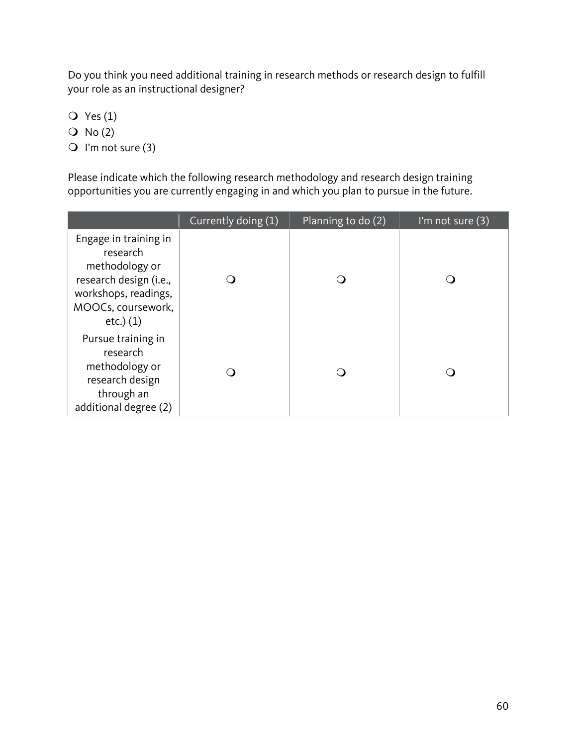Do you think you need additional training in research methods or research design to fulfill your role as an instructional designer?

- ❍ Yes (1)
- ❍ No (2)
- ❍ I'm not sure (3)

Please indicate which the following research methodology and research design training opportunities you are currently engaging in and which you plan to pursue in the future.

| | Currently doing (1) | Planning to do (2) | I'm not sure (3) |
|---|---|---|---|
| Engage in training in research methodology or research design (i.e., workshops, readings, MOOCs, coursework, etc.) (1) | ❍ | ❍ | ❍ |
| Pursue training in research methodology or research design through an additional degree (2) | ❍ | ❍ | ❍ |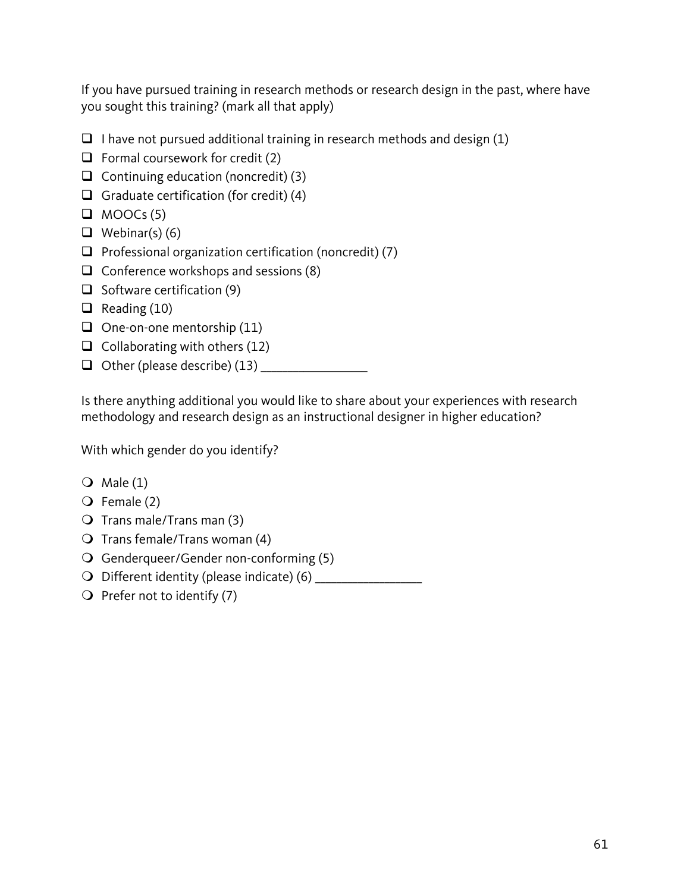If you have pursued training in research methods or research design in the past, where have you sought this training? (mark all that apply)

- ❑ I have not pursued additional training in research methods and design (1)
- ❑ Formal coursework for credit (2)
- ❑ Continuing education (noncredit) (3)
- ❑ Graduate certification (for credit) (4)
- ❑ MOOCs (5)
- ❑ Webinar(s) (6)
- ❑ Professional organization certification (noncredit) (7)
- ❑ Conference workshops and sessions (8)
- ❑ Software certification (9)
- ❑ Reading (10)
- ❑ One-on-one mentorship (11)
- ❑ Collaborating with others (12)
- ❑ Other (please describe) (13) ________________

Is there anything additional you would like to share about your experiences with research methodology and research design as an instructional designer in higher education?

With which gender do you identify?

- ❍ Male (1)
- ❍ Female (2)
- ❍ Trans male/Trans man (3)
- ❍ Trans female/Trans woman (4)
- ❍ Genderqueer/Gender non-conforming (5)
- ❍ Different identity (please indicate) (6) ________________
- ❍ Prefer not to identify (7)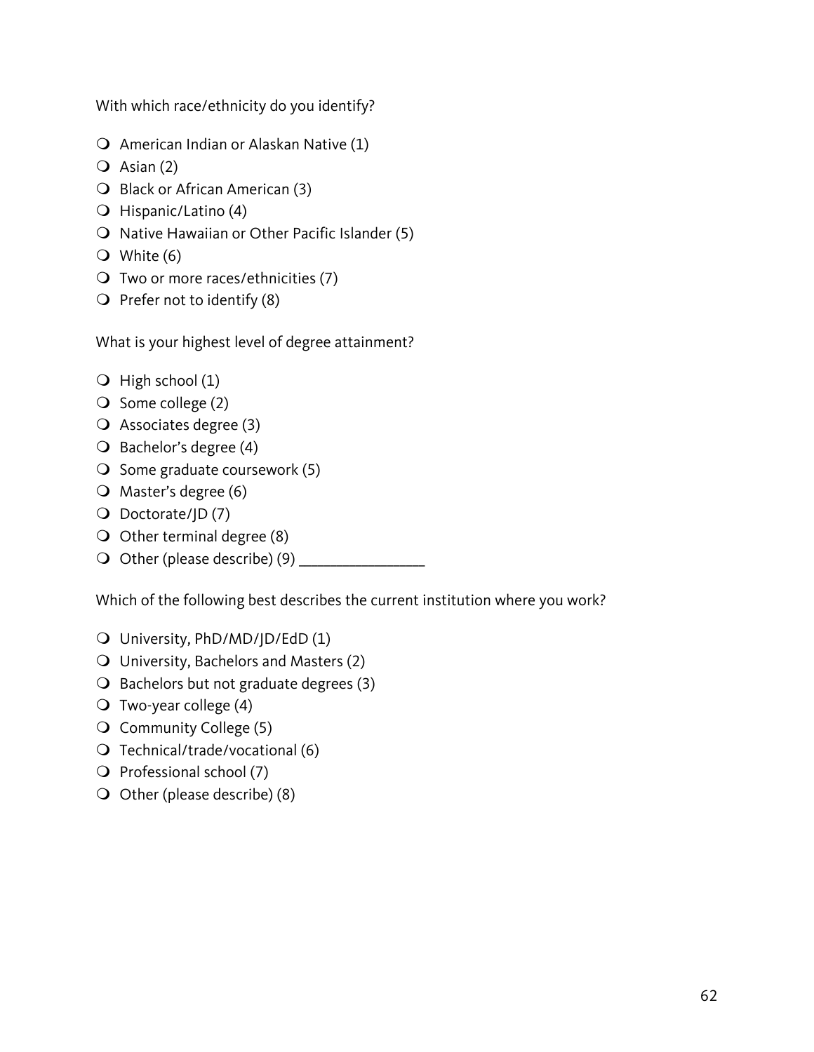With which race/ethnicity do you identify?

- American Indian or Alaskan Native (1)
- Asian (2)
- Black or African American (3)
- Hispanic/Latino (4)
- Native Hawaiian or Other Pacific Islander (5)
- White (6)
- Two or more races/ethnicities (7)
- Prefer not to identify (8)

What is your highest level of degree attainment?

- High school (1)
- Some college (2)
- Associates degree (3)
- Bachelor's degree (4)
- Some graduate coursework (5)
- Master's degree (6)
- Doctorate/JD (7)
- Other terminal degree (8)
- Other (please describe) (9) ________________

Which of the following best describes the current institution where you work?

- University, PhD/MD/JD/EdD (1)
- University, Bachelors and Masters (2)
- Bachelors but not graduate degrees (3)
- Two-year college (4)
- Community College (5)
- Technical/trade/vocational (6)
- Professional school (7)
- Other (please describe) (8)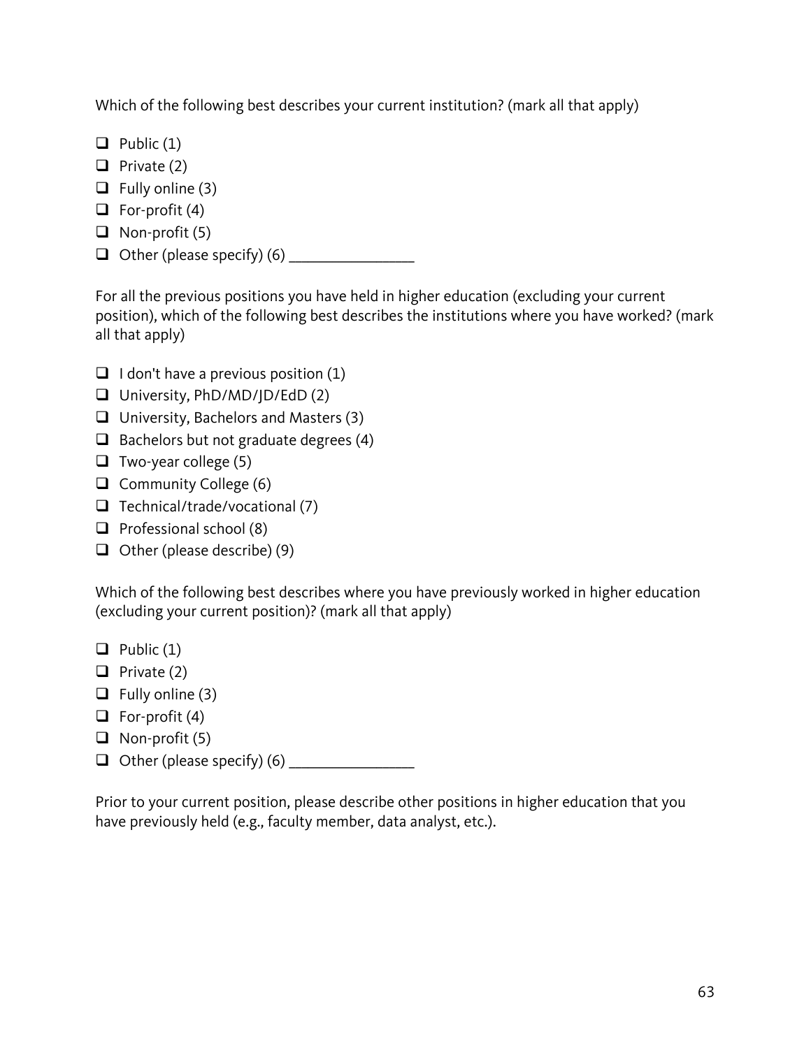Which of the following best describes your current institution? (mark all that apply)

- ❑ Public (1)
- ❑ Private (2)
- ❑ Fully online (3)
- ❑ For-profit (4)
- ❑ Non-profit (5)
- ❑ Other (please specify) (6) ________________

For all the previous positions you have held in higher education (excluding your current position), which of the following best describes the institutions where you have worked? (mark all that apply)

- ❑ I don't have a previous position (1)
- ❑ University, PhD/MD/JD/EdD (2)
- ❑ University, Bachelors and Masters (3)
- ❑ Bachelors but not graduate degrees (4)
- ❑ Two-year college (5)
- ❑ Community College (6)
- ❑ Technical/trade/vocational (7)
- ❑ Professional school (8)
- ❑ Other (please describe) (9)

Which of the following best describes where you have previously worked in higher education (excluding your current position)? (mark all that apply)

- ❑ Public (1)
- ❑ Private (2)
- ❑ Fully online (3)
- ❑ For-profit (4)
- ❑ Non-profit (5)
- ❑ Other (please specify) (6) ________________

Prior to your current position, please describe other positions in higher education that you have previously held (e.g., faculty member, data analyst, etc.).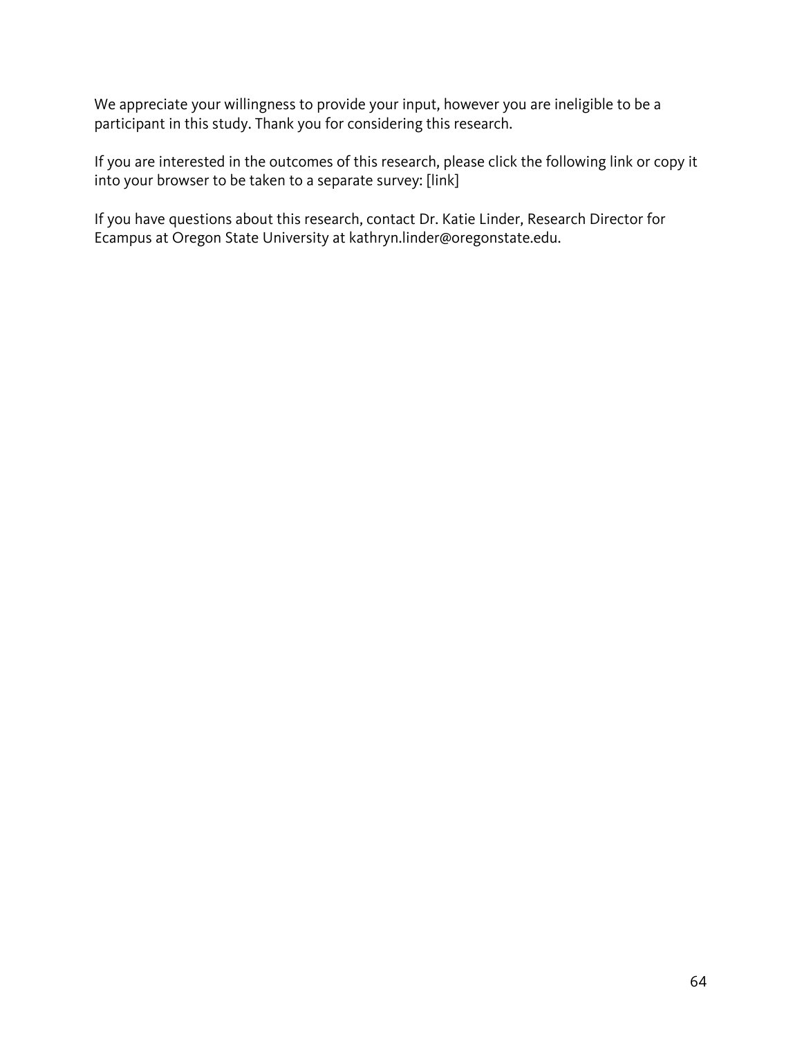We appreciate your willingness to provide your input, however you are ineligible to be a participant in this study. Thank you for considering this research.

If you are interested in the outcomes of this research, please click the following link or copy it into your browser to be taken to a separate survey: [link]

If you have questions about this research, contact Dr. Katie Linder, Research Director for Ecampus at Oregon State University at kathryn.linder@oregonstate.edu.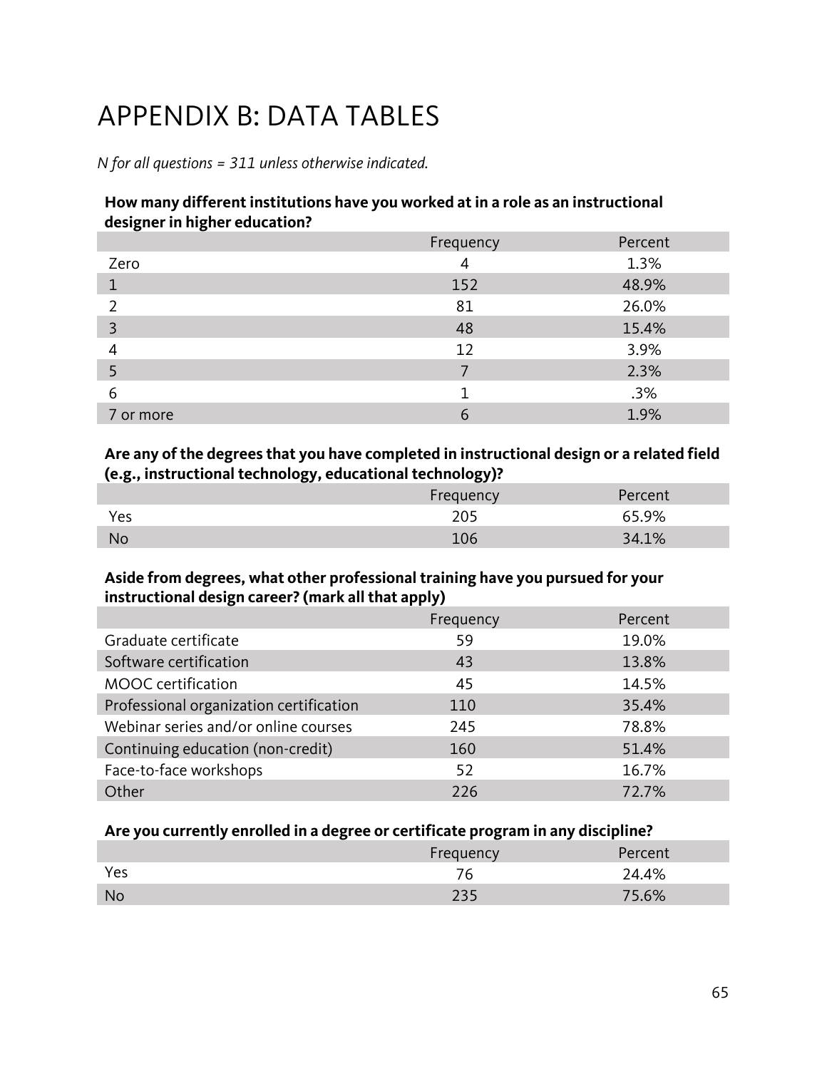# APPENDIX B: DATA TABLES

*N for all questions = 311 unless otherwise indicated.*

**How many different institutions have you worked at in a role as an instructional designer in higher education?**

| | Frequency | Percent |
|---|---|---|
| Zero | 4 | 1.3% |
| 1 | 152 | 48.9% |
| 2 | 81 | 26.0% |
| 3 | 48 | 15.4% |
| 4 | 12 | 3.9% |
| 5 | 7 | 2.3% |
| 6 | 1 | .3% |
| 7 or more | 6 | 1.9% |

**Are any of the degrees that you have completed in instructional design or a related field (e.g., instructional technology, educational technology)?**

| | Frequency | Percent |
|---|---|---|
| Yes | 205 | 65.9% |
| No | 106 | 34.1% |

**Aside from degrees, what other professional training have you pursued for your instructional design career? (mark all that apply)**

| | Frequency | Percent |
|---|---|---|
| Graduate certificate | 59 | 19.0% |
| Software certification | 43 | 13.8% |
| MOOC certification | 45 | 14.5% |
| Professional organization certification | 110 | 35.4% |
| Webinar series and/or online courses | 245 | 78.8% |
| Continuing education (non-credit) | 160 | 51.4% |
| Face-to-face workshops | 52 | 16.7% |
| Other | 226 | 72.7% |

**Are you currently enrolled in a degree or certificate program in any discipline?**

| | Frequency | Percent |
|---|---|---|
| Yes | 76 | 24.4% |
| No | 235 | 75.6% |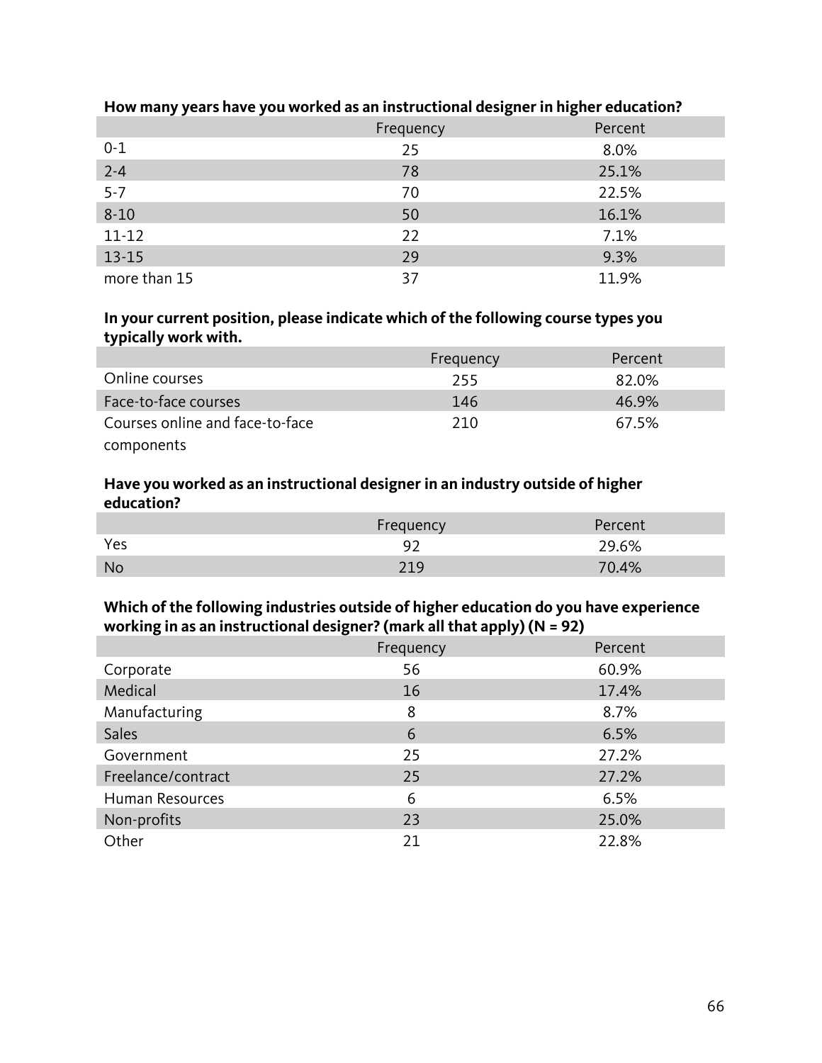**How many years have you worked as an instructional designer in higher education?**

| | Frequency | Percent |
|---|---|---|
| 0-1 | 25 | 8.0% |
| 2-4 | 78 | 25.1% |
| 5-7 | 70 | 22.5% |
| 8-10 | 50 | 16.1% |
| 11-12 | 22 | 7.1% |
| 13-15 | 29 | 9.3% |
| more than 15 | 37 | 11.9% |

**In your current position, please indicate which of the following course types you typically work with.**

| | Frequency | Percent |
|---|---|---|
| Online courses | 255 | 82.0% |
| Face-to-face courses | 146 | 46.9% |
| Courses online and face-to-face components | 210 | 67.5% |

**Have you worked as an instructional designer in an industry outside of higher education?**

| | Frequency | Percent |
|---|---|---|
| Yes | 92 | 29.6% |
| No | 219 | 70.4% |

**Which of the following industries outside of higher education do you have experience working in as an instructional designer? (mark all that apply) (N = 92)**

| | Frequency | Percent |
|---|---|---|
| Corporate | 56 | 60.9% |
| Medical | 16 | 17.4% |
| Manufacturing | 8 | 8.7% |
| Sales | 6 | 6.5% |
| Government | 25 | 27.2% |
| Freelance/contract | 25 | 27.2% |
| Human Resources | 6 | 6.5% |
| Non-profits | 23 | 25.0% |
| Other | 21 | 22.8% |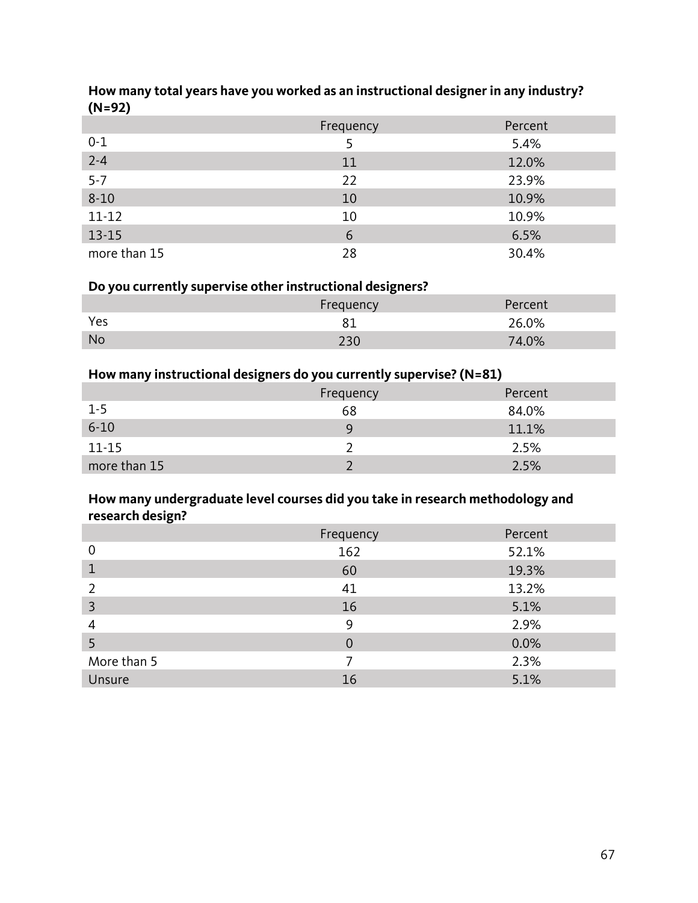**How many total years have you worked as an instructional designer in any industry? (N=92)**

| | Frequency | Percent |
|---|---|---|
| 0-1 | 5 | 5.4% |
| 2-4 | 11 | 12.0% |
| 5-7 | 22 | 23.9% |
| 8-10 | 10 | 10.9% |
| 11-12 | 10 | 10.9% |
| 13-15 | 6 | 6.5% |
| more than 15 | 28 | 30.4% |

**Do you currently supervise other instructional designers?**

| | Frequency | Percent |
|---|---|---|
| Yes | 81 | 26.0% |
| No | 230 | 74.0% |

**How many instructional designers do you currently supervise? (N=81)**

| | Frequency | Percent |
|---|---|---|
| 1-5 | 68 | 84.0% |
| 6-10 | 9 | 11.1% |
| 11-15 | 2 | 2.5% |
| more than 15 | 2 | 2.5% |

**How many undergraduate level courses did you take in research methodology and research design?**

| | Frequency | Percent |
|---|---|---|
| 0 | 162 | 52.1% |
| 1 | 60 | 19.3% |
| 2 | 41 | 13.2% |
| 3 | 16 | 5.1% |
| 4 | 9 | 2.9% |
| 5 | 0 | 0.0% |
| More than 5 | 7 | 2.3% |
| Unsure | 16 | 5.1% |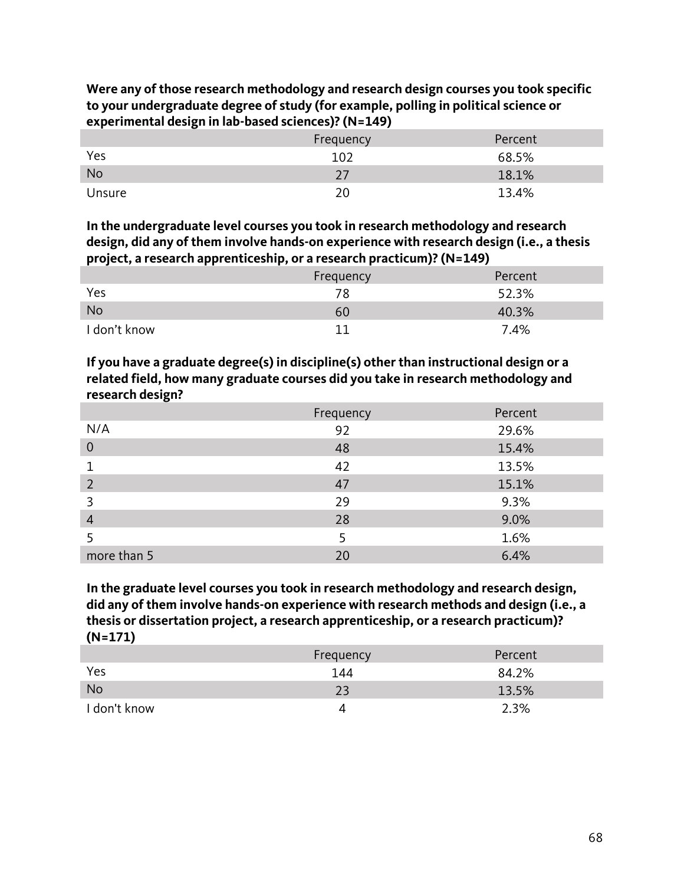**Were any of those research methodology and research design courses you took specific to your undergraduate degree of study (for example, polling in political science or experimental design in lab-based sciences)? (N=149)**

| | Frequency | Percent |
|---|---|---|
| Yes | 102 | 68.5% |
| No | 27 | 18.1% |
| Unsure | 20 | 13.4% |

**In the undergraduate level courses you took in research methodology and research design, did any of them involve hands-on experience with research design (i.e., a thesis project, a research apprenticeship, or a research practicum)? (N=149)**

| | Frequency | Percent |
|---|---|---|
| Yes | 78 | 52.3% |
| No | 60 | 40.3% |
| I don't know | 11 | 7.4% |

**If you have a graduate degree(s) in discipline(s) other than instructional design or a related field, how many graduate courses did you take in research methodology and research design?**

| | Frequency | Percent |
|---|---|---|
| N/A | 92 | 29.6% |
| 0 | 48 | 15.4% |
| 1 | 42 | 13.5% |
| 2 | 47 | 15.1% |
| 3 | 29 | 9.3% |
| 4 | 28 | 9.0% |
| 5 | 5 | 1.6% |
| more than 5 | 20 | 6.4% |

**In the graduate level courses you took in research methodology and research design, did any of them involve hands-on experience with research methods and design (i.e., a thesis or dissertation project, a research apprenticeship, or a research practicum)? (N=171)**

| | Frequency | Percent |
|---|---|---|
| Yes | 144 | 84.2% |
| No | 23 | 13.5% |
| I don't know | 4 | 2.3% |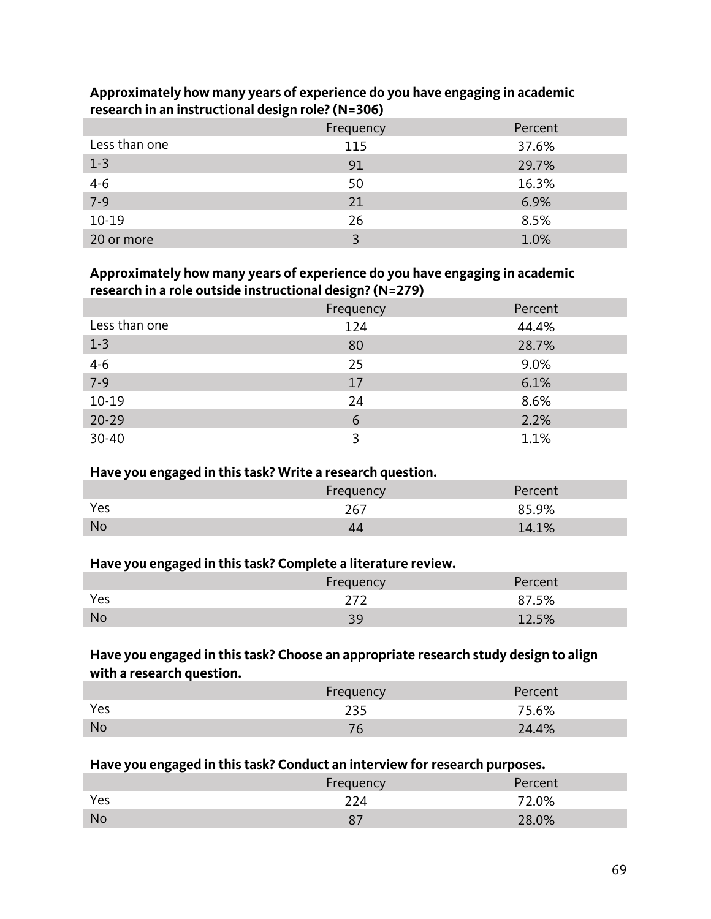**Approximately how many years of experience do you have engaging in academic research in an instructional design role? (N=306)**

| | Frequency | Percent |
|---|---|---|
| Less than one | 115 | 37.6% |
| 1-3 | 91 | 29.7% |
| 4-6 | 50 | 16.3% |
| 7-9 | 21 | 6.9% |
| 10-19 | 26 | 8.5% |
| 20 or more | 3 | 1.0% |

**Approximately how many years of experience do you have engaging in academic research in a role outside instructional design? (N=279)**

| | Frequency | Percent |
|---|---|---|
| Less than one | 124 | 44.4% |
| 1-3 | 80 | 28.7% |
| 4-6 | 25 | 9.0% |
| 7-9 | 17 | 6.1% |
| 10-19 | 24 | 8.6% |
| 20-29 | 6 | 2.2% |
| 30-40 | 3 | 1.1% |

**Have you engaged in this task? Write a research question.**

| | Frequency | Percent |
|---|---|---|
| Yes | 267 | 85.9% |
| No | 44 | 14.1% |

**Have you engaged in this task? Complete a literature review.**

| | Frequency | Percent |
|---|---|---|
| Yes | 272 | 87.5% |
| No | 39 | 12.5% |

**Have you engaged in this task? Choose an appropriate research study design to align with a research question.**

| | Frequency | Percent |
|---|---|---|
| Yes | 235 | 75.6% |
| No | 76 | 24.4% |

**Have you engaged in this task? Conduct an interview for research purposes.**

| | Frequency | Percent |
|---|---|---|
| Yes | 224 | 72.0% |
| No | 87 | 28.0% |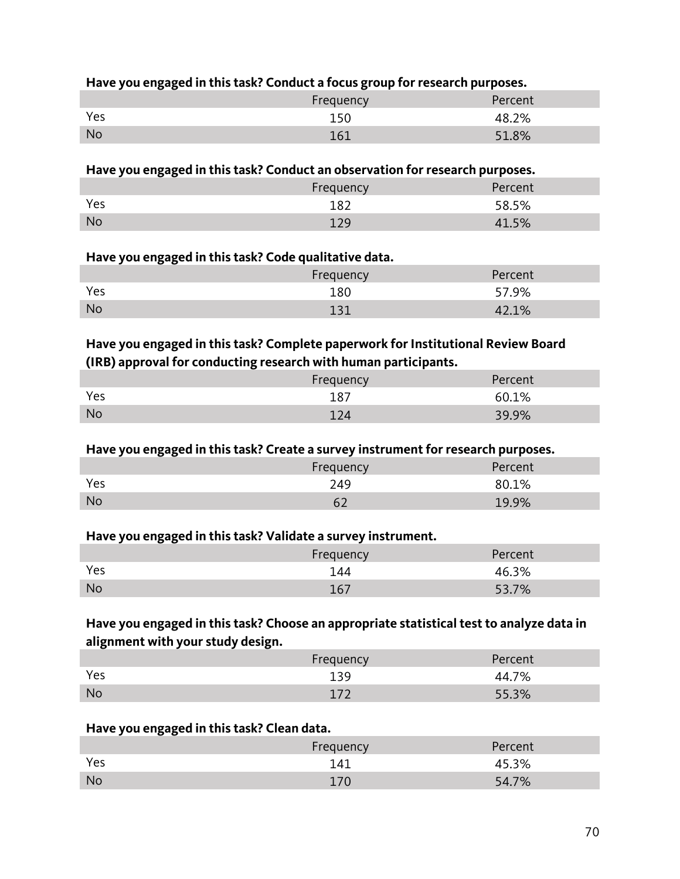**Have you engaged in this task? Conduct a focus group for research purposes.**

| | Frequency | Percent |
|---|---|---|
| Yes | 150 | 48.2% |
| No | 161 | 51.8% |

**Have you engaged in this task? Conduct an observation for research purposes.**

| | Frequency | Percent |
|---|---|---|
| Yes | 182 | 58.5% |
| No | 129 | 41.5% |

**Have you engaged in this task? Code qualitative data.**

| | Frequency | Percent |
|---|---|---|
| Yes | 180 | 57.9% |
| No | 131 | 42.1% |

**Have you engaged in this task? Complete paperwork for Institutional Review Board (IRB) approval for conducting research with human participants.**

| | Frequency | Percent |
|---|---|---|
| Yes | 187 | 60.1% |
| No | 124 | 39.9% |

**Have you engaged in this task? Create a survey instrument for research purposes.**

| | Frequency | Percent |
|---|---|---|
| Yes | 249 | 80.1% |
| No | 62 | 19.9% |

**Have you engaged in this task? Validate a survey instrument.**

| | Frequency | Percent |
|---|---|---|
| Yes | 144 | 46.3% |
| No | 167 | 53.7% |

**Have you engaged in this task? Choose an appropriate statistical test to analyze data in alignment with your study design.**

| | Frequency | Percent |
|---|---|---|
| Yes | 139 | 44.7% |
| No | 172 | 55.3% |

**Have you engaged in this task? Clean data.**

| | Frequency | Percent |
|---|---|---|
| Yes | 141 | 45.3% |
| No | 170 | 54.7% |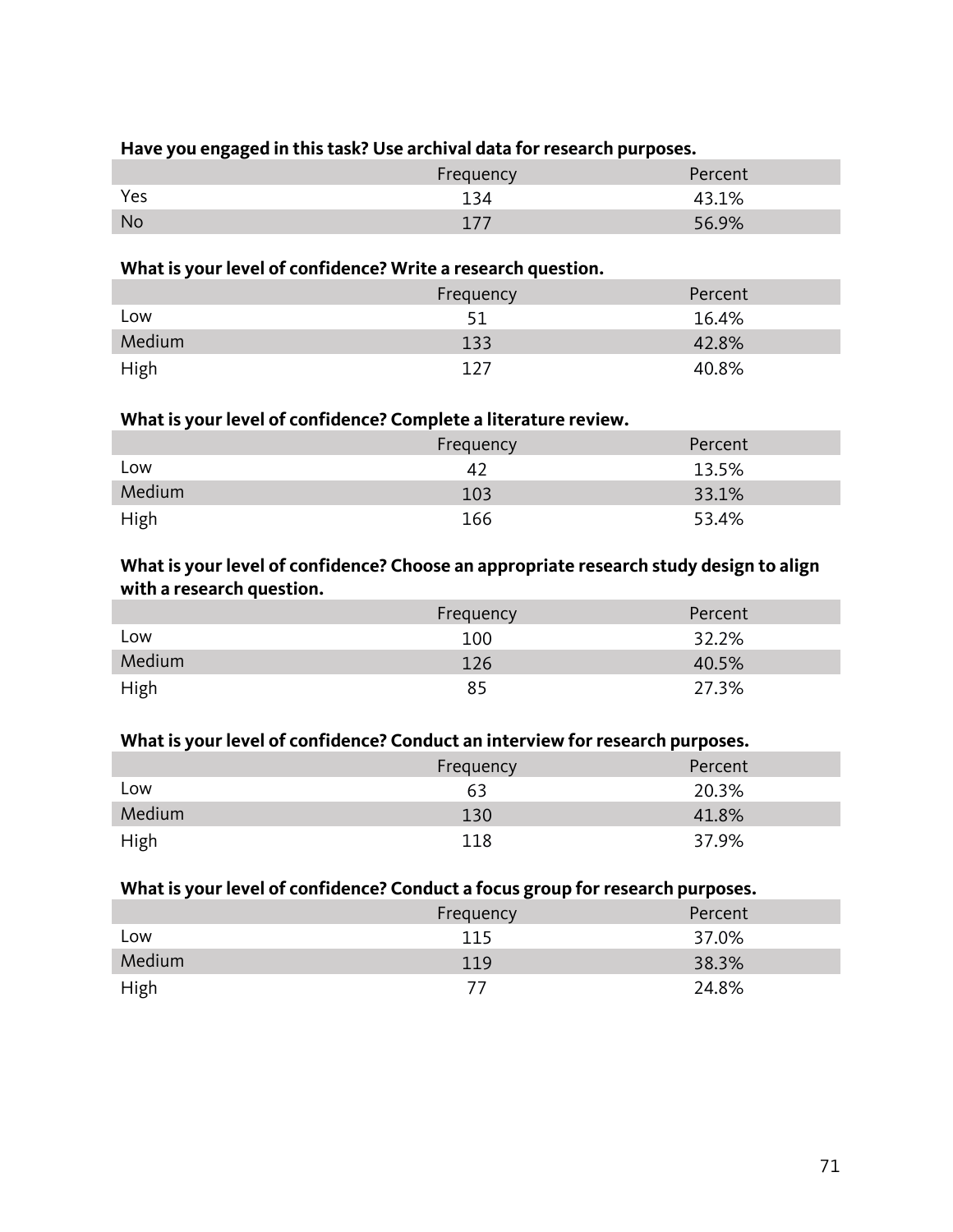**Have you engaged in this task? Use archival data for research purposes.**

| | Frequency | Percent |
|---|---|---|
| Yes | 134 | 43.1% |
| No | 177 | 56.9% |

**What is your level of confidence? Write a research question.**

| | Frequency | Percent |
|---|---|---|
| Low | 51 | 16.4% |
| Medium | 133 | 42.8% |
| High | 127 | 40.8% |

**What is your level of confidence? Complete a literature review.**

| | Frequency | Percent |
|---|---|---|
| Low | 42 | 13.5% |
| Medium | 103 | 33.1% |
| High | 166 | 53.4% |

**What is your level of confidence? Choose an appropriate research study design to align with a research question.**

| | Frequency | Percent |
|---|---|---|
| Low | 100 | 32.2% |
| Medium | 126 | 40.5% |
| High | 85 | 27.3% |

**What is your level of confidence? Conduct an interview for research purposes.**

| | Frequency | Percent |
|---|---|---|
| Low | 63 | 20.3% |
| Medium | 130 | 41.8% |
| High | 118 | 37.9% |

**What is your level of confidence? Conduct a focus group for research purposes.**

| | Frequency | Percent |
|---|---|---|
| Low | 115 | 37.0% |
| Medium | 119 | 38.3% |
| High | 77 | 24.8% |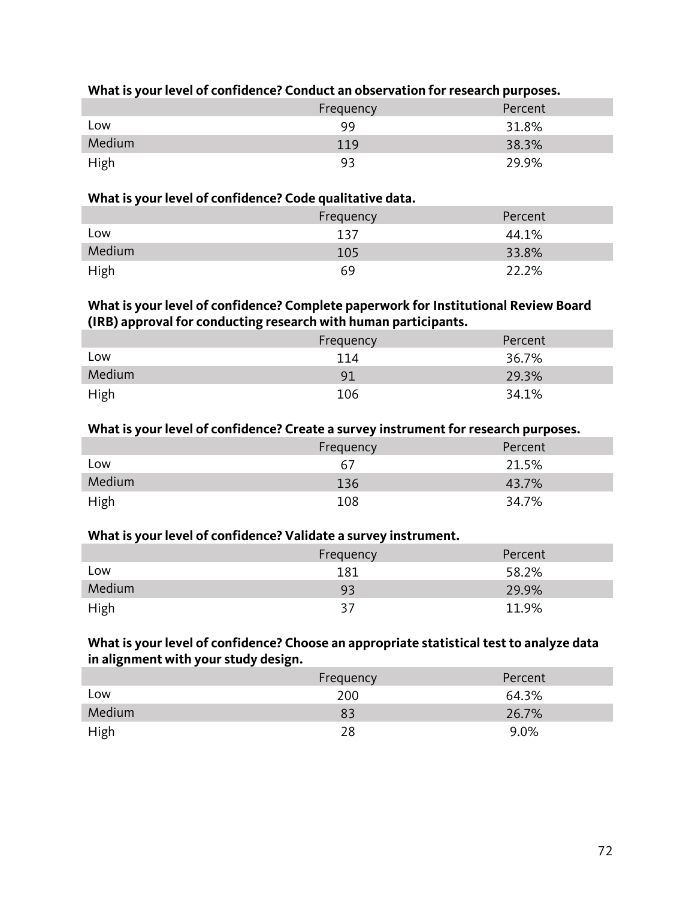**What is your level of confidence? Conduct an observation for research purposes.**

| | Frequency | Percent |
|---|---|---|
| Low | 99 | 31.8% |
| Medium | 119 | 38.3% |
| High | 93 | 29.9% |

**What is your level of confidence? Code qualitative data.**

| | Frequency | Percent |
|---|---|---|
| Low | 137 | 44.1% |
| Medium | 105 | 33.8% |
| High | 69 | 22.2% |

**What is your level of confidence? Complete paperwork for Institutional Review Board (IRB) approval for conducting research with human participants.**

| | Frequency | Percent |
|---|---|---|
| Low | 114 | 36.7% |
| Medium | 91 | 29.3% |
| High | 106 | 34.1% |

**What is your level of confidence? Create a survey instrument for research purposes.**

| | Frequency | Percent |
|---|---|---|
| Low | 67 | 21.5% |
| Medium | 136 | 43.7% |
| High | 108 | 34.7% |

**What is your level of confidence? Validate a survey instrument.**

| | Frequency | Percent |
|---|---|---|
| Low | 181 | 58.2% |
| Medium | 93 | 29.9% |
| High | 37 | 11.9% |

**What is your level of confidence? Choose an appropriate statistical test to analyze data in alignment with your study design.**

| | Frequency | Percent |
|---|---|---|
| Low | 200 | 64.3% |
| Medium | 83 | 26.7% |
| High | 28 | 9.0% |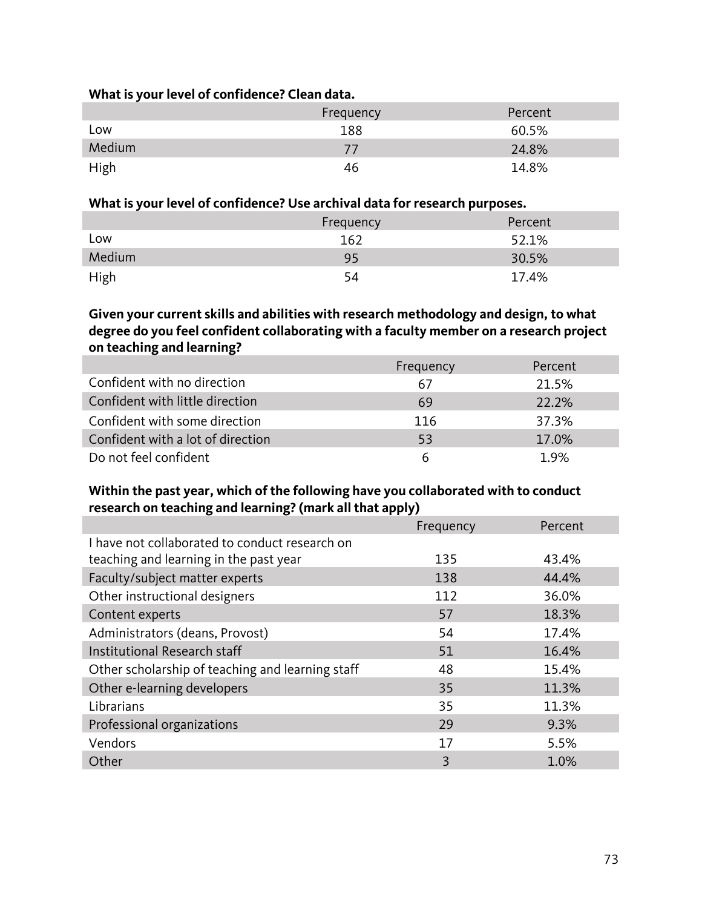**What is your level of confidence? Clean data.**

| | Frequency | Percent |
|---|---|---|
| Low | 188 | 60.5% |
| Medium | 77 | 24.8% |
| High | 46 | 14.8% |

**What is your level of confidence? Use archival data for research purposes.**

| | Frequency | Percent |
|---|---|---|
| Low | 162 | 52.1% |
| Medium | 95 | 30.5% |
| High | 54 | 17.4% |

**Given your current skills and abilities with research methodology and design, to what degree do you feel confident collaborating with a faculty member on a research project on teaching and learning?**

| | Frequency | Percent |
|---|---|---|
| Confident with no direction | 67 | 21.5% |
| Confident with little direction | 69 | 22.2% |
| Confident with some direction | 116 | 37.3% |
| Confident with a lot of direction | 53 | 17.0% |
| Do not feel confident | 6 | 1.9% |

**Within the past year, which of the following have you collaborated with to conduct research on teaching and learning? (mark all that apply)**

| | Frequency | Percent |
|---|---|---|
| I have not collaborated to conduct research on teaching and learning in the past year | 135 | 43.4% |
| Faculty/subject matter experts | 138 | 44.4% |
| Other instructional designers | 112 | 36.0% |
| Content experts | 57 | 18.3% |
| Administrators (deans, Provost) | 54 | 17.4% |
| Institutional Research staff | 51 | 16.4% |
| Other scholarship of teaching and learning staff | 48 | 15.4% |
| Other e-learning developers | 35 | 11.3% |
| Librarians | 35 | 11.3% |
| Professional organizations | 29 | 9.3% |
| Vendors | 17 | 5.5% |
| Other | 3 | 1.0% |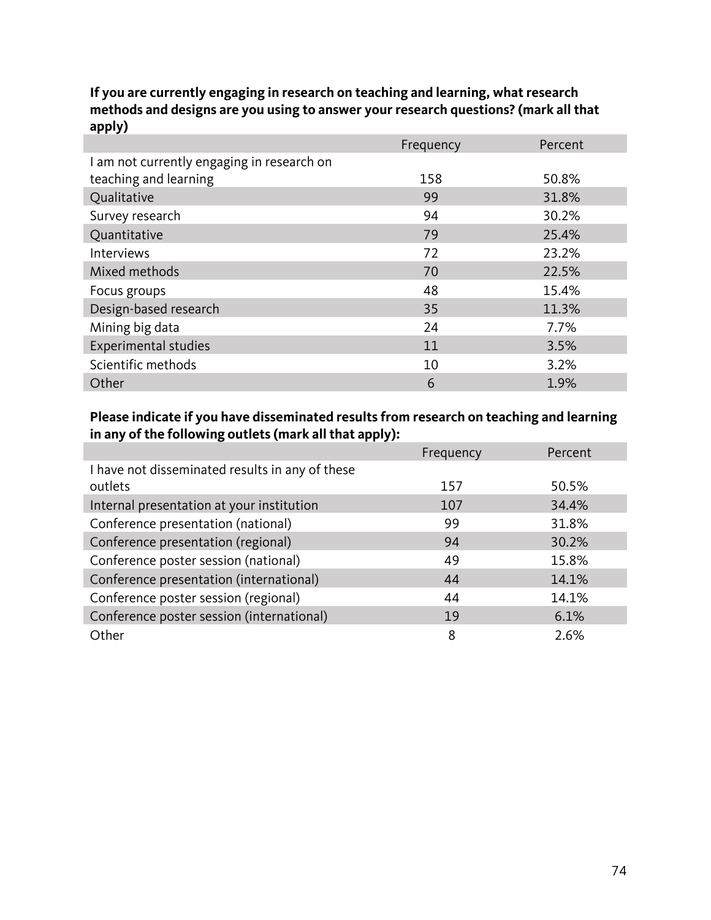**If you are currently engaging in research on teaching and learning, what research methods and designs are you using to answer your research questions? (mark all that apply)**

| | Frequency | Percent |
|---|---|---|
| I am not currently engaging in research on teaching and learning | 158 | 50.8% |
| Qualitative | 99 | 31.8% |
| Survey research | 94 | 30.2% |
| Quantitative | 79 | 25.4% |
| Interviews | 72 | 23.2% |
| Mixed methods | 70 | 22.5% |
| Focus groups | 48 | 15.4% |
| Design-based research | 35 | 11.3% |
| Mining big data | 24 | 7.7% |
| Experimental studies | 11 | 3.5% |
| Scientific methods | 10 | 3.2% |
| Other | 6 | 1.9% |

**Please indicate if you have disseminated results from research on teaching and learning in any of the following outlets (mark all that apply):**

| | Frequency | Percent |
|---|---|---|
| I have not disseminated results in any of these outlets | 157 | 50.5% |
| Internal presentation at your institution | 107 | 34.4% |
| Conference presentation (national) | 99 | 31.8% |
| Conference presentation (regional) | 94 | 30.2% |
| Conference poster session (national) | 49 | 15.8% |
| Conference presentation (international) | 44 | 14.1% |
| Conference poster session (regional) | 44 | 14.1% |
| Conference poster session (international) | 19 | 6.1% |
| Other | 8 | 2.6% |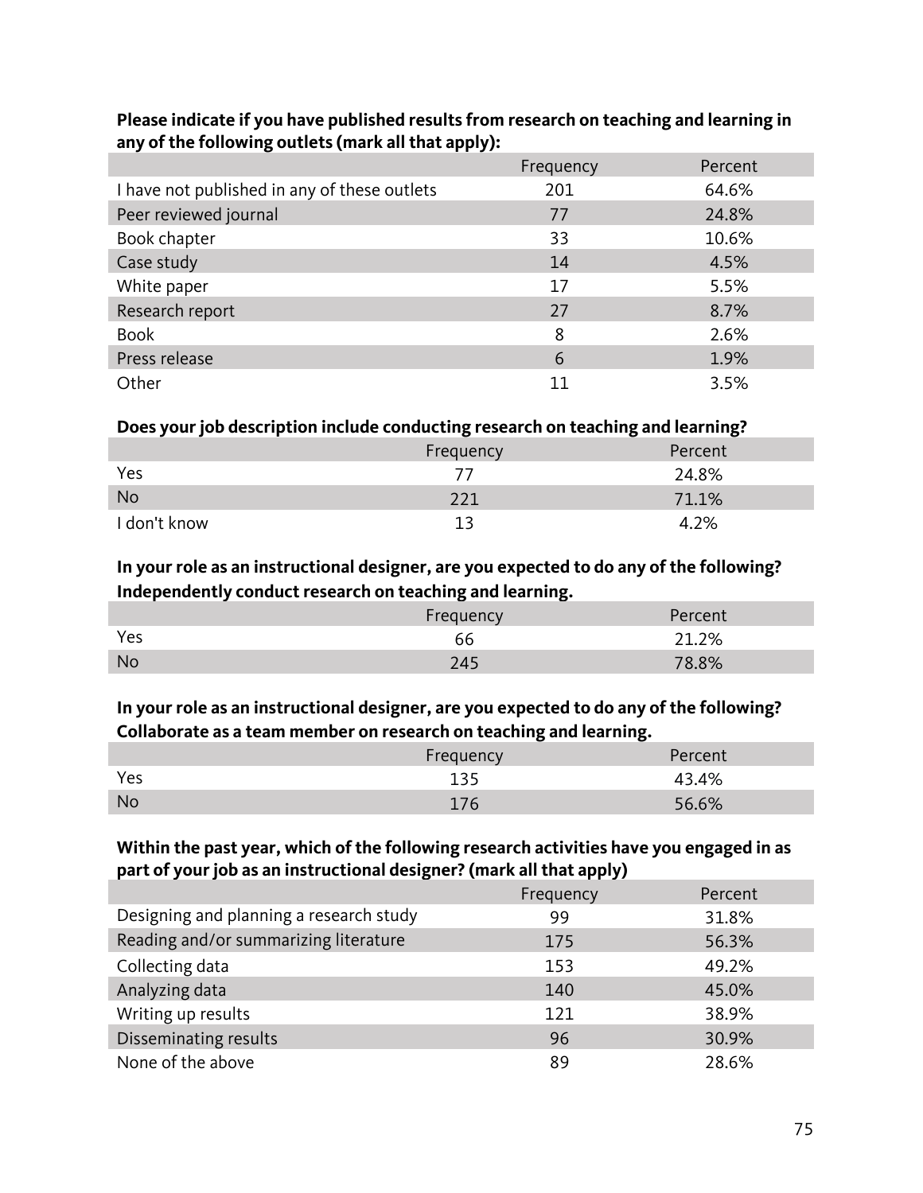**Please indicate if you have published results from research on teaching and learning in any of the following outlets (mark all that apply):**

| | Frequency | Percent |
|---|---|---|
| I have not published in any of these outlets | 201 | 64.6% |
| Peer reviewed journal | 77 | 24.8% |
| Book chapter | 33 | 10.6% |
| Case study | 14 | 4.5% |
| White paper | 17 | 5.5% |
| Research report | 27 | 8.7% |
| Book | 8 | 2.6% |
| Press release | 6 | 1.9% |
| Other | 11 | 3.5% |

**Does your job description include conducting research on teaching and learning?**

| | Frequency | Percent |
|---|---|---|
| Yes | 77 | 24.8% |
| No | 221 | 71.1% |
| I don't know | 13 | 4.2% |

**In your role as an instructional designer, are you expected to do any of the following? Independently conduct research on teaching and learning.**

| | Frequency | Percent |
|---|---|---|
| Yes | 66 | 21.2% |
| No | 245 | 78.8% |

**In your role as an instructional designer, are you expected to do any of the following? Collaborate as a team member on research on teaching and learning.**

| | Frequency | Percent |
|---|---|---|
| Yes | 135 | 43.4% |
| No | 176 | 56.6% |

**Within the past year, which of the following research activities have you engaged in as part of your job as an instructional designer? (mark all that apply)**

| | Frequency | Percent |
|---|---|---|
| Designing and planning a research study | 99 | 31.8% |
| Reading and/or summarizing literature | 175 | 56.3% |
| Collecting data | 153 | 49.2% |
| Analyzing data | 140 | 45.0% |
| Writing up results | 121 | 38.9% |
| Disseminating results | 96 | 30.9% |
| None of the above | 89 | 28.6% |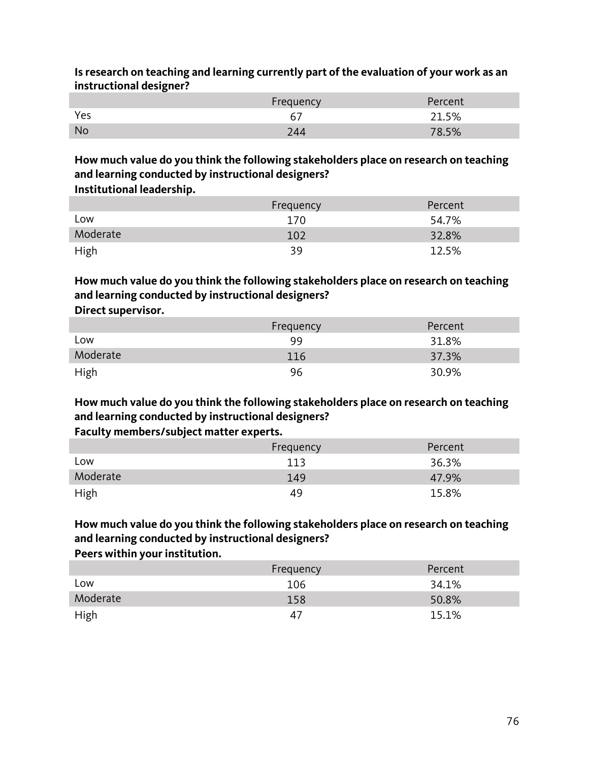**Is research on teaching and learning currently part of the evaluation of your work as an instructional designer?**

| | Frequency | Percent |
|---|---|---|
| Yes | 67 | 21.5% |
| No | 244 | 78.5% |

**How much value do you think the following stakeholders place on research on teaching and learning conducted by instructional designers?**
**Institutional leadership.**

| | Frequency | Percent |
|---|---|---|
| Low | 170 | 54.7% |
| Moderate | 102 | 32.8% |
| High | 39 | 12.5% |

**How much value do you think the following stakeholders place on research on teaching and learning conducted by instructional designers?**
**Direct supervisor.**

| | Frequency | Percent |
|---|---|---|
| Low | 99 | 31.8% |
| Moderate | 116 | 37.3% |
| High | 96 | 30.9% |

**How much value do you think the following stakeholders place on research on teaching and learning conducted by instructional designers?**
**Faculty members/subject matter experts.**

| | Frequency | Percent |
|---|---|---|
| Low | 113 | 36.3% |
| Moderate | 149 | 47.9% |
| High | 49 | 15.8% |

**How much value do you think the following stakeholders place on research on teaching and learning conducted by instructional designers?**
**Peers within your institution.**

| | Frequency | Percent |
|---|---|---|
| Low | 106 | 34.1% |
| Moderate | 158 | 50.8% |
| High | 47 | 15.1% |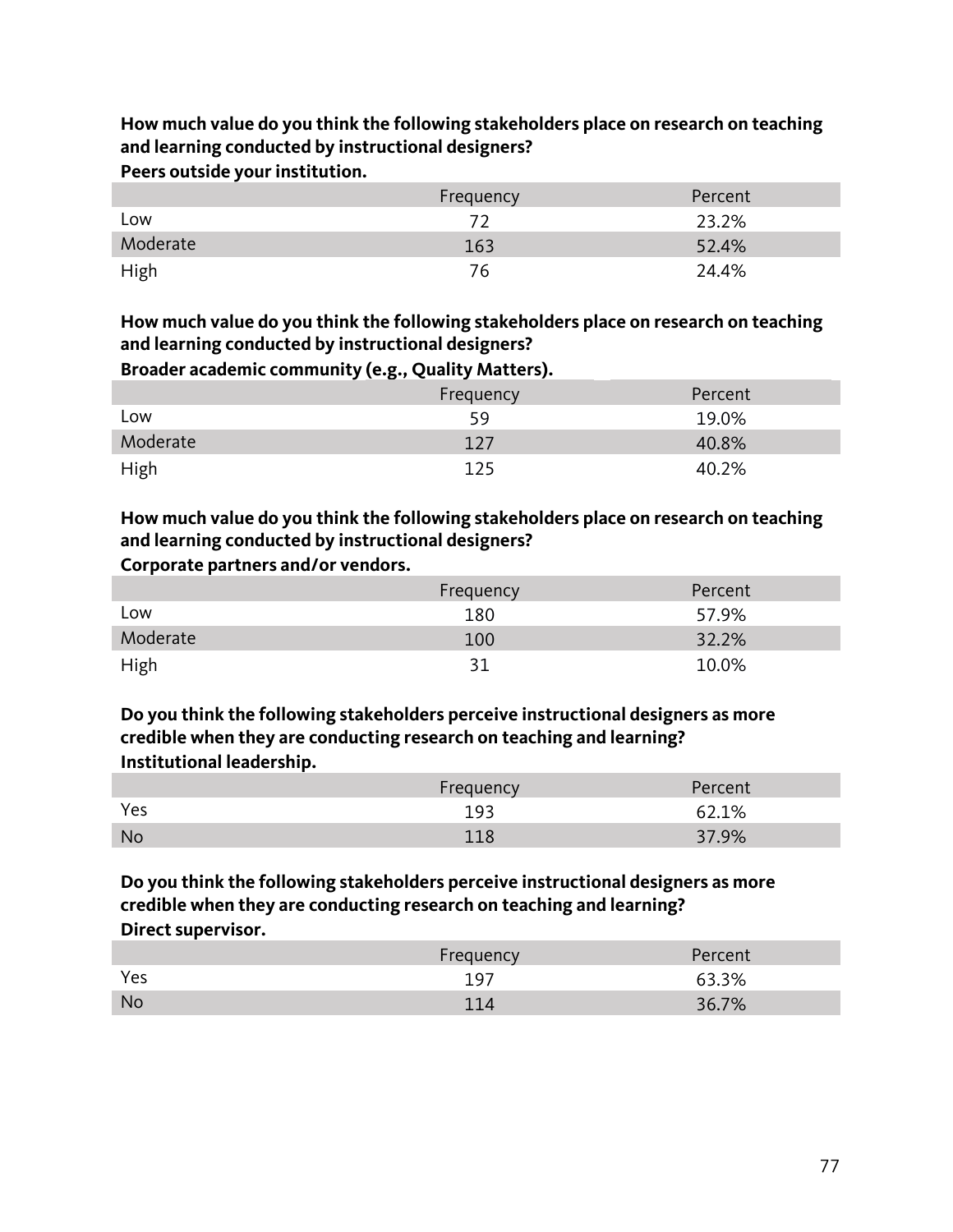**How much value do you think the following stakeholders place on research on teaching and learning conducted by instructional designers?**
**Peers outside your institution.**

| | Frequency | Percent |
|---|---|---|
| Low | 72 | 23.2% |
| Moderate | 163 | 52.4% |
| High | 76 | 24.4% |

**How much value do you think the following stakeholders place on research on teaching and learning conducted by instructional designers?**
**Broader academic community (e.g., Quality Matters).**

| | Frequency | Percent |
|---|---|---|
| Low | 59 | 19.0% |
| Moderate | 127 | 40.8% |
| High | 125 | 40.2% |

**How much value do you think the following stakeholders place on research on teaching and learning conducted by instructional designers?**
**Corporate partners and/or vendors.**

| | Frequency | Percent |
|---|---|---|
| Low | 180 | 57.9% |
| Moderate | 100 | 32.2% |
| High | 31 | 10.0% |

**Do you think the following stakeholders perceive instructional designers as more credible when they are conducting research on teaching and learning?**
**Institutional leadership.**

| | Frequency | Percent |
|---|---|---|
| Yes | 193 | 62.1% |
| No | 118 | 37.9% |

**Do you think the following stakeholders perceive instructional designers as more credible when they are conducting research on teaching and learning?**
**Direct supervisor.**

| | Frequency | Percent |
|---|---|---|
| Yes | 197 | 63.3% |
| No | 114 | 36.7% |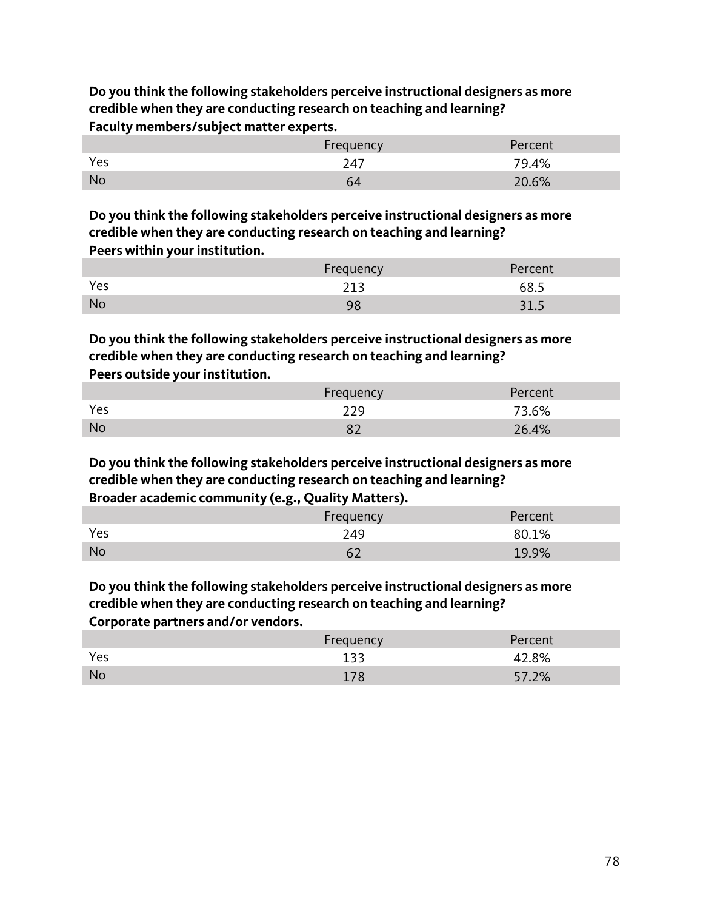**Do you think the following stakeholders perceive instructional designers as more credible when they are conducting research on teaching and learning?**
**Faculty members/subject matter experts.**

| | Frequency | Percent |
|---|---|---|
| Yes | 247 | 79.4% |
| No | 64 | 20.6% |

**Do you think the following stakeholders perceive instructional designers as more credible when they are conducting research on teaching and learning?**
**Peers within your institution.**

| | Frequency | Percent |
|---|---|---|
| Yes | 213 | 68.5 |
| No | 98 | 31.5 |

**Do you think the following stakeholders perceive instructional designers as more credible when they are conducting research on teaching and learning?**
**Peers outside your institution.**

| | Frequency | Percent |
|---|---|---|
| Yes | 229 | 73.6% |
| No | 82 | 26.4% |

**Do you think the following stakeholders perceive instructional designers as more credible when they are conducting research on teaching and learning?**
**Broader academic community (e.g., Quality Matters).**

| | Frequency | Percent |
|---|---|---|
| Yes | 249 | 80.1% |
| No | 62 | 19.9% |

**Do you think the following stakeholders perceive instructional designers as more credible when they are conducting research on teaching and learning?**
**Corporate partners and/or vendors.**

| | Frequency | Percent |
|---|---|---|
| Yes | 133 | 42.8% |
| No | 178 | 57.2% |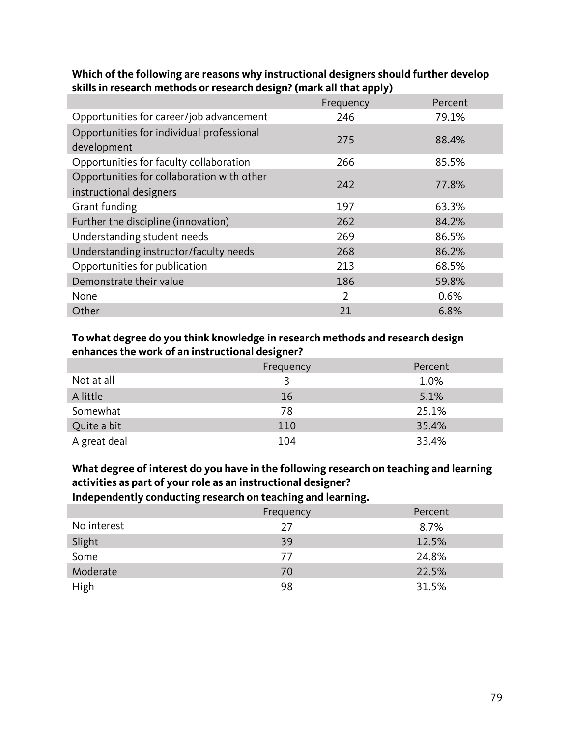**Which of the following are reasons why instructional designers should further develop skills in research methods or research design? (mark all that apply)**

| | Frequency | Percent |
|---|---|---|
| Opportunities for career/job advancement | 246 | 79.1% |
| Opportunities for individual professional development | 275 | 88.4% |
| Opportunities for faculty collaboration | 266 | 85.5% |
| Opportunities for collaboration with other instructional designers | 242 | 77.8% |
| Grant funding | 197 | 63.3% |
| Further the discipline (innovation) | 262 | 84.2% |
| Understanding student needs | 269 | 86.5% |
| Understanding instructor/faculty needs | 268 | 86.2% |
| Opportunities for publication | 213 | 68.5% |
| Demonstrate their value | 186 | 59.8% |
| None | 2 | 0.6% |
| Other | 21 | 6.8% |

**To what degree do you think knowledge in research methods and research design enhances the work of an instructional designer?**

| | Frequency | Percent |
|---|---|---|
| Not at all | 3 | 1.0% |
| A little | 16 | 5.1% |
| Somewhat | 78 | 25.1% |
| Quite a bit | 110 | 35.4% |
| A great deal | 104 | 33.4% |

**What degree of interest do you have in the following research on teaching and learning activities as part of your role as an instructional designer?**
**Independently conducting research on teaching and learning.**

| | Frequency | Percent |
|---|---|---|
| No interest | 27 | 8.7% |
| Slight | 39 | 12.5% |
| Some | 77 | 24.8% |
| Moderate | 70 | 22.5% |
| High | 98 | 31.5% |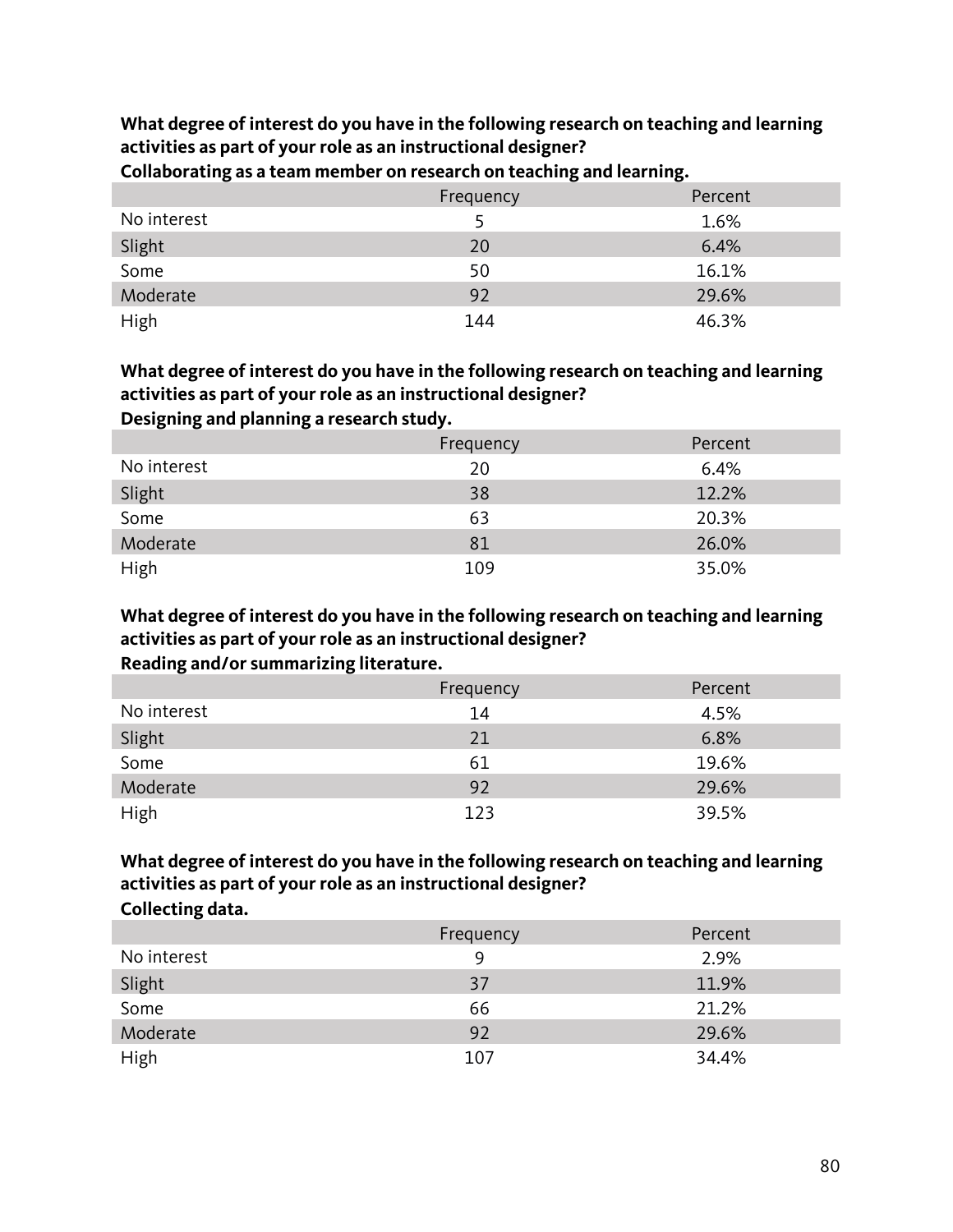**What degree of interest do you have in the following research on teaching and learning activities as part of your role as an instructional designer?**
**Collaborating as a team member on research on teaching and learning.**

| | Frequency | Percent |
|---|---|---|
| No interest | 5 | 1.6% |
| Slight | 20 | 6.4% |
| Some | 50 | 16.1% |
| Moderate | 92 | 29.6% |
| High | 144 | 46.3% |

**What degree of interest do you have in the following research on teaching and learning activities as part of your role as an instructional designer?**
**Designing and planning a research study.**

| | Frequency | Percent |
|---|---|---|
| No interest | 20 | 6.4% |
| Slight | 38 | 12.2% |
| Some | 63 | 20.3% |
| Moderate | 81 | 26.0% |
| High | 109 | 35.0% |

**What degree of interest do you have in the following research on teaching and learning activities as part of your role as an instructional designer?**
**Reading and/or summarizing literature.**

| | Frequency | Percent |
|---|---|---|
| No interest | 14 | 4.5% |
| Slight | 21 | 6.8% |
| Some | 61 | 19.6% |
| Moderate | 92 | 29.6% |
| High | 123 | 39.5% |

**What degree of interest do you have in the following research on teaching and learning activities as part of your role as an instructional designer?**
**Collecting data.**

| | Frequency | Percent |
|---|---|---|
| No interest | 9 | 2.9% |
| Slight | 37 | 11.9% |
| Some | 66 | 21.2% |
| Moderate | 92 | 29.6% |
| High | 107 | 34.4% |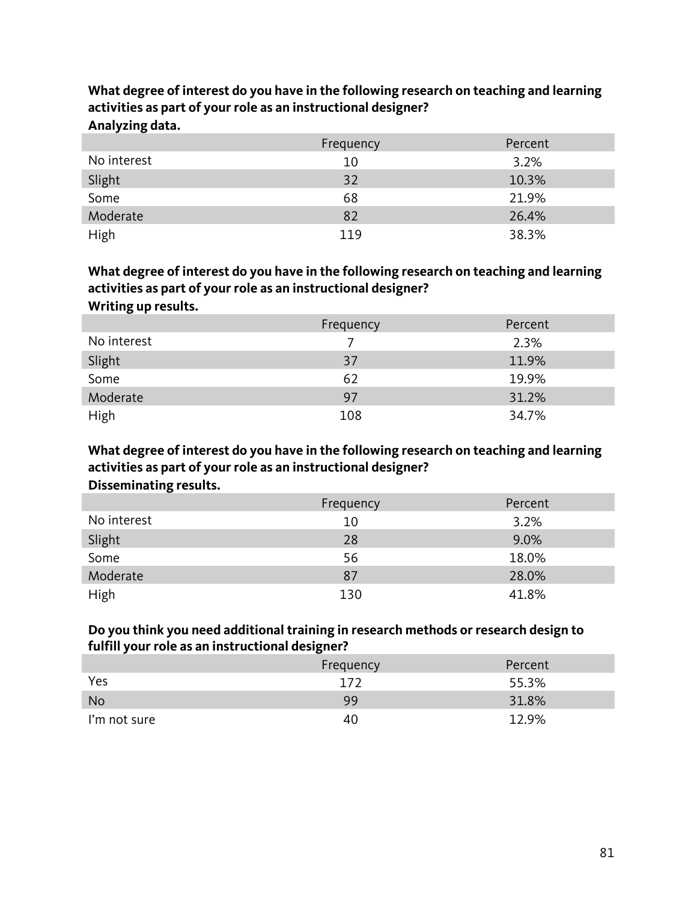**What degree of interest do you have in the following research on teaching and learning activities as part of your role as an instructional designer?**
**Analyzing data.**

| | Frequency | Percent |
|---|---|---|
| No interest | 10 | 3.2% |
| Slight | 32 | 10.3% |
| Some | 68 | 21.9% |
| Moderate | 82 | 26.4% |
| High | 119 | 38.3% |

**What degree of interest do you have in the following research on teaching and learning activities as part of your role as an instructional designer?**
**Writing up results.**

| | Frequency | Percent |
|---|---|---|
| No interest | 7 | 2.3% |
| Slight | 37 | 11.9% |
| Some | 62 | 19.9% |
| Moderate | 97 | 31.2% |
| High | 108 | 34.7% |

**What degree of interest do you have in the following research on teaching and learning activities as part of your role as an instructional designer?**
**Disseminating results.**

| | Frequency | Percent |
|---|---|---|
| No interest | 10 | 3.2% |
| Slight | 28 | 9.0% |
| Some | 56 | 18.0% |
| Moderate | 87 | 28.0% |
| High | 130 | 41.8% |

**Do you think you need additional training in research methods or research design to fulfill your role as an instructional designer?**

| | Frequency | Percent |
|---|---|---|
| Yes | 172 | 55.3% |
| No | 99 | 31.8% |
| I'm not sure | 40 | 12.9% |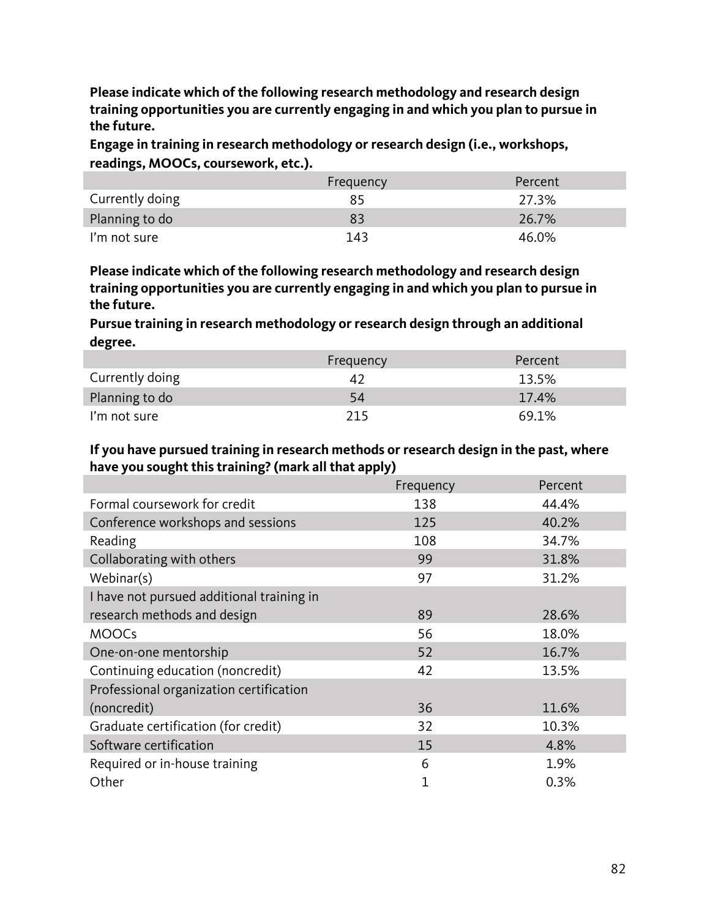**Please indicate which of the following research methodology and research design training opportunities you are currently engaging in and which you plan to pursue in the future.**

**Engage in training in research methodology or research design (i.e., workshops, readings, MOOCs, coursework, etc.).**

| | Frequency | Percent |
|---|---|---|
| Currently doing | 85 | 27.3% |
| Planning to do | 83 | 26.7% |
| I'm not sure | 143 | 46.0% |

**Please indicate which of the following research methodology and research design training opportunities you are currently engaging in and which you plan to pursue in the future.**

**Pursue training in research methodology or research design through an additional degree.**

| | Frequency | Percent |
|---|---|---|
| Currently doing | 42 | 13.5% |
| Planning to do | 54 | 17.4% |
| I'm not sure | 215 | 69.1% |

**If you have pursued training in research methods or research design in the past, where have you sought this training? (mark all that apply)**

| | Frequency | Percent |
|---|---|---|
| Formal coursework for credit | 138 | 44.4% |
| Conference workshops and sessions | 125 | 40.2% |
| Reading | 108 | 34.7% |
| Collaborating with others | 99 | 31.8% |
| Webinar(s) | 97 | 31.2% |
| I have not pursued additional training in research methods and design | 89 | 28.6% |
| MOOCs | 56 | 18.0% |
| One-on-one mentorship | 52 | 16.7% |
| Continuing education (noncredit) | 42 | 13.5% |
| Professional organization certification (noncredit) | 36 | 11.6% |
| Graduate certification (for credit) | 32 | 10.3% |
| Software certification | 15 | 4.8% |
| Required or in-house training | 6 | 1.9% |
| Other | 1 | 0.3% |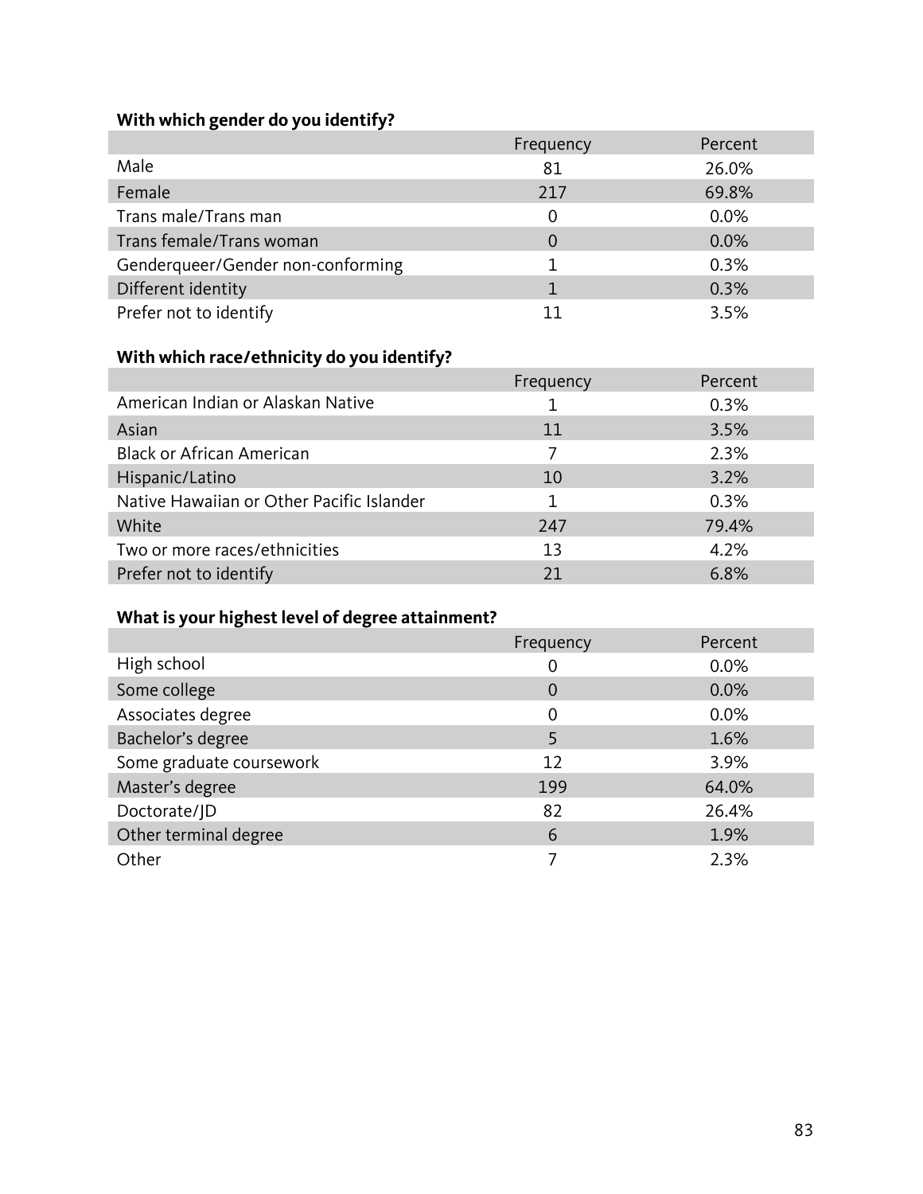**With which gender do you identify?**

| | Frequency | Percent |
|---|---|---|
| Male | 81 | 26.0% |
| Female | 217 | 69.8% |
| Trans male/Trans man | 0 | 0.0% |
| Trans female/Trans woman | 0 | 0.0% |
| Genderqueer/Gender non-conforming | 1 | 0.3% |
| Different identity | 1 | 0.3% |
| Prefer not to identify | 11 | 3.5% |

**With which race/ethnicity do you identify?**

| | Frequency | Percent |
|---|---|---|
| American Indian or Alaskan Native | 1 | 0.3% |
| Asian | 11 | 3.5% |
| Black or African American | 7 | 2.3% |
| Hispanic/Latino | 10 | 3.2% |
| Native Hawaiian or Other Pacific Islander | 1 | 0.3% |
| White | 247 | 79.4% |
| Two or more races/ethnicities | 13 | 4.2% |
| Prefer not to identify | 21 | 6.8% |

**What is your highest level of degree attainment?**

| | Frequency | Percent |
|---|---|---|
| High school | 0 | 0.0% |
| Some college | 0 | 0.0% |
| Associates degree | 0 | 0.0% |
| Bachelor's degree | 5 | 1.6% |
| Some graduate coursework | 12 | 3.9% |
| Master's degree | 199 | 64.0% |
| Doctorate/JD | 82 | 26.4% |
| Other terminal degree | 6 | 1.9% |
| Other | 7 | 2.3% |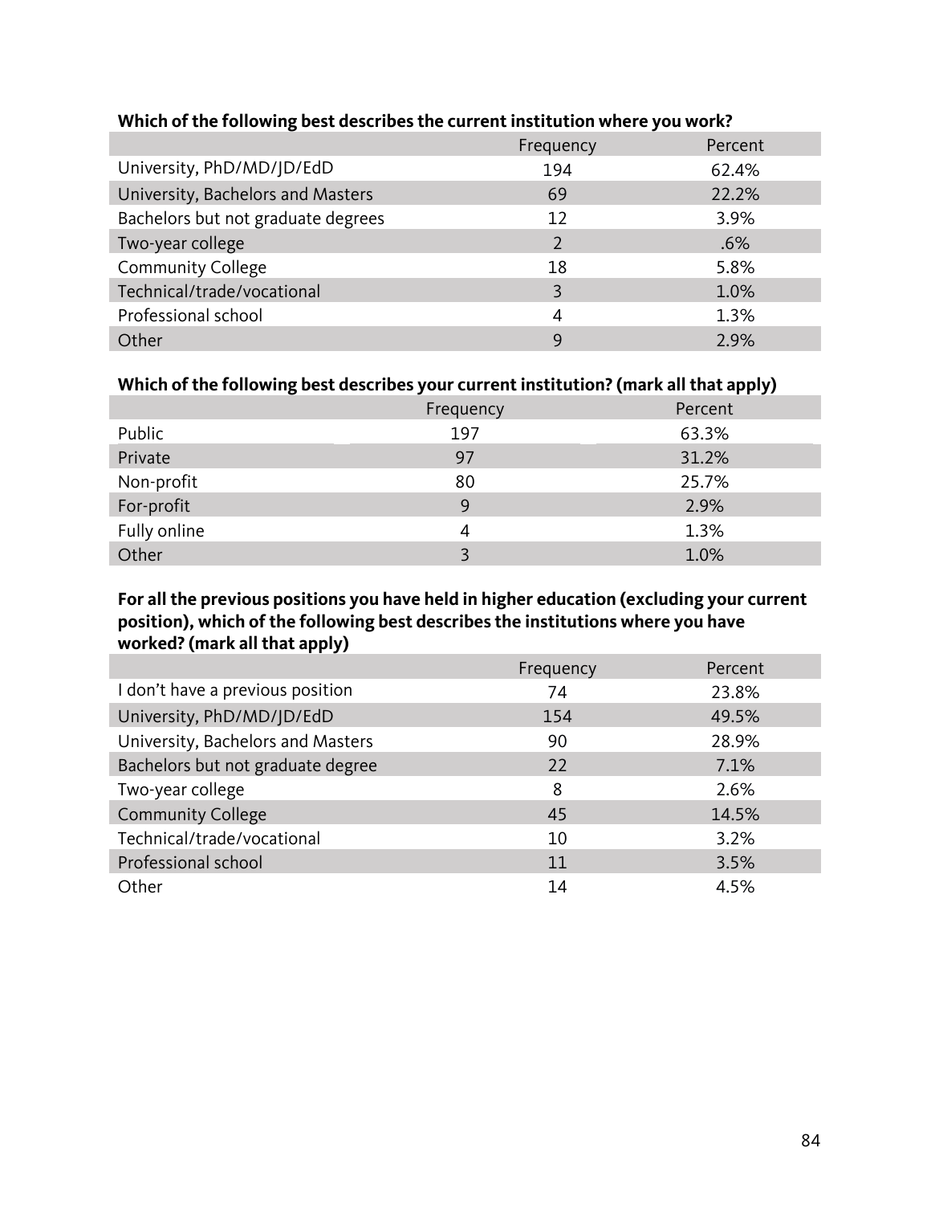**Which of the following best describes the current institution where you work?**

| | Frequency | Percent |
|---|---|---|
| University, PhD/MD/JD/EdD | 194 | 62.4% |
| University, Bachelors and Masters | 69 | 22.2% |
| Bachelors but not graduate degrees | 12 | 3.9% |
| Two-year college | 2 | .6% |
| Community College | 18 | 5.8% |
| Technical/trade/vocational | 3 | 1.0% |
| Professional school | 4 | 1.3% |
| Other | 9 | 2.9% |

**Which of the following best describes your current institution? (mark all that apply)**

| | Frequency | Percent |
|---|---|---|
| Public | 197 | 63.3% |
| Private | 97 | 31.2% |
| Non-profit | 80 | 25.7% |
| For-profit | 9 | 2.9% |
| Fully online | 4 | 1.3% |
| Other | 3 | 1.0% |

**For all the previous positions you have held in higher education (excluding your current position), which of the following best describes the institutions where you have worked? (mark all that apply)**

| | Frequency | Percent |
|---|---|---|
| I don't have a previous position | 74 | 23.8% |
| University, PhD/MD/JD/EdD | 154 | 49.5% |
| University, Bachelors and Masters | 90 | 28.9% |
| Bachelors but not graduate degree | 22 | 7.1% |
| Two-year college | 8 | 2.6% |
| Community College | 45 | 14.5% |
| Technical/trade/vocational | 10 | 3.2% |
| Professional school | 11 | 3.5% |
| Other | 14 | 4.5% |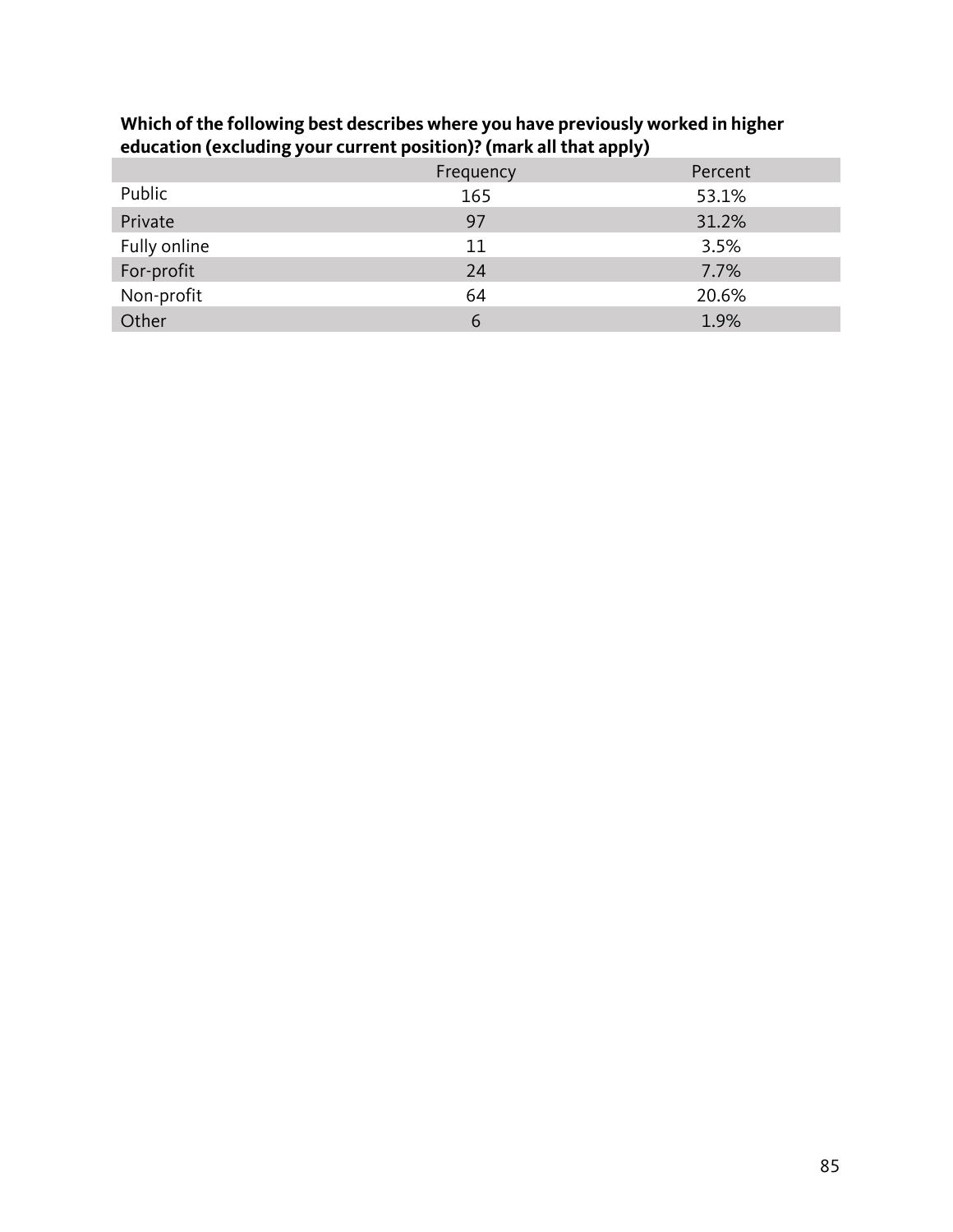**Which of the following best describes where you have previously worked in higher education (excluding your current position)? (mark all that apply)**

| | Frequency | Percent |
|---|---|---|
| Public | 165 | 53.1% |
| Private | 97 | 31.2% |
| Fully online | 11 | 3.5% |
| For-profit | 24 | 7.7% |
| Non-profit | 64 | 20.6% |
| Other | 6 | 1.9% |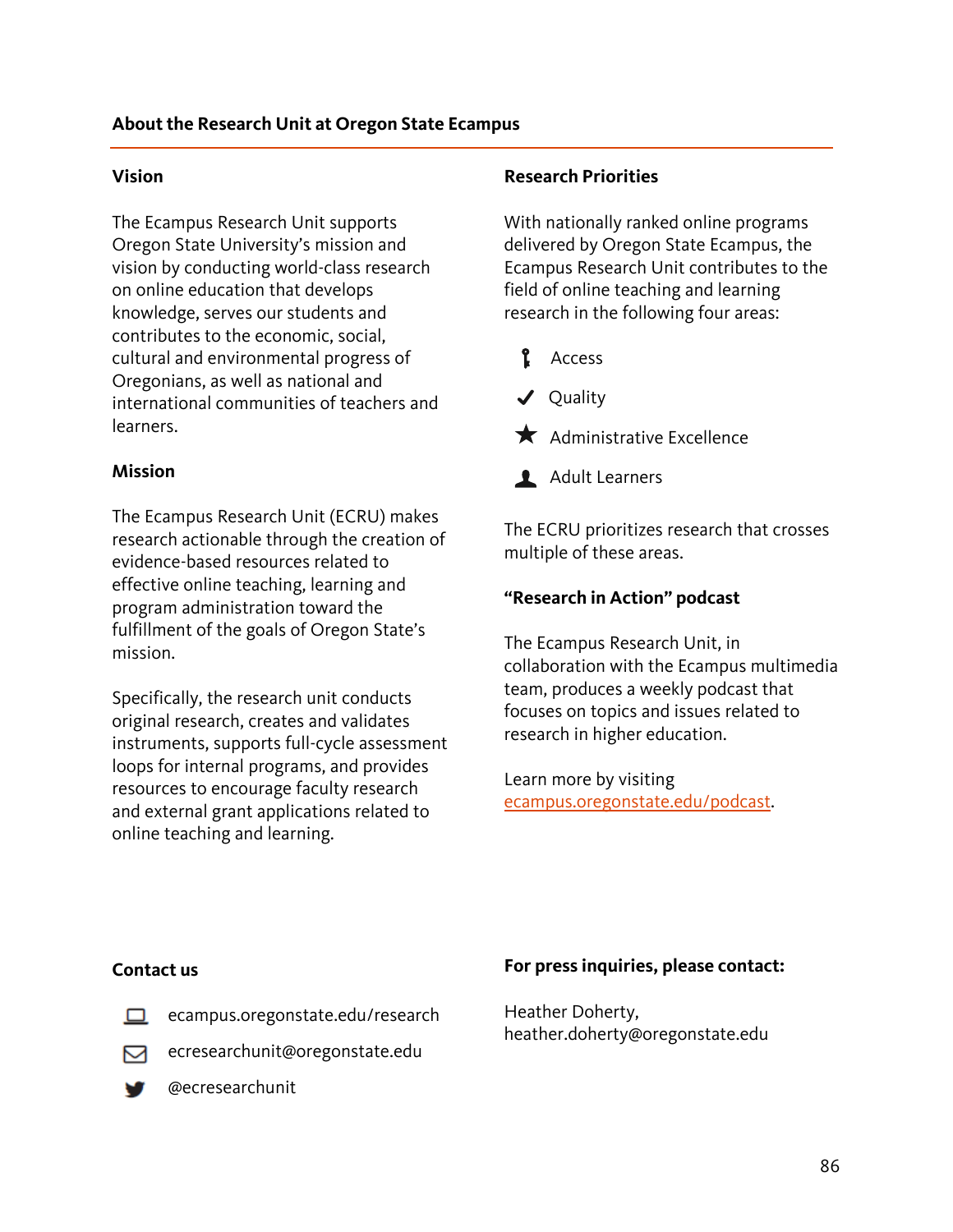## About the Research Unit at Oregon State Ecampus

### Vision

The Ecampus Research Unit supports Oregon State University's mission and vision by conducting world-class research on online education that develops knowledge, serves our students and contributes to the economic, social, cultural and environmental progress of Oregonians, as well as national and international communities of teachers and learners.

### Mission

The Ecampus Research Unit (ECRU) makes research actionable through the creation of evidence-based resources related to effective online teaching, learning and program administration toward the fulfillment of the goals of Oregon State's mission.

Specifically, the research unit conducts original research, creates and validates instruments, supports full-cycle assessment loops for internal programs, and provides resources to encourage faculty research and external grant applications related to online teaching and learning.

### Research Priorities

With nationally ranked online programs delivered by Oregon State Ecampus, the Ecampus Research Unit contributes to the field of online teaching and learning research in the following four areas:

- Access
- Quality
- Administrative Excellence
- Adult Learners

The ECRU prioritizes research that crosses multiple of these areas.

### "Research in Action" podcast

The Ecampus Research Unit, in collaboration with the Ecampus multimedia team, produces a weekly podcast that focuses on topics and issues related to research in higher education.

Learn more by visiting [ecampus.oregonstate.edu/podcast](ecampus.oregonstate.edu/podcast).

### Contact us

- ecampus.oregonstate.edu/research
- ecresearchunit@oregonstate.edu
- @ecresearchunit

### For press inquiries, please contact:

Heather Doherty,
heather.doherty@oregonstate.edu